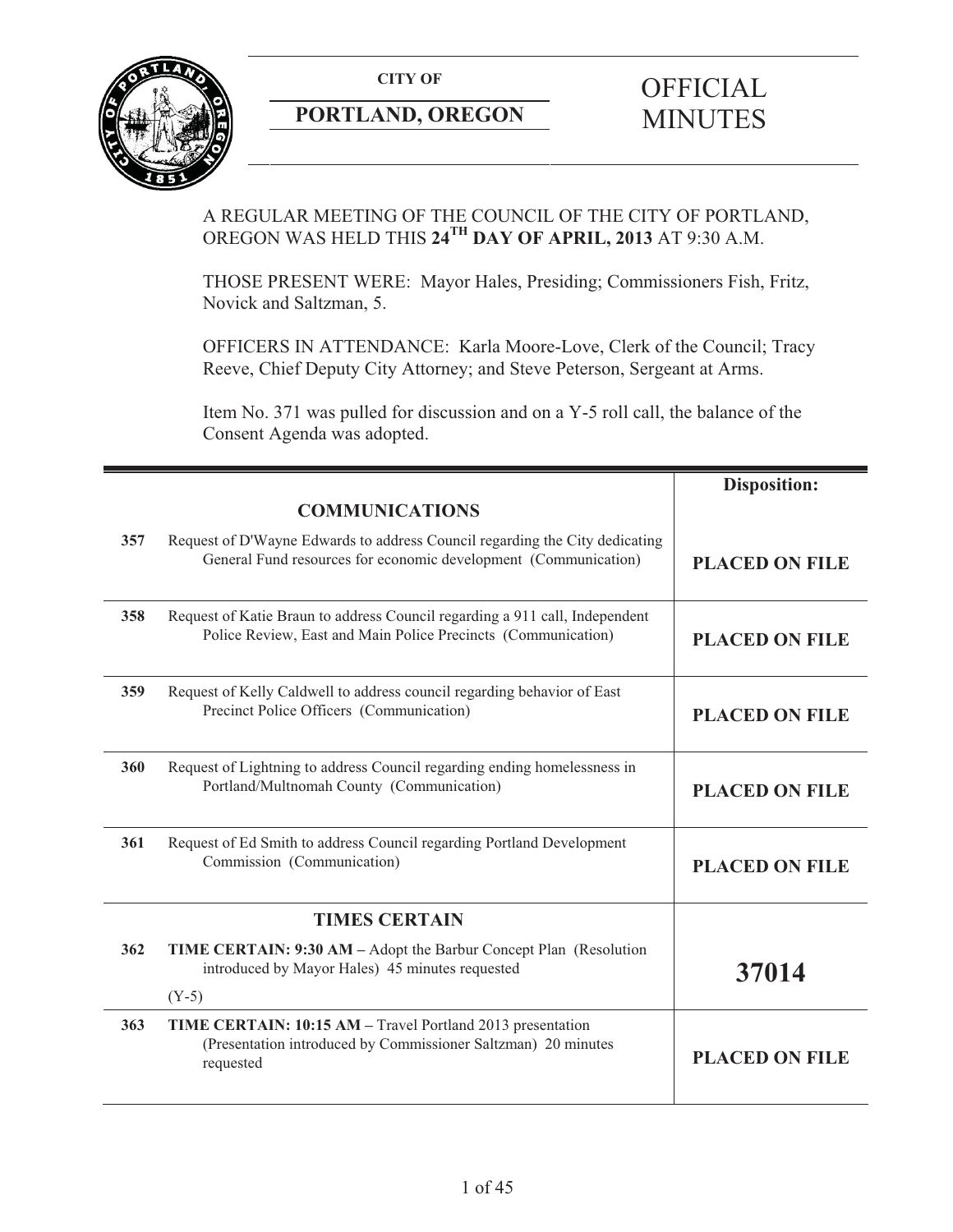**CITY OF**

**PORTLAND, OREGON**

# OFFICIAL MINUTES

A REGULAR MEETING OF THE COUNCIL OF THE CITY OF PORTLAND, OREGON WAS HELD THIS **24TH DAY OF APRIL, 2013** AT 9:30 A.M.

THOSE PRESENT WERE: Mayor Hales, Presiding; Commissioners Fish, Fritz, Novick and Saltzman, 5.

OFFICERS IN ATTENDANCE: Karla Moore-Love, Clerk of the Council; Tracy Reeve, Chief Deputy City Attorney; and Steve Peterson, Sergeant at Arms.

Item No. 371 was pulled for discussion and on a Y-5 roll call, the balance of the Consent Agenda was adopted.

| | | **Disposition:** |
|---|---|---|
| | **COMMUNICATIONS** | |
| **357** | Request of D'Wayne Edwards to address Council regarding the City dedicating General Fund resources for economic development (Communication) | **PLACED ON FILE** |
| **358** | Request of Katie Braun to address Council regarding a 911 call, Independent Police Review, East and Main Police Precincts (Communication) | **PLACED ON FILE** |
| **359** | Request of Kelly Caldwell to address council regarding behavior of East Precinct Police Officers (Communication) | **PLACED ON FILE** |
| **360** | Request of Lightning to address Council regarding ending homelessness in Portland/Multnomah County (Communication) | **PLACED ON FILE** |
| **361** | Request of Ed Smith to address Council regarding Portland Development Commission (Communication) | **PLACED ON FILE** |
| | **TIMES CERTAIN** | |
| **362** | **TIME CERTAIN: 9:30 AM –** Adopt the Barbur Concept Plan (Resolution introduced by Mayor Hales) 45 minutes requested<br>(Y-5) | **37014** |
| **363** | **TIME CERTAIN: 10:15 AM –** Travel Portland 2013 presentation (Presentation introduced by Commissioner Saltzman) 20 minutes requested | **PLACED ON FILE** |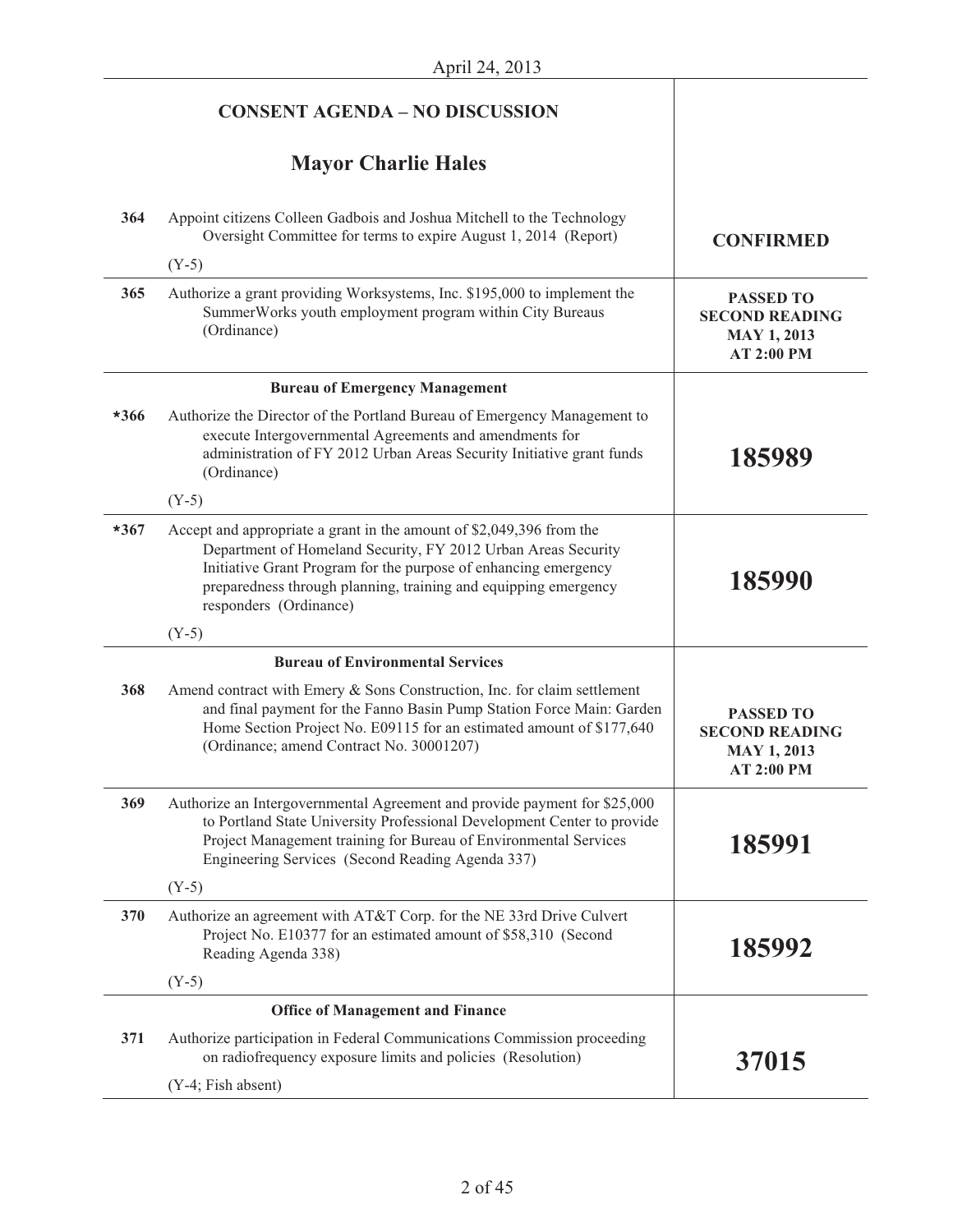April 24, 2013

## CONSENT AGENDA – NO DISCUSSION

### Mayor Charlie Hales

| | | |
|---|---|---|
| 364 | Appoint citizens Colleen Gadbois and Joshua Mitchell to the Technology Oversight Committee for terms to expire August 1, 2014 (Report)<br><br>(Y-5) | **CONFIRMED** |
| 365 | Authorize a grant providing Worksystems, Inc. $195,000 to implement the SummerWorks youth employment program within City Bureaus (Ordinance) | **PASSED TO SECOND READING MAY 1, 2013 AT 2:00 PM** |
| | **Bureau of Emergency Management** | |
| *366 | Authorize the Director of the Portland Bureau of Emergency Management to execute Intergovernmental Agreements and amendments for administration of FY 2012 Urban Areas Security Initiative grant funds (Ordinance)<br><br>(Y-5) | **185989** |
| *367 | Accept and appropriate a grant in the amount of $2,049,396 from the Department of Homeland Security, FY 2012 Urban Areas Security Initiative Grant Program for the purpose of enhancing emergency preparedness through planning, training and equipping emergency responders (Ordinance)<br><br>(Y-5) | **185990** |
| | **Bureau of Environmental Services** | |
| 368 | Amend contract with Emery & Sons Construction, Inc. for claim settlement and final payment for the Fanno Basin Pump Station Force Main: Garden Home Section Project No. E09115 for an estimated amount of $177,640 (Ordinance; amend Contract No. 30001207) | **PASSED TO SECOND READING MAY 1, 2013 AT 2:00 PM** |
| 369 | Authorize an Intergovernmental Agreement and provide payment for $25,000 to Portland State University Professional Development Center to provide Project Management training for Bureau of Environmental Services Engineering Services (Second Reading Agenda 337)<br><br>(Y-5) | **185991** |
| 370 | Authorize an agreement with AT&T Corp. for the NE 33rd Drive Culvert Project No. E10377 for an estimated amount of $58,310 (Second Reading Agenda 338)<br><br>(Y-5) | **185992** |
| | **Office of Management and Finance** | |
| 371 | Authorize participation in Federal Communications Commission proceeding on radiofrequency exposure limits and policies (Resolution)<br><br>(Y-4; Fish absent) | **37015** |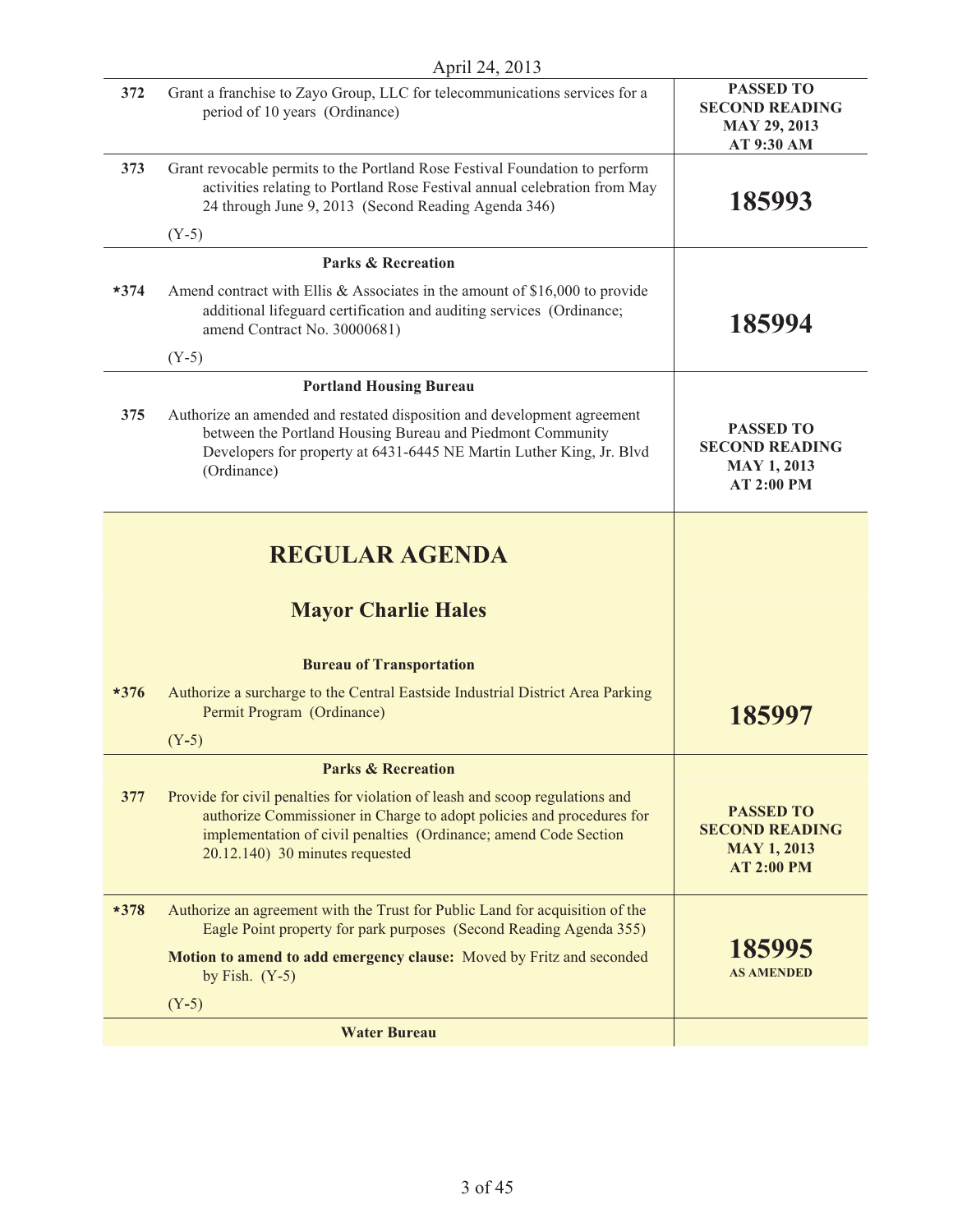April 24, 2013

| | | |
|---|---|---|
| 372 | Grant a franchise to Zayo Group, LLC for telecommunications services for a period of 10 years (Ordinance) | **PASSED TO SECOND READING MAY 29, 2013 AT 9:30 AM** |
| 373 | Grant revocable permits to the Portland Rose Festival Foundation to perform activities relating to Portland Rose Festival annual celebration from May 24 through June 9, 2013 (Second Reading Agenda 346)<br><br>(Y-5) | **185993** |
| | **Parks & Recreation** | |
| *374 | Amend contract with Ellis & Associates in the amount of $16,000 to provide additional lifeguard certification and auditing services (Ordinance; amend Contract No. 30000681)<br><br>(Y-5) | **185994** |
| | **Portland Housing Bureau** | |
| 375 | Authorize an amended and restated disposition and development agreement between the Portland Housing Bureau and Piedmont Community Developers for property at 6431-6445 NE Martin Luther King, Jr. Blvd (Ordinance) | **PASSED TO SECOND READING MAY 1, 2013 AT 2:00 PM** |

# REGULAR AGENDA

## Mayor Charlie Hales

| | | |
|---|---|---|
| | **Bureau of Transportation** | |
| *376 | Authorize a surcharge to the Central Eastside Industrial District Area Parking Permit Program (Ordinance)<br><br>(Y-5) | **185997** |
| | **Parks & Recreation** | |
| 377 | Provide for civil penalties for violation of leash and scoop regulations and authorize Commissioner in Charge to adopt policies and procedures for implementation of civil penalties (Ordinance; amend Code Section 20.12.140) 30 minutes requested | **PASSED TO SECOND READING MAY 1, 2013 AT 2:00 PM** |
| *378 | Authorize an agreement with the Trust for Public Land for acquisition of the Eagle Point property for park purposes (Second Reading Agenda 355)<br><br>**Motion to amend to add emergency clause:** Moved by Fritz and seconded by Fish. (Y-5)<br><br>(Y-5) | **185995 AS AMENDED** |
| | **Water Bureau** | |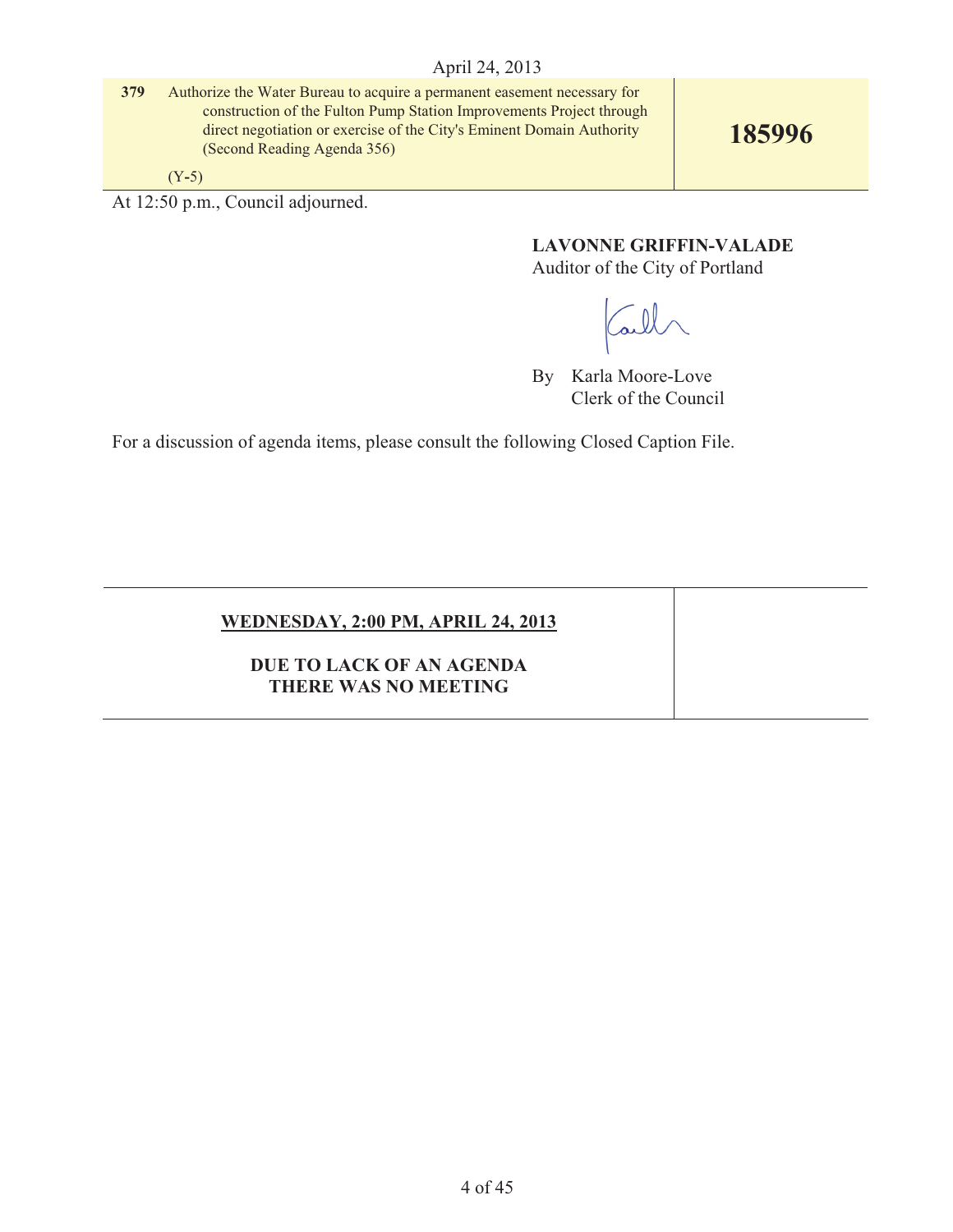April 24, 2013

| | | |
|---|---|---|
| 379 | Authorize the Water Bureau to acquire a permanent easement necessary for construction of the Fulton Pump Station Improvements Project through direct negotiation or exercise of the City's Eminent Domain Authority (Second Reading Agenda 356)<br><br>(Y-5) | **185996** |

At 12:50 p.m., Council adjourned.

**LAVONNE GRIFFIN-VALADE**
Auditor of the City of Portland

By Karla Moore-Love
Clerk of the Council

For a discussion of agenda items, please consult the following Closed Caption File.

**WEDNESDAY, 2:00 PM, APRIL 24, 2013**

**DUE TO LACK OF AN AGENDA THERE WAS NO MEETING**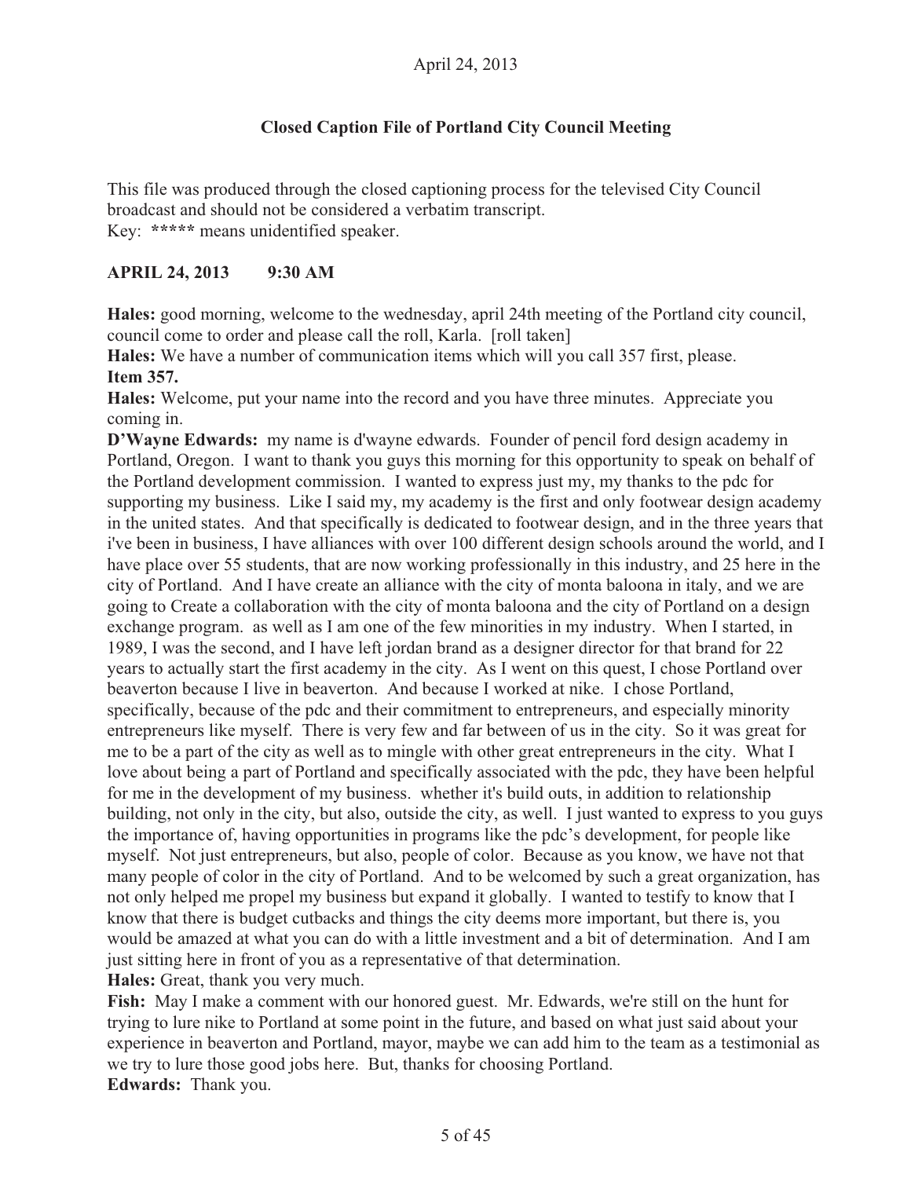April 24, 2013

## Closed Caption File of Portland City Council Meeting

This file was produced through the closed captioning process for the televised City Council broadcast and should not be considered a verbatim transcript.
Key: ***** means unidentified speaker.

### APRIL 24, 2013 9:30 AM

**Hales:** good morning, welcome to the wednesday, april 24th meeting of the Portland city council, council come to order and please call the roll, Karla. [roll taken]

**Hales:** We have a number of communication items which will you call 357 first, please.

**Item 357.**

**Hales:** Welcome, put your name into the record and you have three minutes. Appreciate you coming in.

**D'Wayne Edwards:** my name is d'wayne edwards. Founder of pencil ford design academy in Portland, Oregon. I want to thank you guys this morning for this opportunity to speak on behalf of the Portland development commission. I wanted to express just my, my thanks to the pdc for supporting my business. Like I said my, my academy is the first and only footwear design academy in the united states. And that specifically is dedicated to footwear design, and in the three years that i've been in business, I have alliances with over 100 different design schools around the world, and I have place over 55 students, that are now working professionally in this industry, and 25 here in the city of Portland. And I have create an alliance with the city of monta baloona in italy, and we are going to Create a collaboration with the city of monta baloona and the city of Portland on a design exchange program. as well as I am one of the few minorities in my industry. When I started, in 1989, I was the second, and I have left jordan brand as a designer director for that brand for 22 years to actually start the first academy in the city. As I went on this quest, I chose Portland over beaverton because I live in beaverton. And because I worked at nike. I chose Portland, specifically, because of the pdc and their commitment to entrepreneurs, and especially minority entrepreneurs like myself. There is very few and far between of us in the city. So it was great for me to be a part of the city as well as to mingle with other great entrepreneurs in the city. What I love about being a part of Portland and specifically associated with the pdc, they have been helpful for me in the development of my business. whether it's build outs, in addition to relationship building, not only in the city, but also, outside the city, as well. I just wanted to express to you guys the importance of, having opportunities in programs like the pdc's development, for people like myself. Not just entrepreneurs, but also, people of color. Because as you know, we have not that many people of color in the city of Portland. And to be welcomed by such a great organization, has not only helped me propel my business but expand it globally. I wanted to testify to know that I know that there is budget cutbacks and things the city deems more important, but there is, you would be amazed at what you can do with a little investment and a bit of determination. And I am just sitting here in front of you as a representative of that determination.

**Hales:** Great, thank you very much.

**Fish:** May I make a comment with our honored guest. Mr. Edwards, we're still on the hunt for trying to lure nike to Portland at some point in the future, and based on what just said about your experience in beaverton and Portland, mayor, maybe we can add him to the team as a testimonial as we try to lure those good jobs here. But, thanks for choosing Portland.

**Edwards:** Thank you.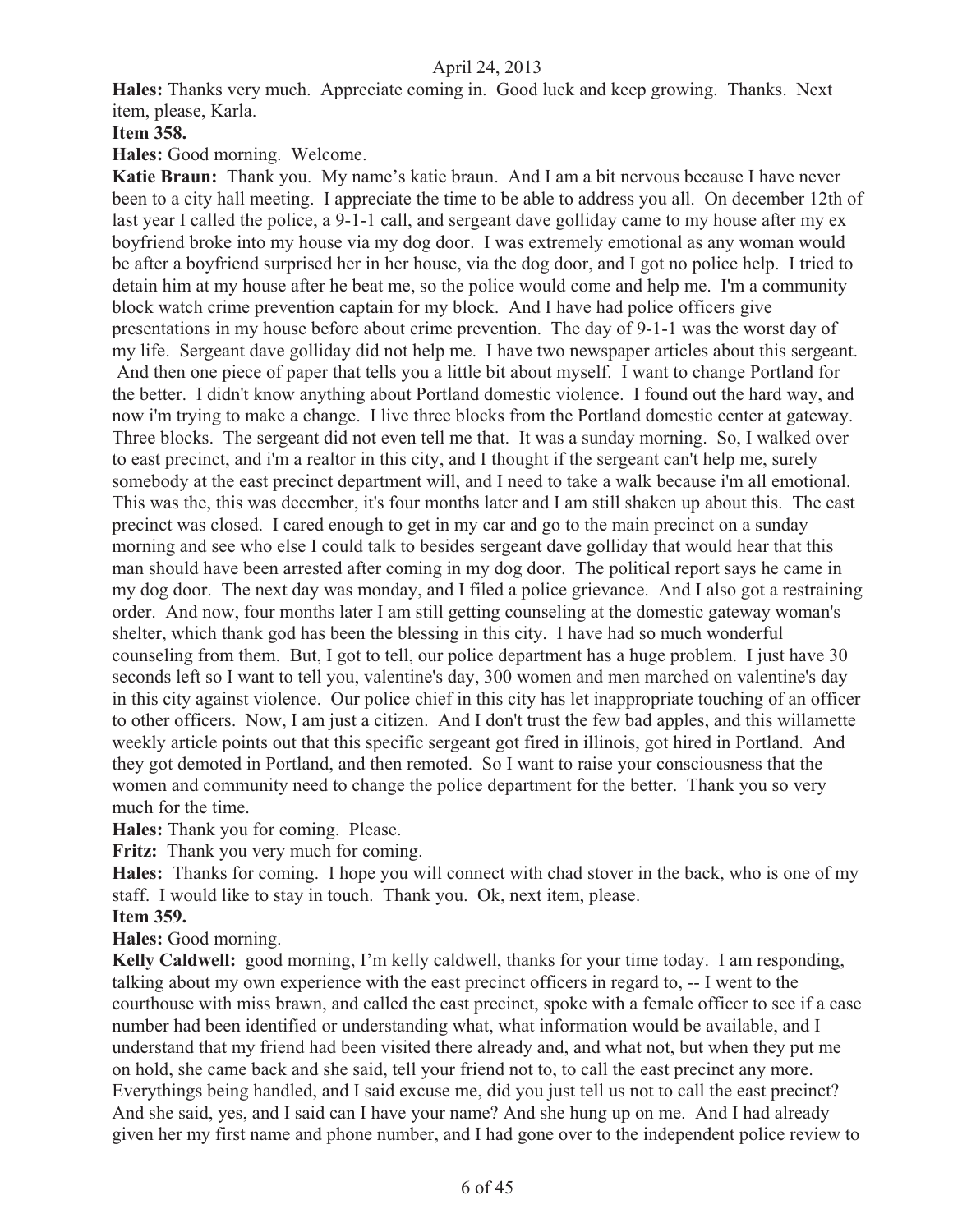**Hales:** Thanks very much. Appreciate coming in. Good luck and keep growing. Thanks. Next item, please, Karla.

**Item 358.**

**Hales:** Good morning. Welcome.

**Katie Braun:** Thank you. My name's katie braun. And I am a bit nervous because I have never been to a city hall meeting. I appreciate the time to be able to address you all. On december 12th of last year I called the police, a 9-1-1 call, and sergeant dave golliday came to my house after my ex boyfriend broke into my house via my dog door. I was extremely emotional as any woman would be after a boyfriend surprised her in her house, via the dog door, and I got no police help. I tried to detain him at my house after he beat me, so the police would come and help me. I'm a community block watch crime prevention captain for my block. And I have had police officers give presentations in my house before about crime prevention. The day of 9-1-1 was the worst day of my life. Sergeant dave golliday did not help me. I have two newspaper articles about this sergeant. And then one piece of paper that tells you a little bit about myself. I want to change Portland for the better. I didn't know anything about Portland domestic violence. I found out the hard way, and now i'm trying to make a change. I live three blocks from the Portland domestic center at gateway. Three blocks. The sergeant did not even tell me that. It was a sunday morning. So, I walked over to east precinct, and i'm a realtor in this city, and I thought if the sergeant can't help me, surely somebody at the east precinct department will, and I need to take a walk because i'm all emotional. This was the, this was december, it's four months later and I am still shaken up about this. The east precinct was closed. I cared enough to get in my car and go to the main precinct on a sunday morning and see who else I could talk to besides sergeant dave golliday that would hear that this man should have been arrested after coming in my dog door. The political report says he came in my dog door. The next day was monday, and I filed a police grievance. And I also got a restraining order. And now, four months later I am still getting counseling at the domestic gateway woman's shelter, which thank god has been the blessing in this city. I have had so much wonderful counseling from them. But, I got to tell, our police department has a huge problem. I just have 30 seconds left so I want to tell you, valentine's day, 300 women and men marched on valentine's day in this city against violence. Our police chief in this city has let inappropriate touching of an officer to other officers. Now, I am just a citizen. And I don't trust the few bad apples, and this willamette weekly article points out that this specific sergeant got fired in illinois, got hired in Portland. And they got demoted in Portland, and then remoted. So I want to raise your consciousness that the women and community need to change the police department for the better. Thank you so very much for the time.

**Hales:** Thank you for coming. Please.

**Fritz:** Thank you very much for coming.

**Hales:** Thanks for coming. I hope you will connect with chad stover in the back, who is one of my staff. I would like to stay in touch. Thank you. Ok, next item, please.

**Item 359.**

**Hales:** Good morning.

**Kelly Caldwell:** good morning, I'm kelly caldwell, thanks for your time today. I am responding, talking about my own experience with the east precinct officers in regard to, -- I went to the courthouse with miss brawn, and called the east precinct, spoke with a female officer to see if a case number had been identified or understanding what, what information would be available, and I understand that my friend had been visited there already and, and what not, but when they put me on hold, she came back and she said, tell your friend not to, to call the east precinct any more. Everythings being handled, and I said excuse me, did you just tell us not to call the east precinct? And she said, yes, and I said can I have your name? And she hung up on me. And I had already given her my first name and phone number, and I had gone over to the independent police review to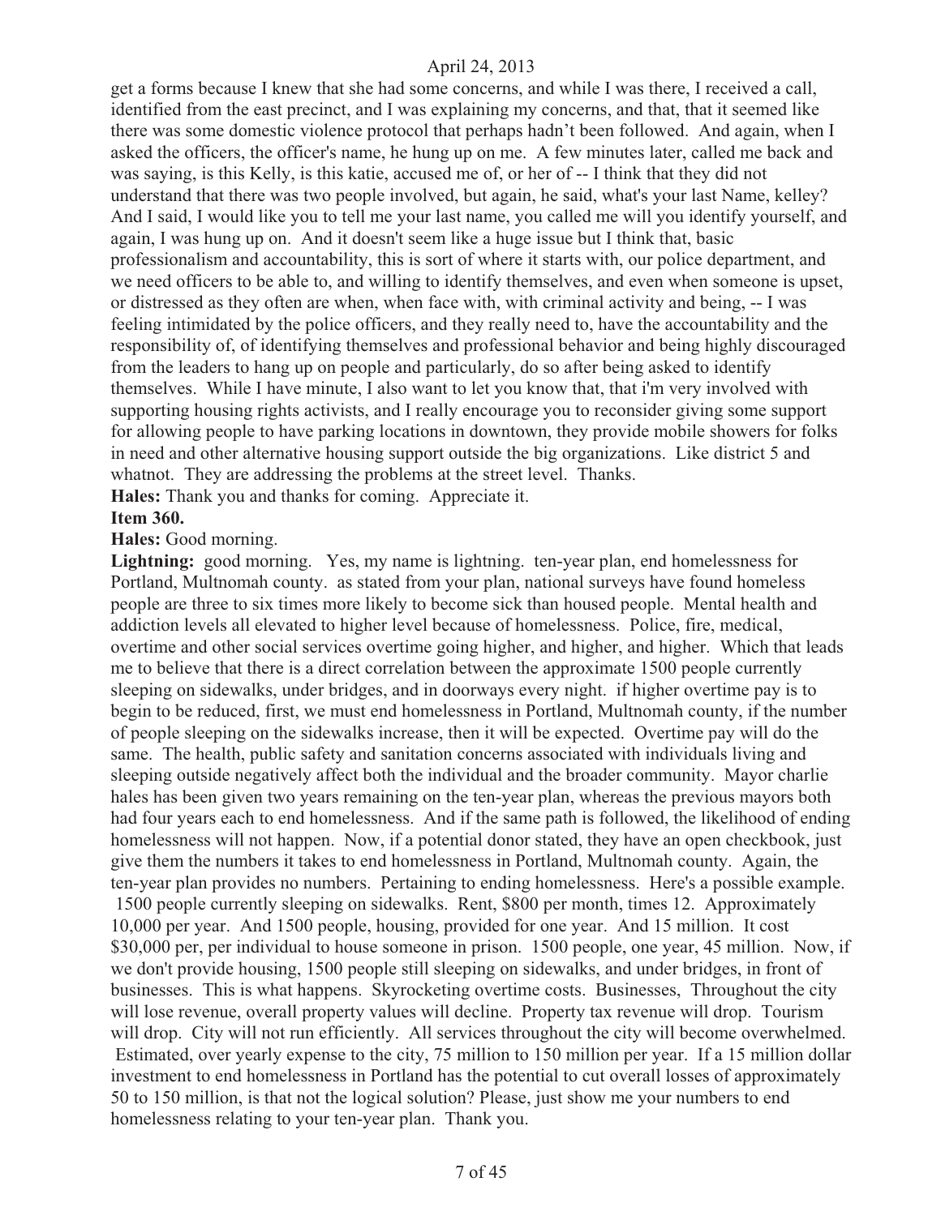get a forms because I knew that she had some concerns, and while I was there, I received a call, identified from the east precinct, and I was explaining my concerns, and that, that it seemed like there was some domestic violence protocol that perhaps hadn't been followed. And again, when I asked the officers, the officer's name, he hung up on me. A few minutes later, called me back and was saying, is this Kelly, is this katie, accused me of, or her of -- I think that they did not understand that there was two people involved, but again, he said, what's your last Name, kelley? And I said, I would like you to tell me your last name, you called me will you identify yourself, and again, I was hung up on. And it doesn't seem like a huge issue but I think that, basic professionalism and accountability, this is sort of where it starts with, our police department, and we need officers to be able to, and willing to identify themselves, and even when someone is upset, or distressed as they often are when, when face with, with criminal activity and being, -- I was feeling intimidated by the police officers, and they really need to, have the accountability and the responsibility of, of identifying themselves and professional behavior and being highly discouraged from the leaders to hang up on people and particularly, do so after being asked to identify themselves. While I have minute, I also want to let you know that, that i'm very involved with supporting housing rights activists, and I really encourage you to reconsider giving some support for allowing people to have parking locations in downtown, they provide mobile showers for folks in need and other alternative housing support outside the big organizations. Like district 5 and whatnot. They are addressing the problems at the street level. Thanks.

**Hales:** Thank you and thanks for coming. Appreciate it.

**Item 360.**

**Hales:** Good morning.

**Lightning:** good morning. Yes, my name is lightning. ten-year plan, end homelessness for Portland, Multnomah county. as stated from your plan, national surveys have found homeless people are three to six times more likely to become sick than housed people. Mental health and addiction levels all elevated to higher level because of homelessness. Police, fire, medical, overtime and other social services overtime going higher, and higher, and higher. Which that leads me to believe that there is a direct correlation between the approximate 1500 people currently sleeping on sidewalks, under bridges, and in doorways every night. if higher overtime pay is to begin to be reduced, first, we must end homelessness in Portland, Multnomah county, if the number of people sleeping on the sidewalks increase, then it will be expected. Overtime pay will do the same. The health, public safety and sanitation concerns associated with individuals living and sleeping outside negatively affect both the individual and the broader community. Mayor charlie hales has been given two years remaining on the ten-year plan, whereas the previous mayors both had four years each to end homelessness. And if the same path is followed, the likelihood of ending homelessness will not happen. Now, if a potential donor stated, they have an open checkbook, just give them the numbers it takes to end homelessness in Portland, Multnomah county. Again, the ten-year plan provides no numbers. Pertaining to ending homelessness. Here's a possible example. 1500 people currently sleeping on sidewalks. Rent, $800 per month, times 12. Approximately 10,000 per year. And 1500 people, housing, provided for one year. And 15 million. It cost $30,000 per, per individual to house someone in prison. 1500 people, one year, 45 million. Now, if we don't provide housing, 1500 people still sleeping on sidewalks, and under bridges, in front of businesses. This is what happens. Skyrocketing overtime costs. Businesses, Throughout the city will lose revenue, overall property values will decline. Property tax revenue will drop. Tourism will drop. City will not run efficiently. All services throughout the city will become overwhelmed. Estimated, over yearly expense to the city, 75 million to 150 million per year. If a 15 million dollar investment to end homelessness in Portland has the potential to cut overall losses of approximately 50 to 150 million, is that not the logical solution? Please, just show me your numbers to end homelessness relating to your ten-year plan. Thank you.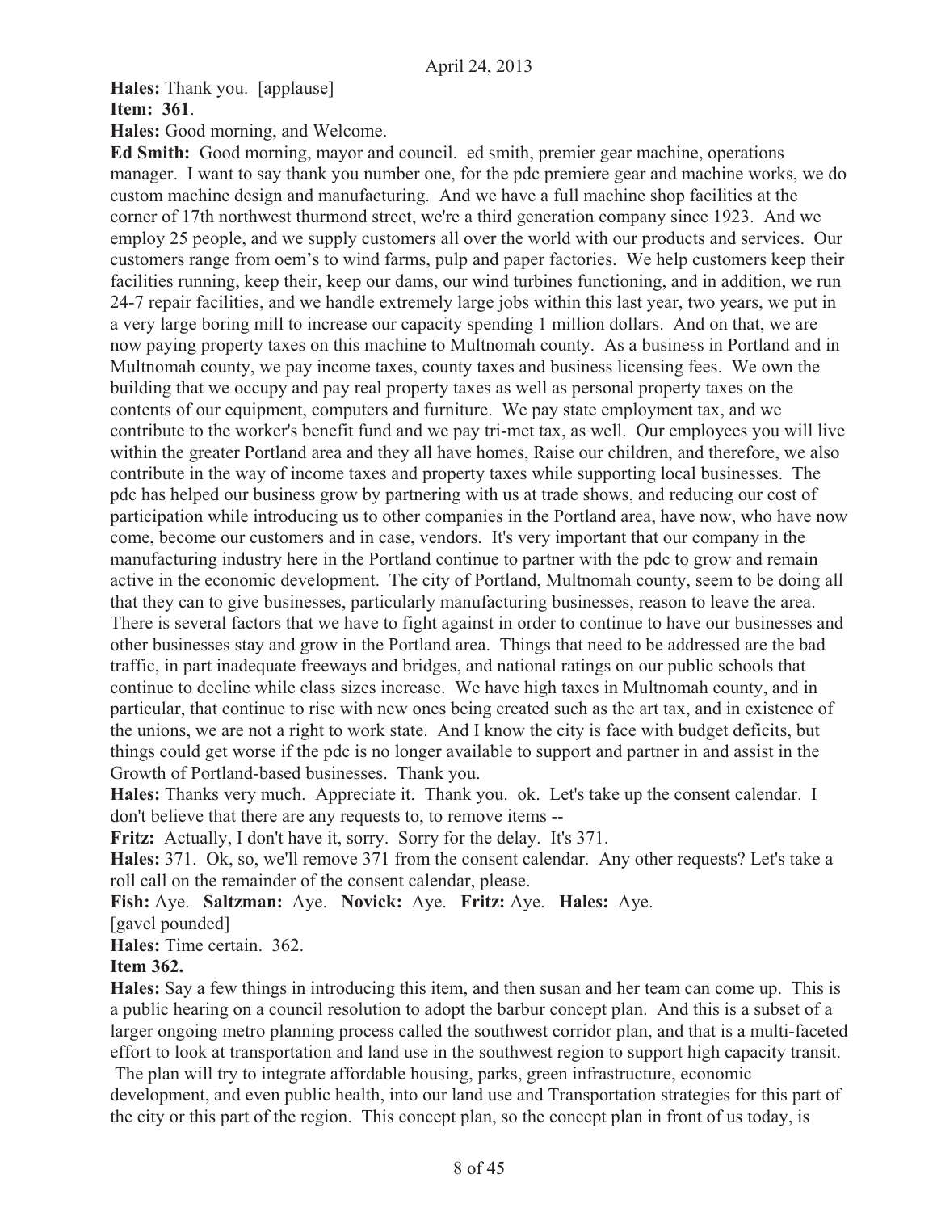**Hales:** Thank you. [applause]

**Item: 361**.

**Hales:** Good morning, and Welcome.

**Ed Smith:** Good morning, mayor and council. ed smith, premier gear machine, operations manager. I want to say thank you number one, for the pdc premiere gear and machine works, we do custom machine design and manufacturing. And we have a full machine shop facilities at the corner of 17th northwest thurmond street, we're a third generation company since 1923. And we employ 25 people, and we supply customers all over the world with our products and services. Our customers range from oem's to wind farms, pulp and paper factories. We help customers keep their facilities running, keep their, keep our dams, our wind turbines functioning, and in addition, we run 24-7 repair facilities, and we handle extremely large jobs within this last year, two years, we put in a very large boring mill to increase our capacity spending 1 million dollars. And on that, we are now paying property taxes on this machine to Multnomah county. As a business in Portland and in Multnomah county, we pay income taxes, county taxes and business licensing fees. We own the building that we occupy and pay real property taxes as well as personal property taxes on the contents of our equipment, computers and furniture. We pay state employment tax, and we contribute to the worker's benefit fund and we pay tri-met tax, as well. Our employees you will live within the greater Portland area and they all have homes, Raise our children, and therefore, we also contribute in the way of income taxes and property taxes while supporting local businesses. The pdc has helped our business grow by partnering with us at trade shows, and reducing our cost of participation while introducing us to other companies in the Portland area, have now, who have now come, become our customers and in case, vendors. It's very important that our company in the manufacturing industry here in the Portland continue to partner with the pdc to grow and remain active in the economic development. The city of Portland, Multnomah county, seem to be doing all that they can to give businesses, particularly manufacturing businesses, reason to leave the area. There is several factors that we have to fight against in order to continue to have our businesses and other businesses stay and grow in the Portland area. Things that need to be addressed are the bad traffic, in part inadequate freeways and bridges, and national ratings on our public schools that continue to decline while class sizes increase. We have high taxes in Multnomah county, and in particular, that continue to rise with new ones being created such as the art tax, and in existence of the unions, we are not a right to work state. And I know the city is face with budget deficits, but things could get worse if the pdc is no longer available to support and partner in and assist in the Growth of Portland-based businesses. Thank you.

**Hales:** Thanks very much. Appreciate it. Thank you. ok. Let's take up the consent calendar. I don't believe that there are any requests to, to remove items --

**Fritz:** Actually, I don't have it, sorry. Sorry for the delay. It's 371.

**Hales:** 371. Ok, so, we'll remove 371 from the consent calendar. Any other requests? Let's take a roll call on the remainder of the consent calendar, please.

**Fish:** Aye. **Saltzman:** Aye. **Novick:** Aye. **Fritz:** Aye. **Hales:** Aye.

[gavel pounded]

**Hales:** Time certain. 362.

**Item 362.**

**Hales:** Say a few things in introducing this item, and then susan and her team can come up. This is a public hearing on a council resolution to adopt the barbur concept plan. And this is a subset of a larger ongoing metro planning process called the southwest corridor plan, and that is a multi-faceted effort to look at transportation and land use in the southwest region to support high capacity transit. The plan will try to integrate affordable housing, parks, green infrastructure, economic development, and even public health, into our land use and Transportation strategies for this part of the city or this part of the region. This concept plan, so the concept plan in front of us today, is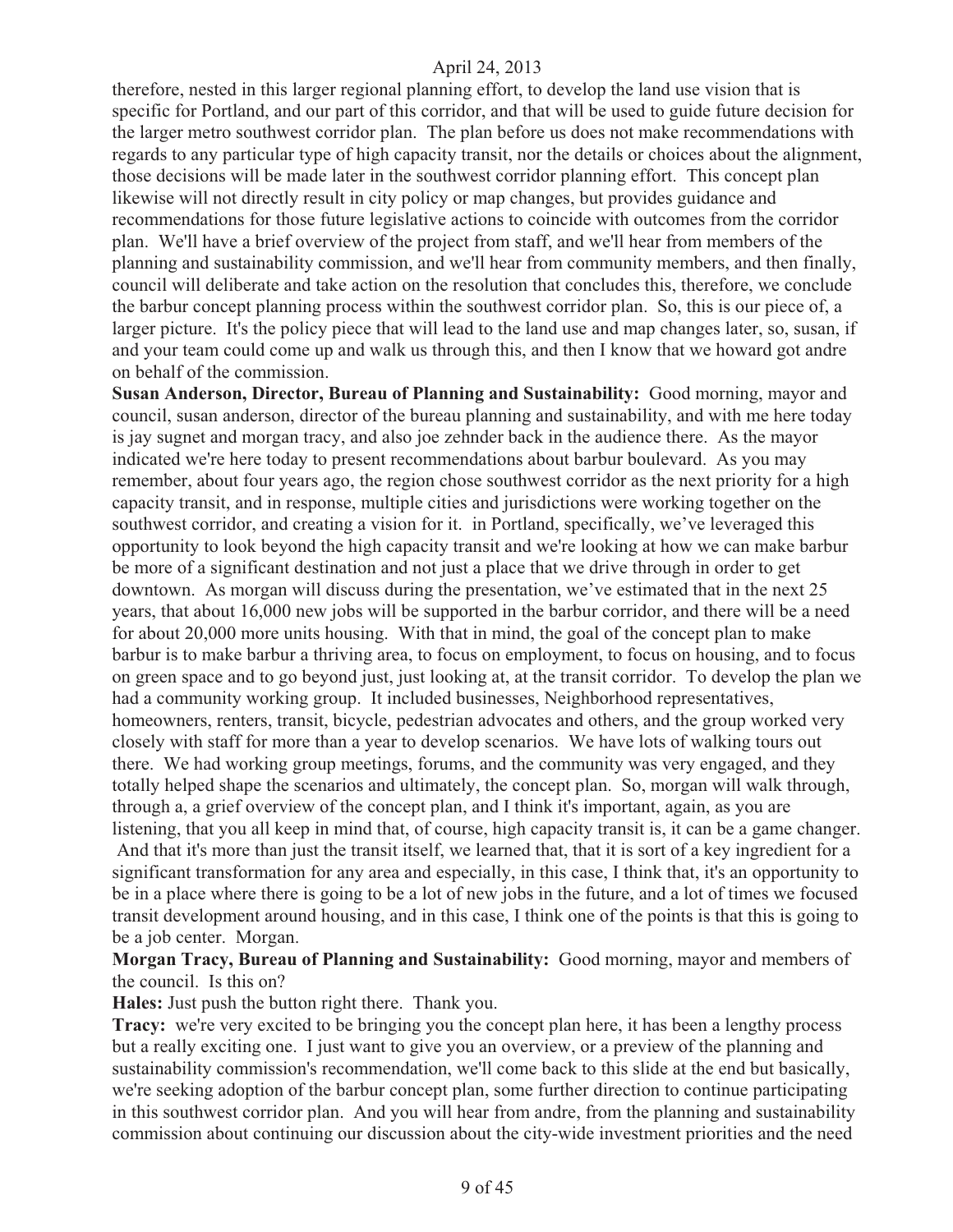therefore, nested in this larger regional planning effort, to develop the land use vision that is specific for Portland, and our part of this corridor, and that will be used to guide future decision for the larger metro southwest corridor plan. The plan before us does not make recommendations with regards to any particular type of high capacity transit, nor the details or choices about the alignment, those decisions will be made later in the southwest corridor planning effort. This concept plan likewise will not directly result in city policy or map changes, but provides guidance and recommendations for those future legislative actions to coincide with outcomes from the corridor plan. We'll have a brief overview of the project from staff, and we'll hear from members of the planning and sustainability commission, and we'll hear from community members, and then finally, council will deliberate and take action on the resolution that concludes this, therefore, we conclude the barbur concept planning process within the southwest corridor plan. So, this is our piece of, a larger picture. It's the policy piece that will lead to the land use and map changes later, so, susan, if and your team could come up and walk us through this, and then I know that we howard got andre on behalf of the commission.

**Susan Anderson, Director, Bureau of Planning and Sustainability:** Good morning, mayor and council, susan anderson, director of the bureau planning and sustainability, and with me here today is jay sugnet and morgan tracy, and also joe zehnder back in the audience there. As the mayor indicated we're here today to present recommendations about barbur boulevard. As you may remember, about four years ago, the region chose southwest corridor as the next priority for a high capacity transit, and in response, multiple cities and jurisdictions were working together on the southwest corridor, and creating a vision for it. in Portland, specifically, we've leveraged this opportunity to look beyond the high capacity transit and we're looking at how we can make barbur be more of a significant destination and not just a place that we drive through in order to get downtown. As morgan will discuss during the presentation, we've estimated that in the next 25 years, that about 16,000 new jobs will be supported in the barbur corridor, and there will be a need for about 20,000 more units housing. With that in mind, the goal of the concept plan to make barbur is to make barbur a thriving area, to focus on employment, to focus on housing, and to focus on green space and to go beyond just, just looking at, at the transit corridor. To develop the plan we had a community working group. It included businesses, Neighborhood representatives, homeowners, renters, transit, bicycle, pedestrian advocates and others, and the group worked very closely with staff for more than a year to develop scenarios. We have lots of walking tours out there. We had working group meetings, forums, and the community was very engaged, and they totally helped shape the scenarios and ultimately, the concept plan. So, morgan will walk through, through a, a grief overview of the concept plan, and I think it's important, again, as you are listening, that you all keep in mind that, of course, high capacity transit is, it can be a game changer. And that it's more than just the transit itself, we learned that, that it is sort of a key ingredient for a significant transformation for any area and especially, in this case, I think that, it's an opportunity to be in a place where there is going to be a lot of new jobs in the future, and a lot of times we focused transit development around housing, and in this case, I think one of the points is that this is going to be a job center. Morgan.

**Morgan Tracy, Bureau of Planning and Sustainability:** Good morning, mayor and members of the council. Is this on?

**Hales:** Just push the button right there. Thank you.

**Tracy:** we're very excited to be bringing you the concept plan here, it has been a lengthy process but a really exciting one. I just want to give you an overview, or a preview of the planning and sustainability commission's recommendation, we'll come back to this slide at the end but basically, we're seeking adoption of the barbur concept plan, some further direction to continue participating in this southwest corridor plan. And you will hear from andre, from the planning and sustainability commission about continuing our discussion about the city-wide investment priorities and the need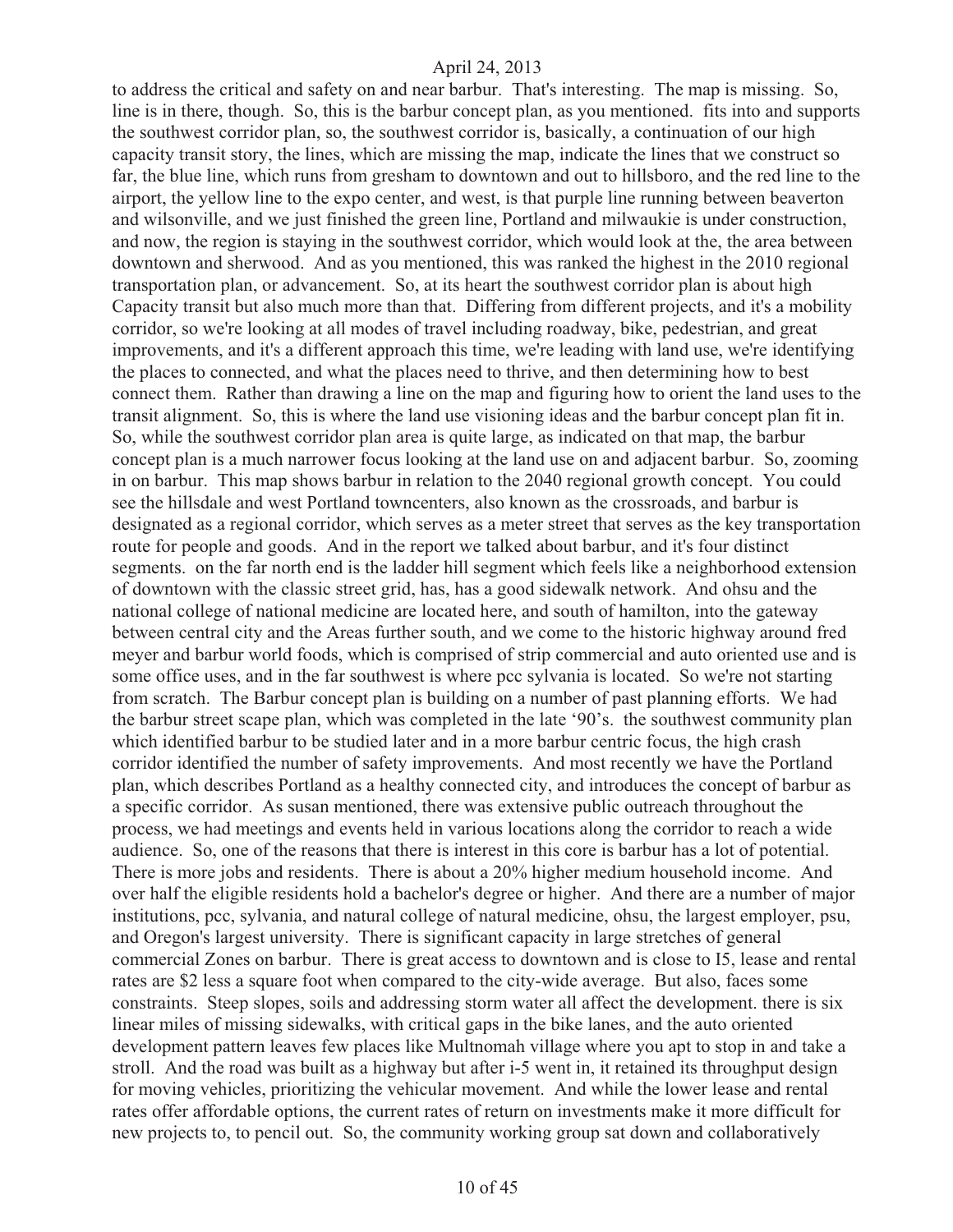to address the critical and safety on and near barbur. That's interesting. The map is missing. So, line is in there, though. So, this is the barbur concept plan, as you mentioned. fits into and supports the southwest corridor plan, so, the southwest corridor is, basically, a continuation of our high capacity transit story, the lines, which are missing the map, indicate the lines that we construct so far, the blue line, which runs from gresham to downtown and out to hillsboro, and the red line to the airport, the yellow line to the expo center, and west, is that purple line running between beaverton and wilsonville, and we just finished the green line, Portland and milwaukie is under construction, and now, the region is staying in the southwest corridor, which would look at the, the area between downtown and sherwood. And as you mentioned, this was ranked the highest in the 2010 regional transportation plan, or advancement. So, at its heart the southwest corridor plan is about high Capacity transit but also much more than that. Differing from different projects, and it's a mobility corridor, so we're looking at all modes of travel including roadway, bike, pedestrian, and great improvements, and it's a different approach this time, we're leading with land use, we're identifying the places to connected, and what the places need to thrive, and then determining how to best connect them. Rather than drawing a line on the map and figuring how to orient the land uses to the transit alignment. So, this is where the land use visioning ideas and the barbur concept plan fit in. So, while the southwest corridor plan area is quite large, as indicated on that map, the barbur concept plan is a much narrower focus looking at the land use on and adjacent barbur. So, zooming in on barbur. This map shows barbur in relation to the 2040 regional growth concept. You could see the hillsdale and west Portland towncenters, also known as the crossroads, and barbur is designated as a regional corridor, which serves as a meter street that serves as the key transportation route for people and goods. And in the report we talked about barbur, and it's four distinct segments. on the far north end is the ladder hill segment which feels like a neighborhood extension of downtown with the classic street grid, has, has a good sidewalk network. And ohsu and the national college of national medicine are located here, and south of hamilton, into the gateway between central city and the Areas further south, and we come to the historic highway around fred meyer and barbur world foods, which is comprised of strip commercial and auto oriented use and is some office uses, and in the far southwest is where pcc sylvania is located. So we're not starting from scratch. The Barbur concept plan is building on a number of past planning efforts. We had the barbur street scape plan, which was completed in the late '90's. the southwest community plan which identified barbur to be studied later and in a more barbur centric focus, the high crash corridor identified the number of safety improvements. And most recently we have the Portland plan, which describes Portland as a healthy connected city, and introduces the concept of barbur as a specific corridor. As susan mentioned, there was extensive public outreach throughout the process, we had meetings and events held in various locations along the corridor to reach a wide audience. So, one of the reasons that there is interest in this core is barbur has a lot of potential. There is more jobs and residents. There is about a 20% higher medium household income. And over half the eligible residents hold a bachelor's degree or higher. And there are a number of major institutions, pcc, sylvania, and natural college of natural medicine, ohsu, the largest employer, psu, and Oregon's largest university. There is significant capacity in large stretches of general commercial Zones on barbur. There is great access to downtown and is close to I5, lease and rental rates are $2 less a square foot when compared to the city-wide average. But also, faces some constraints. Steep slopes, soils and addressing storm water all affect the development. there is six linear miles of missing sidewalks, with critical gaps in the bike lanes, and the auto oriented development pattern leaves few places like Multnomah village where you apt to stop in and take a stroll. And the road was built as a highway but after i-5 went in, it retained its throughput design for moving vehicles, prioritizing the vehicular movement. And while the lower lease and rental rates offer affordable options, the current rates of return on investments make it more difficult for new projects to, to pencil out. So, the community working group sat down and collaboratively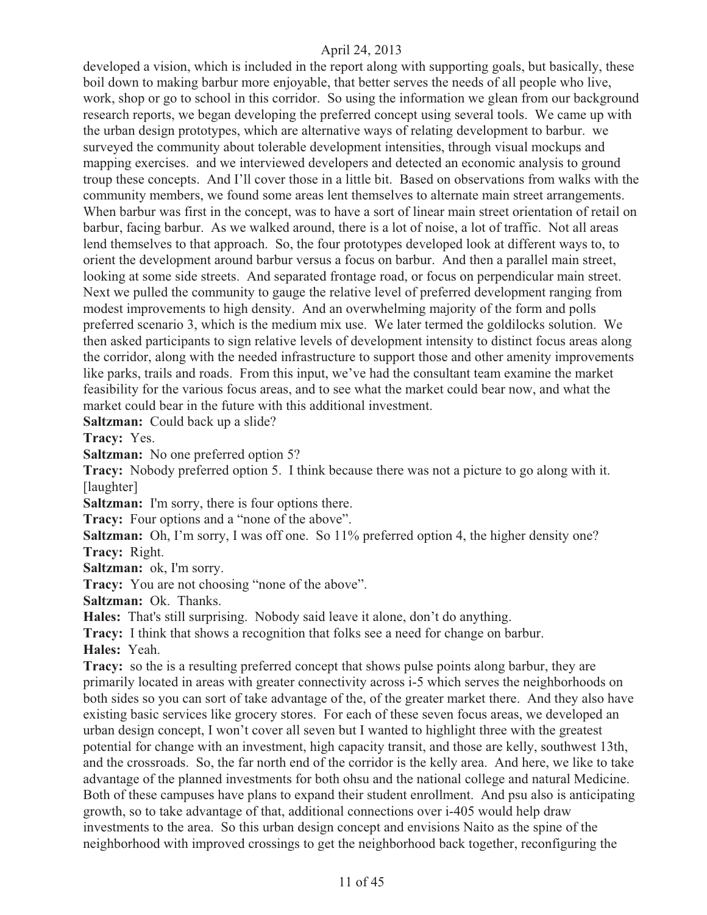developed a vision, which is included in the report along with supporting goals, but basically, these boil down to making barbur more enjoyable, that better serves the needs of all people who live, work, shop or go to school in this corridor. So using the information we glean from our background research reports, we began developing the preferred concept using several tools. We came up with the urban design prototypes, which are alternative ways of relating development to barbur. we surveyed the community about tolerable development intensities, through visual mockups and mapping exercises. and we interviewed developers and detected an economic analysis to ground troup these concepts. And I'll cover those in a little bit. Based on observations from walks with the community members, we found some areas lent themselves to alternate main street arrangements. When barbur was first in the concept, was to have a sort of linear main street orientation of retail on barbur, facing barbur. As we walked around, there is a lot of noise, a lot of traffic. Not all areas lend themselves to that approach. So, the four prototypes developed look at different ways to, to orient the development around barbur versus a focus on barbur. And then a parallel main street, looking at some side streets. And separated frontage road, or focus on perpendicular main street. Next we pulled the community to gauge the relative level of preferred development ranging from modest improvements to high density. And an overwhelming majority of the form and polls preferred scenario 3, which is the medium mix use. We later termed the goldilocks solution. We then asked participants to sign relative levels of development intensity to distinct focus areas along the corridor, along with the needed infrastructure to support those and other amenity improvements like parks, trails and roads. From this input, we've had the consultant team examine the market feasibility for the various focus areas, and to see what the market could bear now, and what the market could bear in the future with this additional investment.

**Saltzman:** Could back up a slide?

**Tracy:** Yes.

**Saltzman:** No one preferred option 5?

**Tracy:** Nobody preferred option 5. I think because there was not a picture to go along with it. [laughter]

**Saltzman:** I'm sorry, there is four options there.

**Tracy:** Four options and a "none of the above".

**Saltzman:** Oh, I'm sorry, I was off one. So 11% preferred option 4, the higher density one?

**Tracy:** Right.

**Saltzman:** ok, I'm sorry.

**Tracy:** You are not choosing "none of the above".

**Saltzman:** Ok. Thanks.

**Hales:** That's still surprising. Nobody said leave it alone, don't do anything.

**Tracy:** I think that shows a recognition that folks see a need for change on barbur.

**Hales:** Yeah.

**Tracy:** so the is a resulting preferred concept that shows pulse points along barbur, they are primarily located in areas with greater connectivity across i-5 which serves the neighborhoods on both sides so you can sort of take advantage of the, of the greater market there. And they also have existing basic services like grocery stores. For each of these seven focus areas, we developed an urban design concept, I won't cover all seven but I wanted to highlight three with the greatest potential for change with an investment, high capacity transit, and those are kelly, southwest 13th, and the crossroads. So, the far north end of the corridor is the kelly area. And here, we like to take advantage of the planned investments for both ohsu and the national college and natural Medicine. Both of these campuses have plans to expand their student enrollment. And psu also is anticipating growth, so to take advantage of that, additional connections over i-405 would help draw investments to the area. So this urban design concept and envisions Naito as the spine of the neighborhood with improved crossings to get the neighborhood back together, reconfiguring the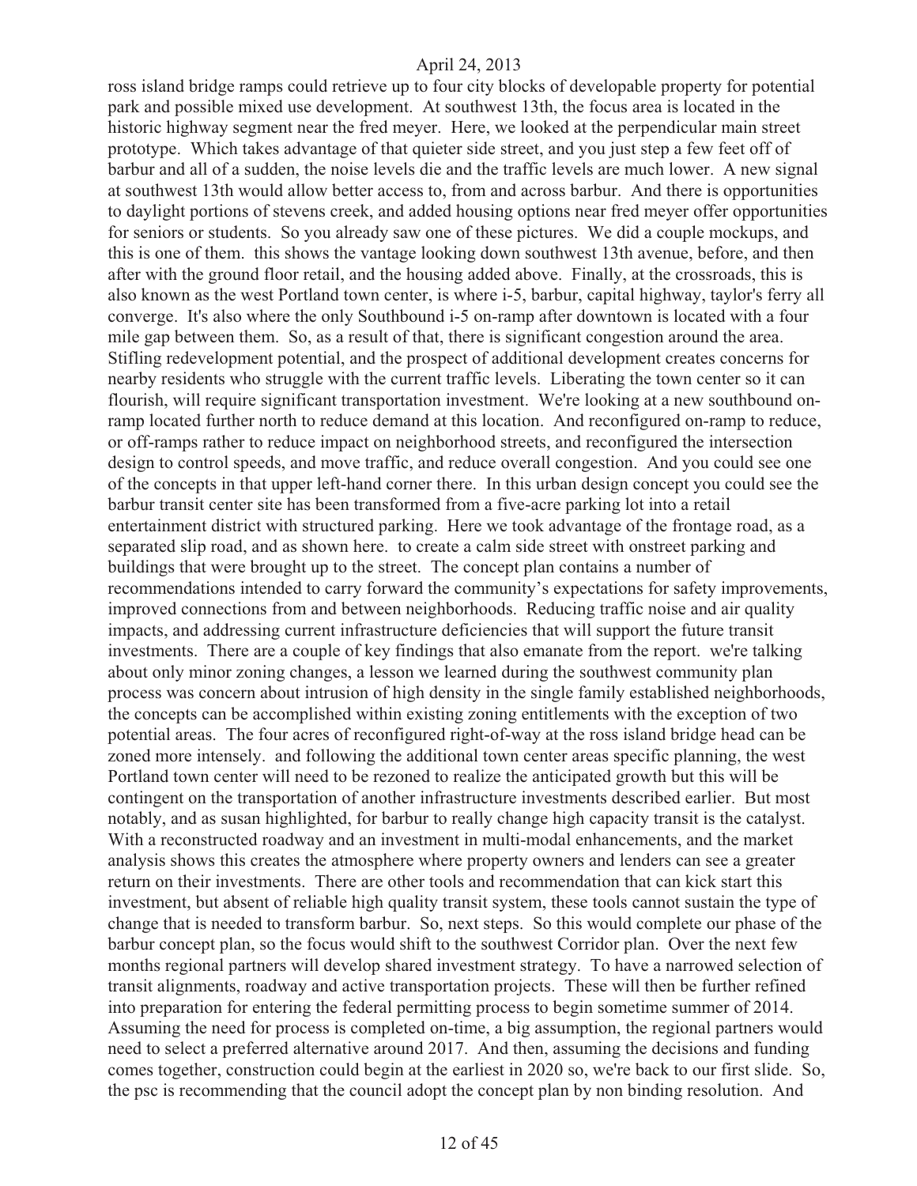ross island bridge ramps could retrieve up to four city blocks of developable property for potential park and possible mixed use development. At southwest 13th, the focus area is located in the historic highway segment near the fred meyer. Here, we looked at the perpendicular main street prototype. Which takes advantage of that quieter side street, and you just step a few feet off of barbur and all of a sudden, the noise levels die and the traffic levels are much lower. A new signal at southwest 13th would allow better access to, from and across barbur. And there is opportunities to daylight portions of stevens creek, and added housing options near fred meyer offer opportunities for seniors or students. So you already saw one of these pictures. We did a couple mockups, and this is one of them. this shows the vantage looking down southwest 13th avenue, before, and then after with the ground floor retail, and the housing added above. Finally, at the crossroads, this is also known as the west Portland town center, is where i-5, barbur, capital highway, taylor's ferry all converge. It's also where the only Southbound i-5 on-ramp after downtown is located with a four mile gap between them. So, as a result of that, there is significant congestion around the area. Stifling redevelopment potential, and the prospect of additional development creates concerns for nearby residents who struggle with the current traffic levels. Liberating the town center so it can flourish, will require significant transportation investment. We're looking at a new southbound on-ramp located further north to reduce demand at this location. And reconfigured on-ramp to reduce, or off-ramps rather to reduce impact on neighborhood streets, and reconfigured the intersection design to control speeds, and move traffic, and reduce overall congestion. And you could see one of the concepts in that upper left-hand corner there. In this urban design concept you could see the barbur transit center site has been transformed from a five-acre parking lot into a retail entertainment district with structured parking. Here we took advantage of the frontage road, as a separated slip road, and as shown here. to create a calm side street with onstreet parking and buildings that were brought up to the street. The concept plan contains a number of recommendations intended to carry forward the community's expectations for safety improvements, improved connections from and between neighborhoods. Reducing traffic noise and air quality impacts, and addressing current infrastructure deficiencies that will support the future transit investments. There are a couple of key findings that also emanate from the report. we're talking about only minor zoning changes, a lesson we learned during the southwest community plan process was concern about intrusion of high density in the single family established neighborhoods, the concepts can be accomplished within existing zoning entitlements with the exception of two potential areas. The four acres of reconfigured right-of-way at the ross island bridge head can be zoned more intensely. and following the additional town center areas specific planning, the west Portland town center will need to be rezoned to realize the anticipated growth but this will be contingent on the transportation of another infrastructure investments described earlier. But most notably, and as susan highlighted, for barbur to really change high capacity transit is the catalyst. With a reconstructed roadway and an investment in multi-modal enhancements, and the market analysis shows this creates the atmosphere where property owners and lenders can see a greater return on their investments. There are other tools and recommendation that can kick start this investment, but absent of reliable high quality transit system, these tools cannot sustain the type of change that is needed to transform barbur. So, next steps. So this would complete our phase of the barbur concept plan, so the focus would shift to the southwest Corridor plan. Over the next few months regional partners will develop shared investment strategy. To have a narrowed selection of transit alignments, roadway and active transportation projects. These will then be further refined into preparation for entering the federal permitting process to begin sometime summer of 2014. Assuming the need for process is completed on-time, a big assumption, the regional partners would need to select a preferred alternative around 2017. And then, assuming the decisions and funding comes together, construction could begin at the earliest in 2020 so, we're back to our first slide. So, the psc is recommending that the council adopt the concept plan by non binding resolution. And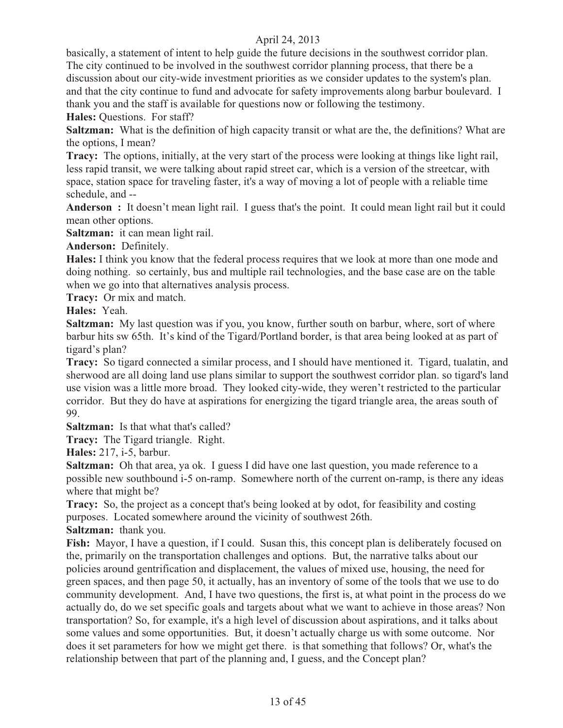basically, a statement of intent to help guide the future decisions in the southwest corridor plan. The city continued to be involved in the southwest corridor planning process, that there be a discussion about our city-wide investment priorities as we consider updates to the system's plan. and that the city continue to fund and advocate for safety improvements along barbur boulevard. I thank you and the staff is available for questions now or following the testimony.

**Hales:** Questions. For staff?

**Saltzman:** What is the definition of high capacity transit or what are the, the definitions? What are the options, I mean?

**Tracy:** The options, initially, at the very start of the process were looking at things like light rail, less rapid transit, we were talking about rapid street car, which is a version of the streetcar, with space, station space for traveling faster, it's a way of moving a lot of people with a reliable time schedule, and --

**Anderson :** It doesn't mean light rail. I guess that's the point. It could mean light rail but it could mean other options.

**Saltzman:** it can mean light rail.

**Anderson:** Definitely.

**Hales:** I think you know that the federal process requires that we look at more than one mode and doing nothing. so certainly, bus and multiple rail technologies, and the base case are on the table when we go into that alternatives analysis process.

**Tracy:** Or mix and match.

**Hales:** Yeah.

**Saltzman:** My last question was if you, you know, further south on barbur, where, sort of where barbur hits sw 65th. It's kind of the Tigard/Portland border, is that area being looked at as part of tigard's plan?

**Tracy:** So tigard connected a similar process, and I should have mentioned it. Tigard, tualatin, and sherwood are all doing land use plans similar to support the southwest corridor plan. so tigard's land use vision was a little more broad. They looked city-wide, they weren't restricted to the particular corridor. But they do have at aspirations for energizing the tigard triangle area, the areas south of 99.

**Saltzman:** Is that what that's called?

**Tracy:** The Tigard triangle. Right.

**Hales:** 217, i-5, barbur.

**Saltzman:** Oh that area, ya ok. I guess I did have one last question, you made reference to a possible new southbound i-5 on-ramp. Somewhere north of the current on-ramp, is there any ideas where that might be?

**Tracy:** So, the project as a concept that's being looked at by odot, for feasibility and costing purposes. Located somewhere around the vicinity of southwest 26th.

**Saltzman:** thank you.

**Fish:** Mayor, I have a question, if I could. Susan this, this concept plan is deliberately focused on the, primarily on the transportation challenges and options. But, the narrative talks about our policies around gentrification and displacement, the values of mixed use, housing, the need for green spaces, and then page 50, it actually, has an inventory of some of the tools that we use to do community development. And, I have two questions, the first is, at what point in the process do we actually do, do we set specific goals and targets about what we want to achieve in those areas? Non transportation? So, for example, it's a high level of discussion about aspirations, and it talks about some values and some opportunities. But, it doesn't actually charge us with some outcome. Nor does it set parameters for how we might get there. is that something that follows? Or, what's the relationship between that part of the planning and, I guess, and the Concept plan?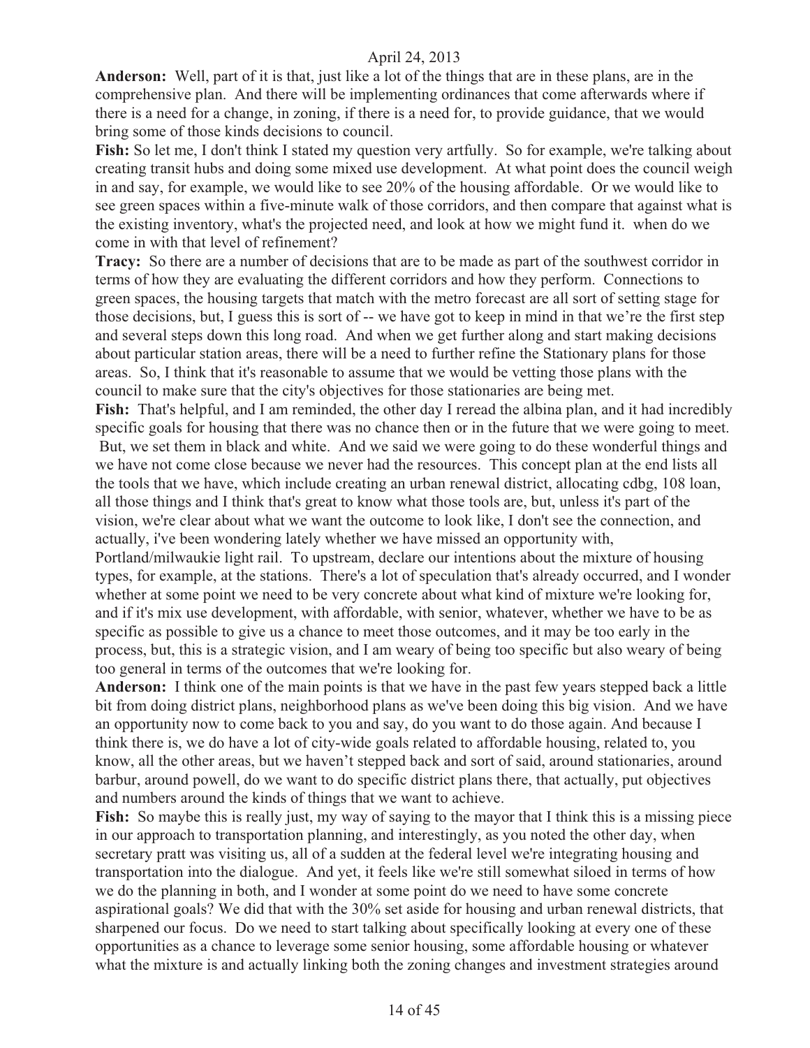**Anderson:** Well, part of it is that, just like a lot of the things that are in these plans, are in the comprehensive plan. And there will be implementing ordinances that come afterwards where if there is a need for a change, in zoning, if there is a need for, to provide guidance, that we would bring some of those kinds decisions to council.

**Fish:** So let me, I don't think I stated my question very artfully. So for example, we're talking about creating transit hubs and doing some mixed use development. At what point does the council weigh in and say, for example, we would like to see 20% of the housing affordable. Or we would like to see green spaces within a five-minute walk of those corridors, and then compare that against what is the existing inventory, what's the projected need, and look at how we might fund it. when do we come in with that level of refinement?

**Tracy:** So there are a number of decisions that are to be made as part of the southwest corridor in terms of how they are evaluating the different corridors and how they perform. Connections to green spaces, the housing targets that match with the metro forecast are all sort of setting stage for those decisions, but, I guess this is sort of -- we have got to keep in mind in that we're the first step and several steps down this long road. And when we get further along and start making decisions about particular station areas, there will be a need to further refine the Stationary plans for those areas. So, I think that it's reasonable to assume that we would be vetting those plans with the council to make sure that the city's objectives for those stationaries are being met.

**Fish:** That's helpful, and I am reminded, the other day I reread the albina plan, and it had incredibly specific goals for housing that there was no chance then or in the future that we were going to meet. But, we set them in black and white. And we said we were going to do these wonderful things and we have not come close because we never had the resources. This concept plan at the end lists all the tools that we have, which include creating an urban renewal district, allocating cdbg, 108 loan, all those things and I think that's great to know what those tools are, but, unless it's part of the vision, we're clear about what we want the outcome to look like, I don't see the connection, and actually, i've been wondering lately whether we have missed an opportunity with, Portland/milwaukie light rail. To upstream, declare our intentions about the mixture of housing types, for example, at the stations. There's a lot of speculation that's already occurred, and I wonder whether at some point we need to be very concrete about what kind of mixture we're looking for, and if it's mix use development, with affordable, with senior, whatever, whether we have to be as specific as possible to give us a chance to meet those outcomes, and it may be too early in the process, but, this is a strategic vision, and I am weary of being too specific but also weary of being too general in terms of the outcomes that we're looking for.

**Anderson:** I think one of the main points is that we have in the past few years stepped back a little bit from doing district plans, neighborhood plans as we've been doing this big vision. And we have an opportunity now to come back to you and say, do you want to do those again. And because I think there is, we do have a lot of city-wide goals related to affordable housing, related to, you know, all the other areas, but we haven't stepped back and sort of said, around stationaries, around barbur, around powell, do we want to do specific district plans there, that actually, put objectives and numbers around the kinds of things that we want to achieve.

**Fish:** So maybe this is really just, my way of saying to the mayor that I think this is a missing piece in our approach to transportation planning, and interestingly, as you noted the other day, when secretary pratt was visiting us, all of a sudden at the federal level we're integrating housing and transportation into the dialogue. And yet, it feels like we're still somewhat siloed in terms of how we do the planning in both, and I wonder at some point do we need to have some concrete aspirational goals? We did that with the 30% set aside for housing and urban renewal districts, that sharpened our focus. Do we need to start talking about specifically looking at every one of these opportunities as a chance to leverage some senior housing, some affordable housing or whatever what the mixture is and actually linking both the zoning changes and investment strategies around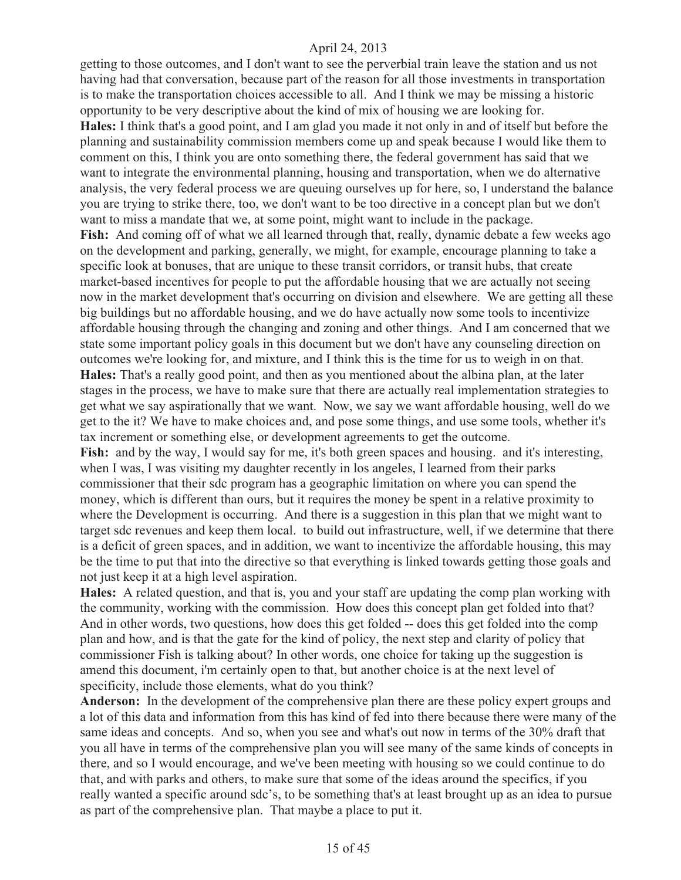getting to those outcomes, and I don't want to see the perverbial train leave the station and us not having had that conversation, because part of the reason for all those investments in transportation is to make the transportation choices accessible to all. And I think we may be missing a historic opportunity to be very descriptive about the kind of mix of housing we are looking for.

**Hales:** I think that's a good point, and I am glad you made it not only in and of itself but before the planning and sustainability commission members come up and speak because I would like them to comment on this, I think you are onto something there, the federal government has said that we want to integrate the environmental planning, housing and transportation, when we do alternative analysis, the very federal process we are queuing ourselves up for here, so, I understand the balance you are trying to strike there, too, we don't want to be too directive in a concept plan but we don't want to miss a mandate that we, at some point, might want to include in the package.

**Fish:** And coming off of what we all learned through that, really, dynamic debate a few weeks ago on the development and parking, generally, we might, for example, encourage planning to take a specific look at bonuses, that are unique to these transit corridors, or transit hubs, that create market-based incentives for people to put the affordable housing that we are actually not seeing now in the market development that's occurring on division and elsewhere. We are getting all these big buildings but no affordable housing, and we do have actually now some tools to incentivize affordable housing through the changing and zoning and other things. And I am concerned that we state some important policy goals in this document but we don't have any counseling direction on outcomes we're looking for, and mixture, and I think this is the time for us to weigh in on that.

**Hales:** That's a really good point, and then as you mentioned about the albina plan, at the later stages in the process, we have to make sure that there are actually real implementation strategies to get what we say aspirationally that we want. Now, we say we want affordable housing, well do we get to the it? We have to make choices and, and pose some things, and use some tools, whether it's tax increment or something else, or development agreements to get the outcome.

**Fish:** and by the way, I would say for me, it's both green spaces and housing. and it's interesting, when I was, I was visiting my daughter recently in los angeles, I learned from their parks commissioner that their sdc program has a geographic limitation on where you can spend the money, which is different than ours, but it requires the money be spent in a relative proximity to where the Development is occurring. And there is a suggestion in this plan that we might want to target sdc revenues and keep them local. to build out infrastructure, well, if we determine that there is a deficit of green spaces, and in addition, we want to incentivize the affordable housing, this may be the time to put that into the directive so that everything is linked towards getting those goals and not just keep it at a high level aspiration.

**Hales:** A related question, and that is, you and your staff are updating the comp plan working with the community, working with the commission. How does this concept plan get folded into that? And in other words, two questions, how does this get folded -- does this get folded into the comp plan and how, and is that the gate for the kind of policy, the next step and clarity of policy that commissioner Fish is talking about? In other words, one choice for taking up the suggestion is amend this document, i'm certainly open to that, but another choice is at the next level of specificity, include those elements, what do you think?

**Anderson:** In the development of the comprehensive plan there are these policy expert groups and a lot of this data and information from this has kind of fed into there because there were many of the same ideas and concepts. And so, when you see and what's out now in terms of the 30% draft that you all have in terms of the comprehensive plan you will see many of the same kinds of concepts in there, and so I would encourage, and we've been meeting with housing so we could continue to do that, and with parks and others, to make sure that some of the ideas around the specifics, if you really wanted a specific around sdc's, to be something that's at least brought up as an idea to pursue as part of the comprehensive plan. That maybe a place to put it.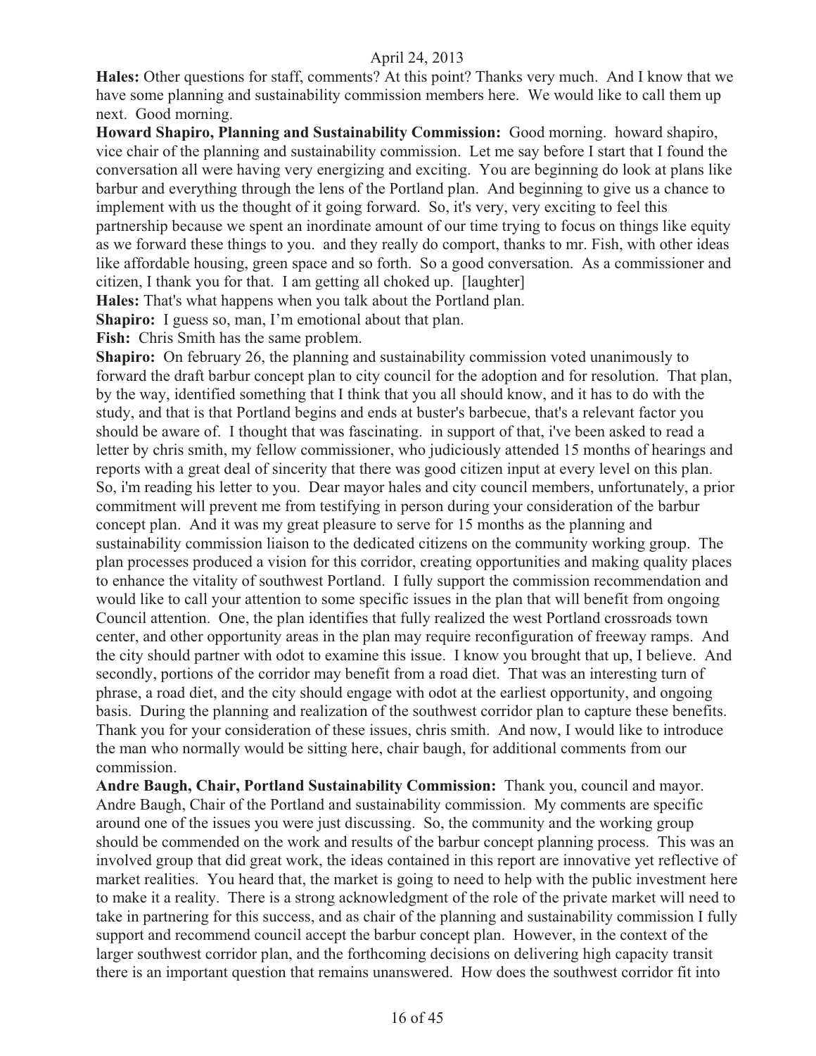**Hales:** Other questions for staff, comments? At this point? Thanks very much. And I know that we have some planning and sustainability commission members here. We would like to call them up next. Good morning.

**Howard Shapiro, Planning and Sustainability Commission:** Good morning. howard shapiro, vice chair of the planning and sustainability commission. Let me say before I start that I found the conversation all were having very energizing and exciting. You are beginning do look at plans like barbur and everything through the lens of the Portland plan. And beginning to give us a chance to implement with us the thought of it going forward. So, it's very, very exciting to feel this partnership because we spent an inordinate amount of our time trying to focus on things like equity as we forward these things to you. and they really do comport, thanks to mr. Fish, with other ideas like affordable housing, green space and so forth. So a good conversation. As a commissioner and citizen, I thank you for that. I am getting all choked up. [laughter]

**Hales:** That's what happens when you talk about the Portland plan.

**Shapiro:** I guess so, man, I'm emotional about that plan.

**Fish:** Chris Smith has the same problem.

**Shapiro:** On february 26, the planning and sustainability commission voted unanimously to forward the draft barbur concept plan to city council for the adoption and for resolution. That plan, by the way, identified something that I think that you all should know, and it has to do with the study, and that is that Portland begins and ends at buster's barbecue, that's a relevant factor you should be aware of. I thought that was fascinating. in support of that, i've been asked to read a letter by chris smith, my fellow commissioner, who judiciously attended 15 months of hearings and reports with a great deal of sincerity that there was good citizen input at every level on this plan. So, i'm reading his letter to you. Dear mayor hales and city council members, unfortunately, a prior commitment will prevent me from testifying in person during your consideration of the barbur concept plan. And it was my great pleasure to serve for 15 months as the planning and sustainability commission liaison to the dedicated citizens on the community working group. The plan processes produced a vision for this corridor, creating opportunities and making quality places to enhance the vitality of southwest Portland. I fully support the commission recommendation and would like to call your attention to some specific issues in the plan that will benefit from ongoing Council attention. One, the plan identifies that fully realized the west Portland crossroads town center, and other opportunity areas in the plan may require reconfiguration of freeway ramps. And the city should partner with odot to examine this issue. I know you brought that up, I believe. And secondly, portions of the corridor may benefit from a road diet. That was an interesting turn of phrase, a road diet, and the city should engage with odot at the earliest opportunity, and ongoing basis. During the planning and realization of the southwest corridor plan to capture these benefits. Thank you for your consideration of these issues, chris smith. And now, I would like to introduce the man who normally would be sitting here, chair baugh, for additional comments from our commission.

**Andre Baugh, Chair, Portland Sustainability Commission:** Thank you, council and mayor. Andre Baugh, Chair of the Portland and sustainability commission. My comments are specific around one of the issues you were just discussing. So, the community and the working group should be commended on the work and results of the barbur concept planning process. This was an involved group that did great work, the ideas contained in this report are innovative yet reflective of market realities. You heard that, the market is going to need to help with the public investment here to make it a reality. There is a strong acknowledgment of the role of the private market will need to take in partnering for this success, and as chair of the planning and sustainability commission I fully support and recommend council accept the barbur concept plan. However, in the context of the larger southwest corridor plan, and the forthcoming decisions on delivering high capacity transit there is an important question that remains unanswered. How does the southwest corridor fit into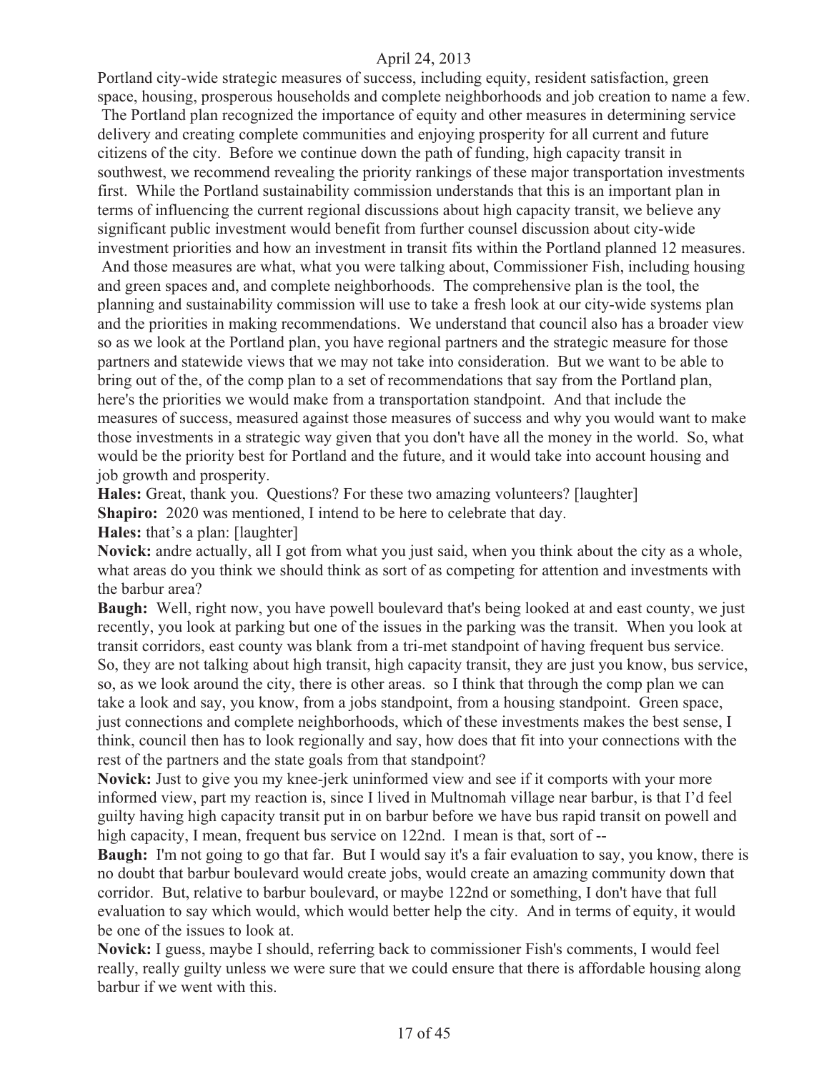Portland city-wide strategic measures of success, including equity, resident satisfaction, green space, housing, prosperous households and complete neighborhoods and job creation to name a few. The Portland plan recognized the importance of equity and other measures in determining service delivery and creating complete communities and enjoying prosperity for all current and future citizens of the city. Before we continue down the path of funding, high capacity transit in southwest, we recommend revealing the priority rankings of these major transportation investments first. While the Portland sustainability commission understands that this is an important plan in terms of influencing the current regional discussions about high capacity transit, we believe any significant public investment would benefit from further counsel discussion about city-wide investment priorities and how an investment in transit fits within the Portland planned 12 measures. And those measures are what, what you were talking about, Commissioner Fish, including housing and green spaces and, and complete neighborhoods. The comprehensive plan is the tool, the planning and sustainability commission will use to take a fresh look at our city-wide systems plan and the priorities in making recommendations. We understand that council also has a broader view so as we look at the Portland plan, you have regional partners and the strategic measure for those partners and statewide views that we may not take into consideration. But we want to be able to bring out of the, of the comp plan to a set of recommendations that say from the Portland plan, here's the priorities we would make from a transportation standpoint. And that include the measures of success, measured against those measures of success and why you would want to make those investments in a strategic way given that you don't have all the money in the world. So, what would be the priority best for Portland and the future, and it would take into account housing and job growth and prosperity.

**Hales:** Great, thank you. Questions? For these two amazing volunteers? [laughter]

**Shapiro:** 2020 was mentioned, I intend to be here to celebrate that day.

**Hales:** that's a plan: [laughter]

**Novick:** andre actually, all I got from what you just said, when you think about the city as a whole, what areas do you think we should think as sort of as competing for attention and investments with the barbur area?

**Baugh:** Well, right now, you have powell boulevard that's being looked at and east county, we just recently, you look at parking but one of the issues in the parking was the transit. When you look at transit corridors, east county was blank from a tri-met standpoint of having frequent bus service. So, they are not talking about high transit, high capacity transit, they are just you know, bus service, so, as we look around the city, there is other areas. so I think that through the comp plan we can take a look and say, you know, from a jobs standpoint, from a housing standpoint. Green space, just connections and complete neighborhoods, which of these investments makes the best sense, I think, council then has to look regionally and say, how does that fit into your connections with the rest of the partners and the state goals from that standpoint?

**Novick:** Just to give you my knee-jerk uninformed view and see if it comports with your more informed view, part my reaction is, since I lived in Multnomah village near barbur, is that I'd feel guilty having high capacity transit put in on barbur before we have bus rapid transit on powell and high capacity, I mean, frequent bus service on 122nd. I mean is that, sort of --

**Baugh:** I'm not going to go that far. But I would say it's a fair evaluation to say, you know, there is no doubt that barbur boulevard would create jobs, would create an amazing community down that corridor. But, relative to barbur boulevard, or maybe 122nd or something, I don't have that full evaluation to say which would, which would better help the city. And in terms of equity, it would be one of the issues to look at.

**Novick:** I guess, maybe I should, referring back to commissioner Fish's comments, I would feel really, really guilty unless we were sure that we could ensure that there is affordable housing along barbur if we went with this.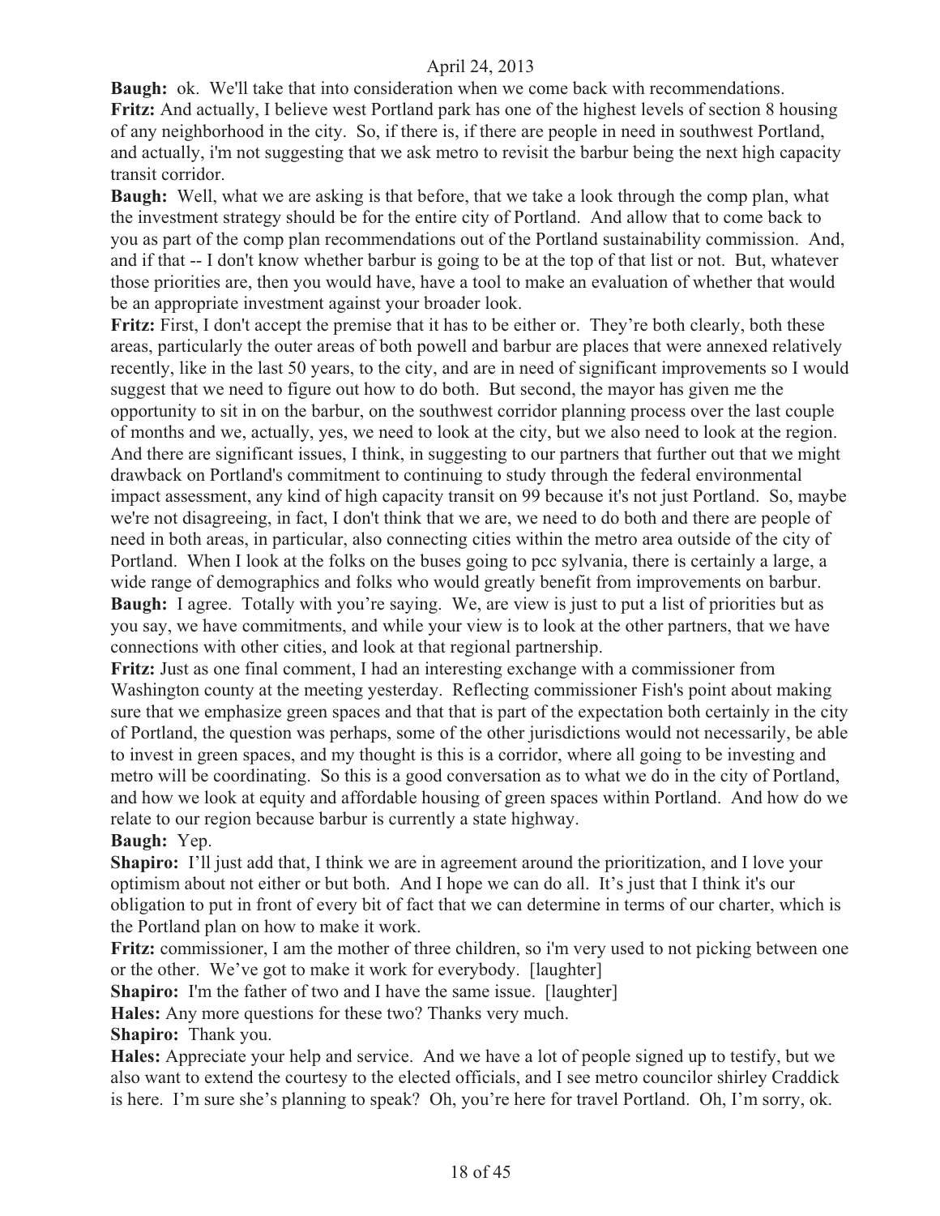**Baugh:** ok. We'll take that into consideration when we come back with recommendations.

**Fritz:** And actually, I believe west Portland park has one of the highest levels of section 8 housing of any neighborhood in the city. So, if there is, if there are people in need in southwest Portland, and actually, i'm not suggesting that we ask metro to revisit the barbur being the next high capacity transit corridor.

**Baugh:** Well, what we are asking is that before, that we take a look through the comp plan, what the investment strategy should be for the entire city of Portland. And allow that to come back to you as part of the comp plan recommendations out of the Portland sustainability commission. And, and if that -- I don't know whether barbur is going to be at the top of that list or not. But, whatever those priorities are, then you would have, have a tool to make an evaluation of whether that would be an appropriate investment against your broader look.

**Fritz:** First, I don't accept the premise that it has to be either or. They're both clearly, both these areas, particularly the outer areas of both powell and barbur are places that were annexed relatively recently, like in the last 50 years, to the city, and are in need of significant improvements so I would suggest that we need to figure out how to do both. But second, the mayor has given me the opportunity to sit in on the barbur, on the southwest corridor planning process over the last couple of months and we, actually, yes, we need to look at the city, but we also need to look at the region. And there are significant issues, I think, in suggesting to our partners that further out that we might drawback on Portland's commitment to continuing to study through the federal environmental impact assessment, any kind of high capacity transit on 99 because it's not just Portland. So, maybe we're not disagreeing, in fact, I don't think that we are, we need to do both and there are people of need in both areas, in particular, also connecting cities within the metro area outside of the city of Portland. When I look at the folks on the buses going to pcc sylvania, there is certainly a large, a wide range of demographics and folks who would greatly benefit from improvements on barbur.

**Baugh:** I agree. Totally with you're saying. We, are view is just to put a list of priorities but as you say, we have commitments, and while your view is to look at the other partners, that we have connections with other cities, and look at that regional partnership.

**Fritz:** Just as one final comment, I had an interesting exchange with a commissioner from Washington county at the meeting yesterday. Reflecting commissioner Fish's point about making sure that we emphasize green spaces and that that is part of the expectation both certainly in the city of Portland, the question was perhaps, some of the other jurisdictions would not necessarily, be able to invest in green spaces, and my thought is this is a corridor, where all going to be investing and metro will be coordinating. So this is a good conversation as to what we do in the city of Portland, and how we look at equity and affordable housing of green spaces within Portland. And how do we relate to our region because barbur is currently a state highway.

**Baugh:** Yep.

**Shapiro:** I'll just add that, I think we are in agreement around the prioritization, and I love your optimism about not either or but both. And I hope we can do all. It's just that I think it's our obligation to put in front of every bit of fact that we can determine in terms of our charter, which is the Portland plan on how to make it work.

**Fritz:** commissioner, I am the mother of three children, so i'm very used to not picking between one or the other. We've got to make it work for everybody. [laughter]

**Shapiro:** I'm the father of two and I have the same issue. [laughter]

**Hales:** Any more questions for these two? Thanks very much.

**Shapiro:** Thank you.

**Hales:** Appreciate your help and service. And we have a lot of people signed up to testify, but we also want to extend the courtesy to the elected officials, and I see metro councilor shirley Craddick is here. I'm sure she's planning to speak? Oh, you're here for travel Portland. Oh, I'm sorry, ok.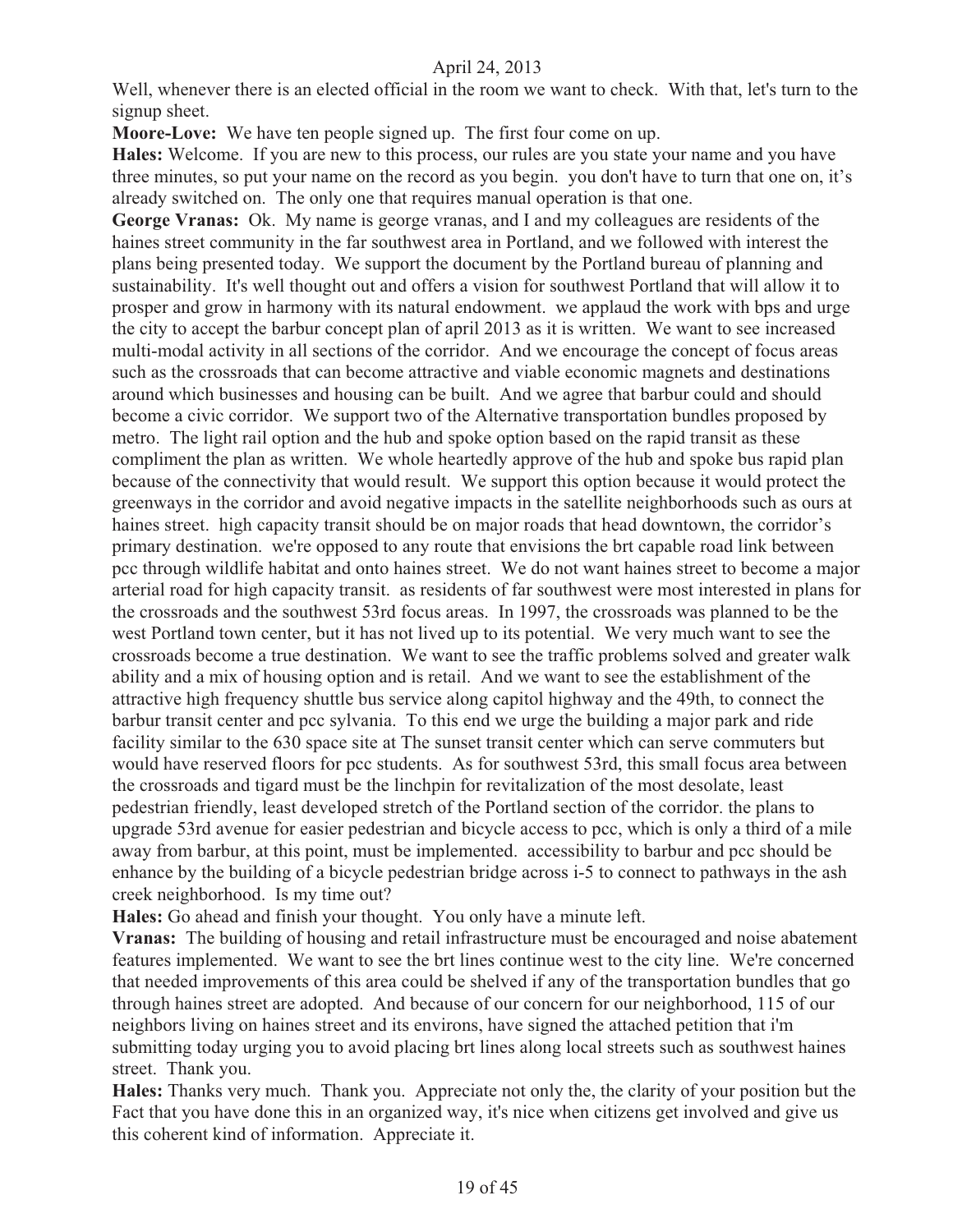Well, whenever there is an elected official in the room we want to check. With that, let's turn to the signup sheet.

**Moore-Love:** We have ten people signed up. The first four come on up.

**Hales:** Welcome. If you are new to this process, our rules are you state your name and you have three minutes, so put your name on the record as you begin. you don't have to turn that one on, it's already switched on. The only one that requires manual operation is that one.

**George Vranas:** Ok. My name is george vranas, and I and my colleagues are residents of the haines street community in the far southwest area in Portland, and we followed with interest the plans being presented today. We support the document by the Portland bureau of planning and sustainability. It's well thought out and offers a vision for southwest Portland that will allow it to prosper and grow in harmony with its natural endowment. we applaud the work with bps and urge the city to accept the barbur concept plan of april 2013 as it is written. We want to see increased multi-modal activity in all sections of the corridor. And we encourage the concept of focus areas such as the crossroads that can become attractive and viable economic magnets and destinations around which businesses and housing can be built. And we agree that barbur could and should become a civic corridor. We support two of the Alternative transportation bundles proposed by metro. The light rail option and the hub and spoke option based on the rapid transit as these compliment the plan as written. We whole heartedly approve of the hub and spoke bus rapid plan because of the connectivity that would result. We support this option because it would protect the greenways in the corridor and avoid negative impacts in the satellite neighborhoods such as ours at haines street. high capacity transit should be on major roads that head downtown, the corridor's primary destination. we're opposed to any route that envisions the brt capable road link between pcc through wildlife habitat and onto haines street. We do not want haines street to become a major arterial road for high capacity transit. as residents of far southwest were most interested in plans for the crossroads and the southwest 53rd focus areas. In 1997, the crossroads was planned to be the west Portland town center, but it has not lived up to its potential. We very much want to see the crossroads become a true destination. We want to see the traffic problems solved and greater walk ability and a mix of housing option and is retail. And we want to see the establishment of the attractive high frequency shuttle bus service along capitol highway and the 49th, to connect the barbur transit center and pcc sylvania. To this end we urge the building a major park and ride facility similar to the 630 space site at The sunset transit center which can serve commuters but would have reserved floors for pcc students. As for southwest 53rd, this small focus area between the crossroads and tigard must be the linchpin for revitalization of the most desolate, least pedestrian friendly, least developed stretch of the Portland section of the corridor. the plans to upgrade 53rd avenue for easier pedestrian and bicycle access to pcc, which is only a third of a mile away from barbur, at this point, must be implemented. accessibility to barbur and pcc should be enhance by the building of a bicycle pedestrian bridge across i-5 to connect to pathways in the ash creek neighborhood. Is my time out?

**Hales:** Go ahead and finish your thought. You only have a minute left.

**Vranas:** The building of housing and retail infrastructure must be encouraged and noise abatement features implemented. We want to see the brt lines continue west to the city line. We're concerned that needed improvements of this area could be shelved if any of the transportation bundles that go through haines street are adopted. And because of our concern for our neighborhood, 115 of our neighbors living on haines street and its environs, have signed the attached petition that i'm submitting today urging you to avoid placing brt lines along local streets such as southwest haines street. Thank you.

**Hales:** Thanks very much. Thank you. Appreciate not only the, the clarity of your position but the Fact that you have done this in an organized way, it's nice when citizens get involved and give us this coherent kind of information. Appreciate it.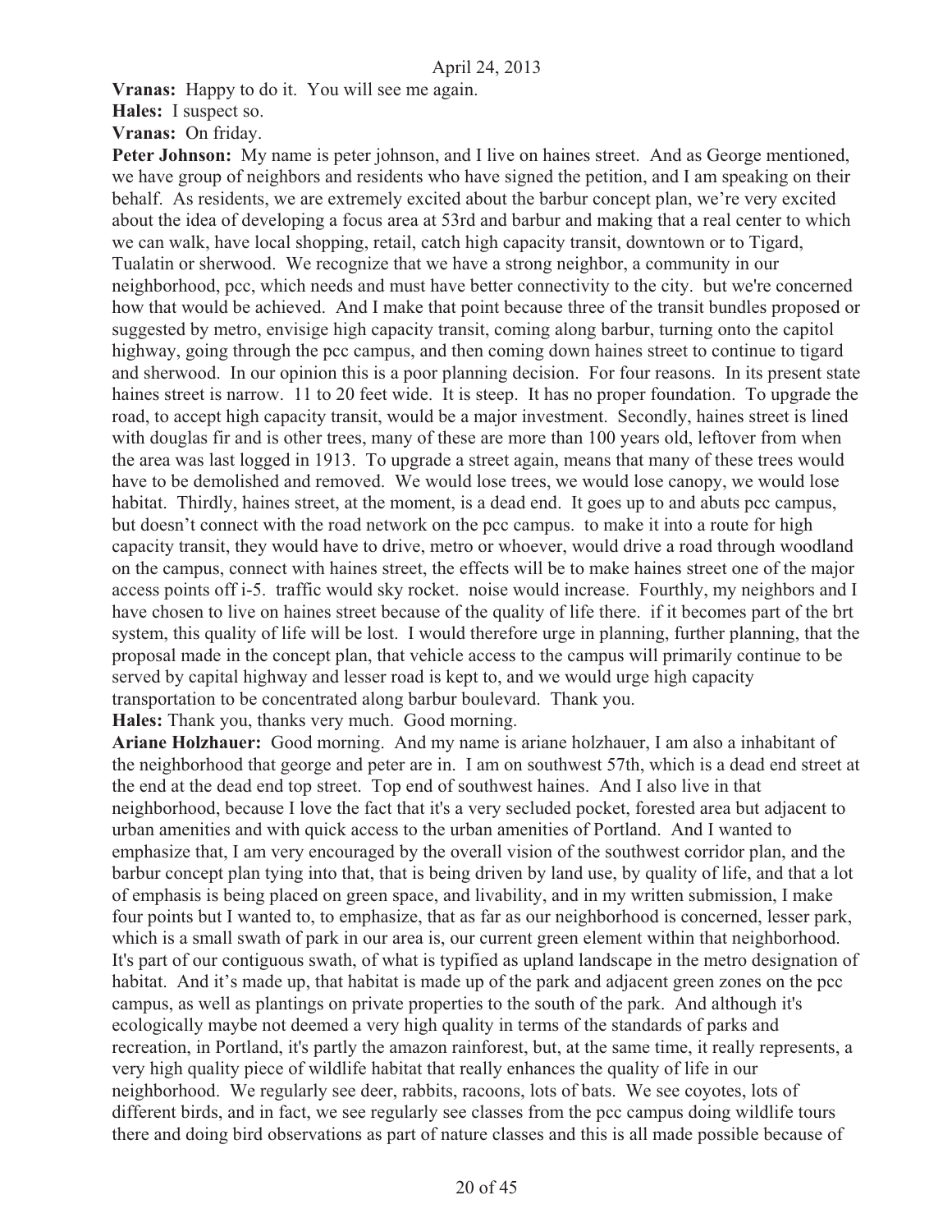**Vranas:** Happy to do it. You will see me again.

**Hales:** I suspect so.

**Vranas:** On friday.

**Peter Johnson:** My name is peter johnson, and I live on haines street. And as George mentioned, we have group of neighbors and residents who have signed the petition, and I am speaking on their behalf. As residents, we are extremely excited about the barbur concept plan, we're very excited about the idea of developing a focus area at 53rd and barbur and making that a real center to which we can walk, have local shopping, retail, catch high capacity transit, downtown or to Tigard, Tualatin or sherwood. We recognize that we have a strong neighbor, a community in our neighborhood, pcc, which needs and must have better connectivity to the city. but we're concerned how that would be achieved. And I make that point because three of the transit bundles proposed or suggested by metro, envisige high capacity transit, coming along barbur, turning onto the capitol highway, going through the pcc campus, and then coming down haines street to continue to tigard and sherwood. In our opinion this is a poor planning decision. For four reasons. In its present state haines street is narrow. 11 to 20 feet wide. It is steep. It has no proper foundation. To upgrade the road, to accept high capacity transit, would be a major investment. Secondly, haines street is lined with douglas fir and is other trees, many of these are more than 100 years old, leftover from when the area was last logged in 1913. To upgrade a street again, means that many of these trees would have to be demolished and removed. We would lose trees, we would lose canopy, we would lose habitat. Thirdly, haines street, at the moment, is a dead end. It goes up to and abuts pcc campus, but doesn't connect with the road network on the pcc campus. to make it into a route for high capacity transit, they would have to drive, metro or whoever, would drive a road through woodland on the campus, connect with haines street, the effects will be to make haines street one of the major access points off i-5. traffic would sky rocket. noise would increase. Fourthly, my neighbors and I have chosen to live on haines street because of the quality of life there. if it becomes part of the brt system, this quality of life will be lost. I would therefore urge in planning, further planning, that the proposal made in the concept plan, that vehicle access to the campus will primarily continue to be served by capital highway and lesser road is kept to, and we would urge high capacity transportation to be concentrated along barbur boulevard. Thank you.

**Hales:** Thank you, thanks very much. Good morning.

**Ariane Holzhauer:** Good morning. And my name is ariane holzhauer, I am also a inhabitant of the neighborhood that george and peter are in. I am on southwest 57th, which is a dead end street at the end at the dead end top street. Top end of southwest haines. And I also live in that neighborhood, because I love the fact that it's a very secluded pocket, forested area but adjacent to urban amenities and with quick access to the urban amenities of Portland. And I wanted to emphasize that, I am very encouraged by the overall vision of the southwest corridor plan, and the barbur concept plan tying into that, that is being driven by land use, by quality of life, and that a lot of emphasis is being placed on green space, and livability, and in my written submission, I make four points but I wanted to, to emphasize, that as far as our neighborhood is concerned, lesser park, which is a small swath of park in our area is, our current green element within that neighborhood. It's part of our contiguous swath, of what is typified as upland landscape in the metro designation of habitat. And it's made up, that habitat is made up of the park and adjacent green zones on the pcc campus, as well as plantings on private properties to the south of the park. And although it's ecologically maybe not deemed a very high quality in terms of the standards of parks and recreation, in Portland, it's partly the amazon rainforest, but, at the same time, it really represents, a very high quality piece of wildlife habitat that really enhances the quality of life in our neighborhood. We regularly see deer, rabbits, racoons, lots of bats. We see coyotes, lots of different birds, and in fact, we see regularly see classes from the pcc campus doing wildlife tours there and doing bird observations as part of nature classes and this is all made possible because of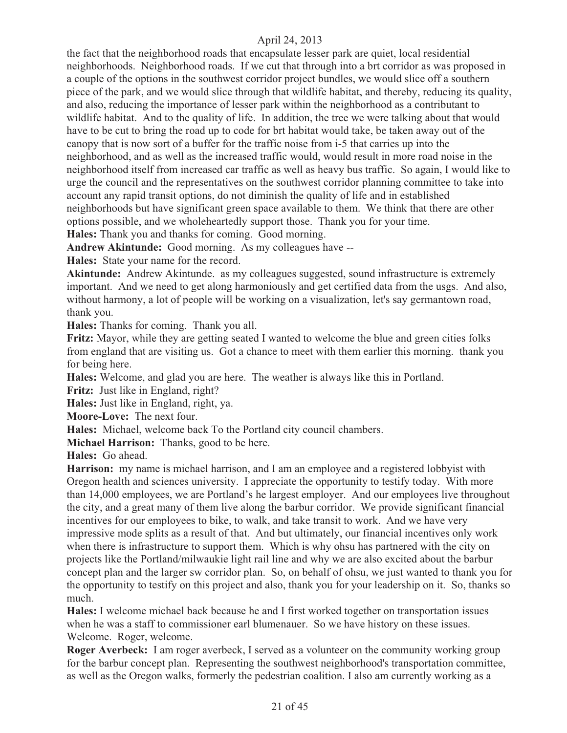the fact that the neighborhood roads that encapsulate lesser park are quiet, local residential neighborhoods. Neighborhood roads. If we cut that through into a brt corridor as was proposed in a couple of the options in the southwest corridor project bundles, we would slice off a southern piece of the park, and we would slice through that wildlife habitat, and thereby, reducing its quality, and also, reducing the importance of lesser park within the neighborhood as a contributant to wildlife habitat. And to the quality of life. In addition, the tree we were talking about that would have to be cut to bring the road up to code for brt habitat would take, be taken away out of the canopy that is now sort of a buffer for the traffic noise from i-5 that carries up into the neighborhood, and as well as the increased traffic would, would result in more road noise in the neighborhood itself from increased car traffic as well as heavy bus traffic. So again, I would like to urge the council and the representatives on the southwest corridor planning committee to take into account any rapid transit options, do not diminish the quality of life and in established neighborhoods but have significant green space available to them. We think that there are other options possible, and we wholeheartedly support those. Thank you for your time.

**Hales:** Thank you and thanks for coming. Good morning.

**Andrew Akintunde:** Good morning. As my colleagues have --

**Hales:** State your name for the record.

**Akintunde:** Andrew Akintunde. as my colleagues suggested, sound infrastructure is extremely important. And we need to get along harmoniously and get certified data from the usgs. And also, without harmony, a lot of people will be working on a visualization, let's say germantown road, thank you.

**Hales:** Thanks for coming. Thank you all.

**Fritz:** Mayor, while they are getting seated I wanted to welcome the blue and green cities folks from england that are visiting us. Got a chance to meet with them earlier this morning. thank you for being here.

**Hales:** Welcome, and glad you are here. The weather is always like this in Portland.

**Fritz:** Just like in England, right?

**Hales:** Just like in England, right, ya.

**Moore-Love:** The next four.

**Hales:** Michael, welcome back To the Portland city council chambers.

**Michael Harrison:** Thanks, good to be here.

**Hales:** Go ahead.

**Harrison:** my name is michael harrison, and I am an employee and a registered lobbyist with Oregon health and sciences university. I appreciate the opportunity to testify today. With more than 14,000 employees, we are Portland's he largest employer. And our employees live throughout the city, and a great many of them live along the barbur corridor. We provide significant financial incentives for our employees to bike, to walk, and take transit to work. And we have very impressive mode splits as a result of that. And but ultimately, our financial incentives only work when there is infrastructure to support them. Which is why ohsu has partnered with the city on projects like the Portland/milwaukie light rail line and why we are also excited about the barbur concept plan and the larger sw corridor plan. So, on behalf of ohsu, we just wanted to thank you for the opportunity to testify on this project and also, thank you for your leadership on it. So, thanks so much.

**Hales:** I welcome michael back because he and I first worked together on transportation issues when he was a staff to commissioner earl blumenauer. So we have history on these issues. Welcome. Roger, welcome.

**Roger Averbeck:** I am roger averbeck, I served as a volunteer on the community working group for the barbur concept plan. Representing the southwest neighborhood's transportation committee, as well as the Oregon walks, formerly the pedestrian coalition. I also am currently working as a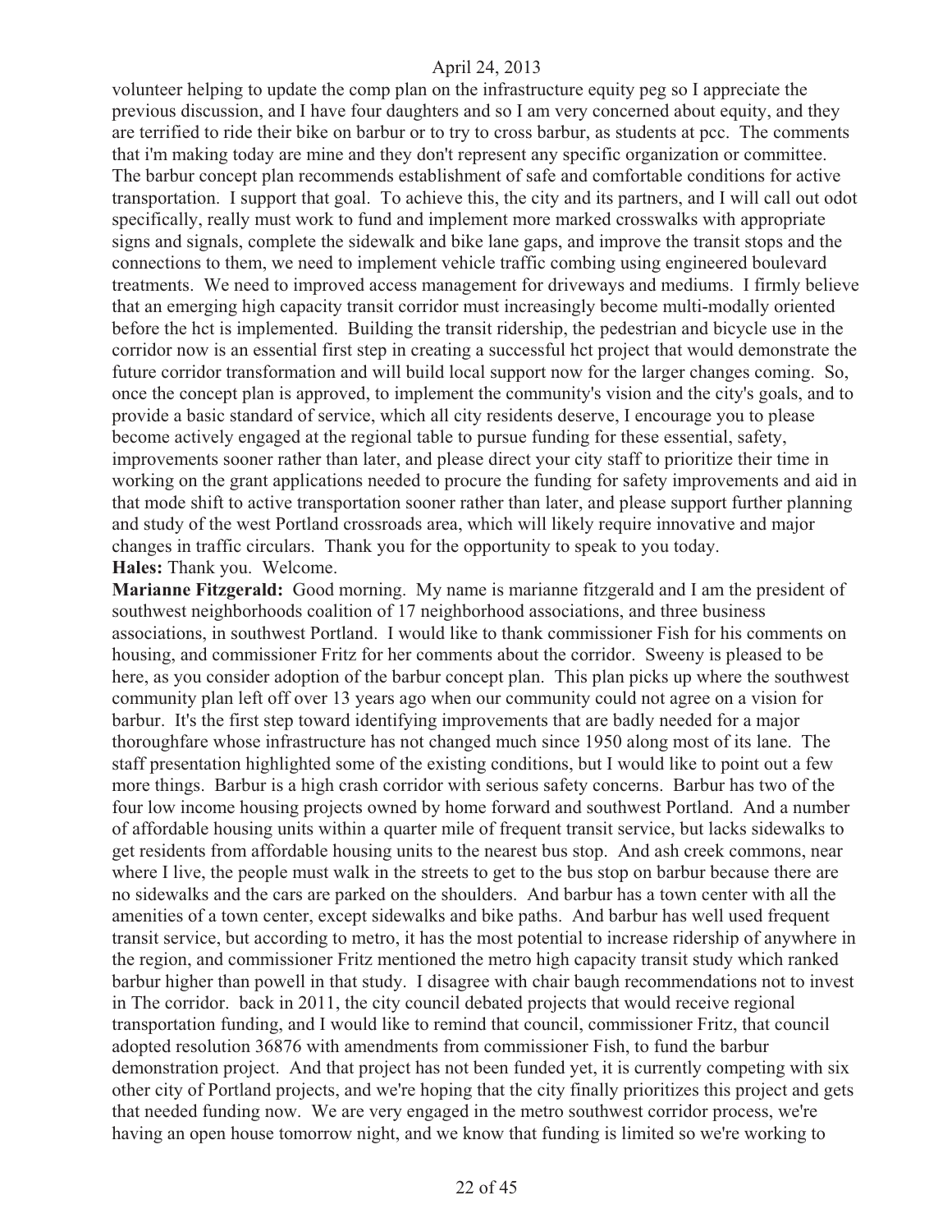volunteer helping to update the comp plan on the infrastructure equity peg so I appreciate the previous discussion, and I have four daughters and so I am very concerned about equity, and they are terrified to ride their bike on barbur or to try to cross barbur, as students at pcc. The comments that i'm making today are mine and they don't represent any specific organization or committee. The barbur concept plan recommends establishment of safe and comfortable conditions for active transportation. I support that goal. To achieve this, the city and its partners, and I will call out odot specifically, really must work to fund and implement more marked crosswalks with appropriate signs and signals, complete the sidewalk and bike lane gaps, and improve the transit stops and the connections to them, we need to implement vehicle traffic combing using engineered boulevard treatments. We need to improved access management for driveways and mediums. I firmly believe that an emerging high capacity transit corridor must increasingly become multi-modally oriented before the hct is implemented. Building the transit ridership, the pedestrian and bicycle use in the corridor now is an essential first step in creating a successful hct project that would demonstrate the future corridor transformation and will build local support now for the larger changes coming. So, once the concept plan is approved, to implement the community's vision and the city's goals, and to provide a basic standard of service, which all city residents deserve, I encourage you to please become actively engaged at the regional table to pursue funding for these essential, safety, improvements sooner rather than later, and please direct your city staff to prioritize their time in working on the grant applications needed to procure the funding for safety improvements and aid in that mode shift to active transportation sooner rather than later, and please support further planning and study of the west Portland crossroads area, which will likely require innovative and major changes in traffic circulars. Thank you for the opportunity to speak to you today.

**Hales:** Thank you. Welcome.

**Marianne Fitzgerald:** Good morning. My name is marianne fitzgerald and I am the president of southwest neighborhoods coalition of 17 neighborhood associations, and three business associations, in southwest Portland. I would like to thank commissioner Fish for his comments on housing, and commissioner Fritz for her comments about the corridor. Sweeny is pleased to be here, as you consider adoption of the barbur concept plan. This plan picks up where the southwest community plan left off over 13 years ago when our community could not agree on a vision for barbur. It's the first step toward identifying improvements that are badly needed for a major thoroughfare whose infrastructure has not changed much since 1950 along most of its lane. The staff presentation highlighted some of the existing conditions, but I would like to point out a few more things. Barbur is a high crash corridor with serious safety concerns. Barbur has two of the four low income housing projects owned by home forward and southwest Portland. And a number of affordable housing units within a quarter mile of frequent transit service, but lacks sidewalks to get residents from affordable housing units to the nearest bus stop. And ash creek commons, near where I live, the people must walk in the streets to get to the bus stop on barbur because there are no sidewalks and the cars are parked on the shoulders. And barbur has a town center with all the amenities of a town center, except sidewalks and bike paths. And barbur has well used frequent transit service, but according to metro, it has the most potential to increase ridership of anywhere in the region, and commissioner Fritz mentioned the metro high capacity transit study which ranked barbur higher than powell in that study. I disagree with chair baugh recommendations not to invest in The corridor. back in 2011, the city council debated projects that would receive regional transportation funding, and I would like to remind that council, commissioner Fritz, that council adopted resolution 36876 with amendments from commissioner Fish, to fund the barbur demonstration project. And that project has not been funded yet, it is currently competing with six other city of Portland projects, and we're hoping that the city finally prioritizes this project and gets that needed funding now. We are very engaged in the metro southwest corridor process, we're having an open house tomorrow night, and we know that funding is limited so we're working to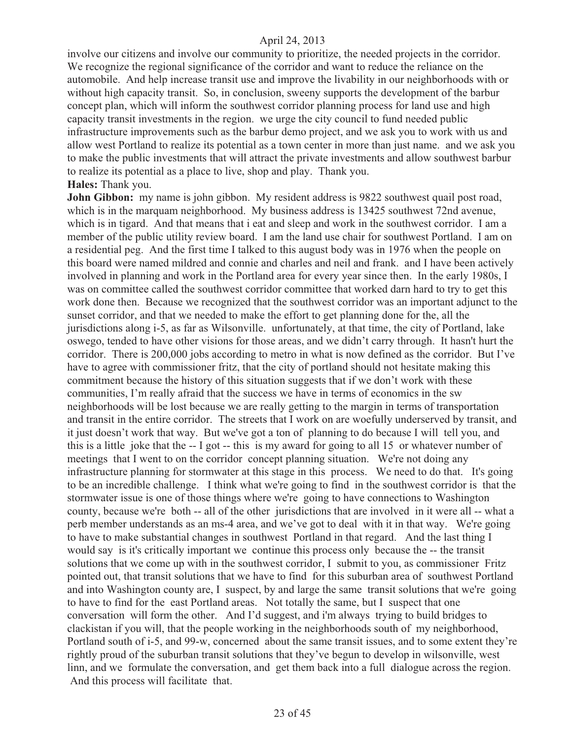involve our citizens and involve our community to prioritize, the needed projects in the corridor. We recognize the regional significance of the corridor and want to reduce the reliance on the automobile. And help increase transit use and improve the livability in our neighborhoods with or without high capacity transit. So, in conclusion, sweeny supports the development of the barbur concept plan, which will inform the southwest corridor planning process for land use and high capacity transit investments in the region. we urge the city council to fund needed public infrastructure improvements such as the barbur demo project, and we ask you to work with us and allow west Portland to realize its potential as a town center in more than just name. and we ask you to make the public investments that will attract the private investments and allow southwest barbur to realize its potential as a place to live, shop and play. Thank you.

**Hales:** Thank you.

**John Gibbon:** my name is john gibbon. My resident address is 9822 southwest quail post road, which is in the marquam neighborhood. My business address is 13425 southwest 72nd avenue, which is in tigard. And that means that i eat and sleep and work in the southwest corridor. I am a member of the public utility review board. I am the land use chair for southwest Portland. I am on a residential peg. And the first time I talked to this august body was in 1976 when the people on this board were named mildred and connie and charles and neil and frank. and I have been actively involved in planning and work in the Portland area for every year since then. In the early 1980s, I was on committee called the southwest corridor committee that worked darn hard to try to get this work done then. Because we recognized that the southwest corridor was an important adjunct to the sunset corridor, and that we needed to make the effort to get planning done for the, all the jurisdictions along i-5, as far as Wilsonville. unfortunately, at that time, the city of Portland, lake oswego, tended to have other visions for those areas, and we didn't carry through. It hasn't hurt the corridor. There is 200,000 jobs according to metro in what is now defined as the corridor. But I've have to agree with commissioner fritz, that the city of portland should not hesitate making this commitment because the history of this situation suggests that if we don't work with these communities, I'm really afraid that the success we have in terms of economics in the sw neighborhoods will be lost because we are really getting to the margin in terms of transportation and transit in the entire corridor. The streets that I work on are woefully underserved by transit, and it just doesn't work that way. But we've got a ton of planning to do because I will tell you, and this is a little joke that the -- I got -- this is my award for going to all 15 or whatever number of meetings that I went to on the corridor concept planning situation. We're not doing any infrastructure planning for stormwater at this stage in this process. We need to do that. It's going to be an incredible challenge. I think what we're going to find in the southwest corridor is that the stormwater issue is one of those things where we're going to have connections to Washington county, because we're both -- all of the other jurisdictions that are involved in it were all -- what a perb member understands as an ms-4 area, and we've got to deal with it in that way. We're going to have to make substantial changes in southwest Portland in that regard. And the last thing I would say is it's critically important we continue this process only because the -- the transit solutions that we come up with in the southwest corridor, I submit to you, as commissioner Fritz pointed out, that transit solutions that we have to find for this suburban area of southwest Portland and into Washington county are, I suspect, by and large the same transit solutions that we're going to have to find for the east Portland areas. Not totally the same, but I suspect that one conversation will form the other. And I'd suggest, and i'm always trying to build bridges to clackistan if you will, that the people working in the neighborhoods south of my neighborhood, Portland south of i-5, and 99-w, concerned about the same transit issues, and to some extent they're rightly proud of the suburban transit solutions that they've begun to develop in wilsonville, west linn, and we formulate the conversation, and get them back into a full dialogue across the region. And this process will facilitate that.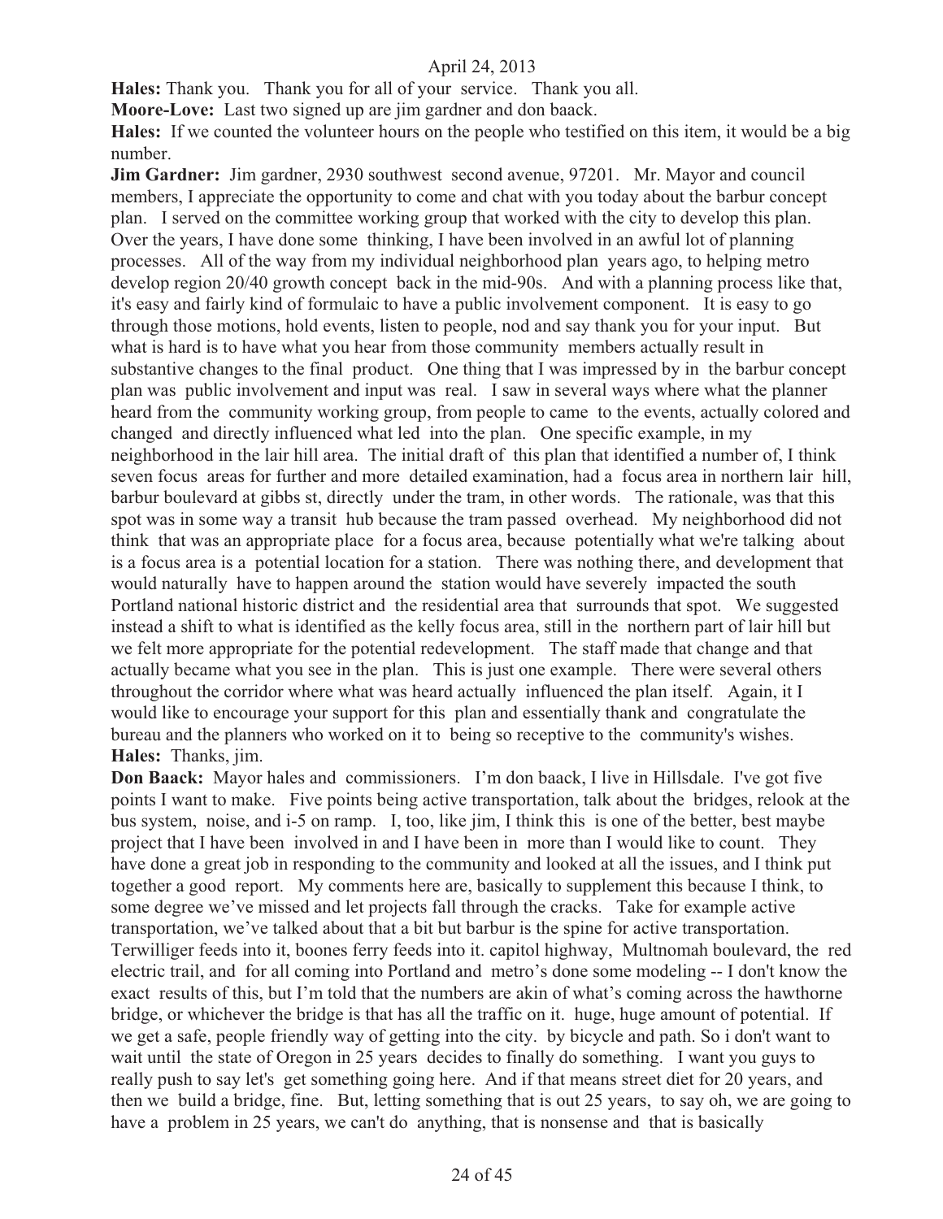**Hales:** Thank you. Thank you for all of your service. Thank you all.

**Moore-Love:** Last two signed up are jim gardner and don baack.

**Hales:** If we counted the volunteer hours on the people who testified on this item, it would be a big number.

**Jim Gardner:** Jim gardner, 2930 southwest second avenue, 97201. Mr. Mayor and council members, I appreciate the opportunity to come and chat with you today about the barbur concept plan. I served on the committee working group that worked with the city to develop this plan. Over the years, I have done some thinking, I have been involved in an awful lot of planning processes. All of the way from my individual neighborhood plan years ago, to helping metro develop region 20/40 growth concept back in the mid-90s. And with a planning process like that, it's easy and fairly kind of formulaic to have a public involvement component. It is easy to go through those motions, hold events, listen to people, nod and say thank you for your input. But what is hard is to have what you hear from those community members actually result in substantive changes to the final product. One thing that I was impressed by in the barbur concept plan was public involvement and input was real. I saw in several ways where what the planner heard from the community working group, from people to came to the events, actually colored and changed and directly influenced what led into the plan. One specific example, in my neighborhood in the lair hill area. The initial draft of this plan that identified a number of, I think seven focus areas for further and more detailed examination, had a focus area in northern lair hill, barbur boulevard at gibbs st, directly under the tram, in other words. The rationale, was that this spot was in some way a transit hub because the tram passed overhead. My neighborhood did not think that was an appropriate place for a focus area, because potentially what we're talking about is a focus area is a potential location for a station. There was nothing there, and development that would naturally have to happen around the station would have severely impacted the south Portland national historic district and the residential area that surrounds that spot. We suggested instead a shift to what is identified as the kelly focus area, still in the northern part of lair hill but we felt more appropriate for the potential redevelopment. The staff made that change and that actually became what you see in the plan. This is just one example. There were several others throughout the corridor where what was heard actually influenced the plan itself. Again, it I would like to encourage your support for this plan and essentially thank and congratulate the bureau and the planners who worked on it to being so receptive to the community's wishes.

**Hales:** Thanks, jim.

**Don Baack:** Mayor hales and commissioners. I'm don baack, I live in Hillsdale. I've got five points I want to make. Five points being active transportation, talk about the bridges, relook at the bus system, noise, and i-5 on ramp. I, too, like jim, I think this is one of the better, best maybe project that I have been involved in and I have been in more than I would like to count. They have done a great job in responding to the community and looked at all the issues, and I think put together a good report. My comments here are, basically to supplement this because I think, to some degree we've missed and let projects fall through the cracks. Take for example active transportation, we've talked about that a bit but barbur is the spine for active transportation. Terwilliger feeds into it, boones ferry feeds into it. capitol highway, Multnomah boulevard, the red electric trail, and for all coming into Portland and metro's done some modeling -- I don't know the exact results of this, but I'm told that the numbers are akin of what's coming across the hawthorne bridge, or whichever the bridge is that has all the traffic on it. huge, huge amount of potential. If we get a safe, people friendly way of getting into the city. by bicycle and path. So i don't want to wait until the state of Oregon in 25 years decides to finally do something. I want you guys to really push to say let's get something going here. And if that means street diet for 20 years, and then we build a bridge, fine. But, letting something that is out 25 years, to say oh, we are going to have a problem in 25 years, we can't do anything, that is nonsense and that is basically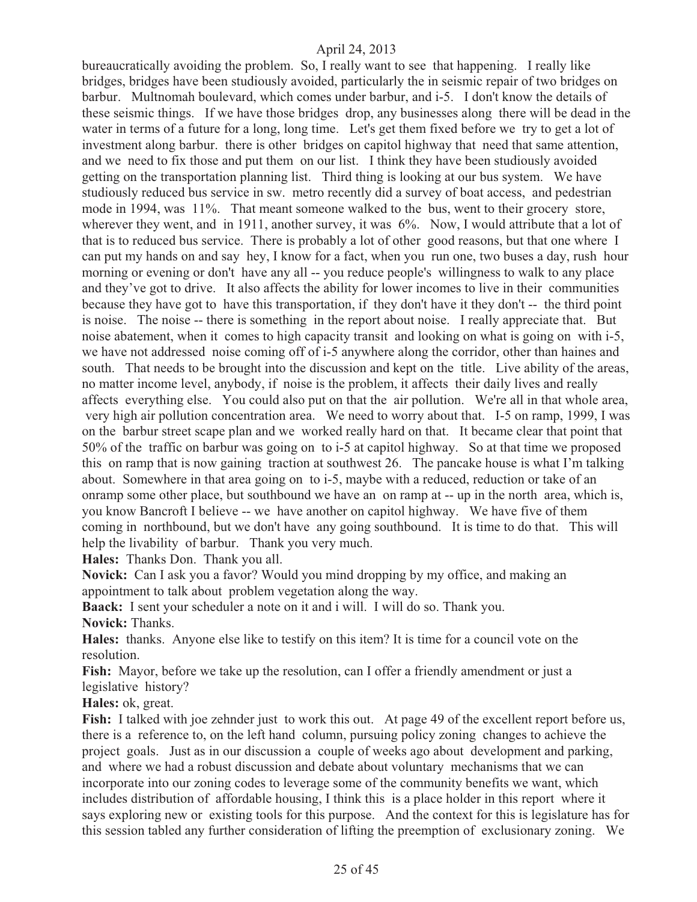bureaucratically avoiding the problem. So, I really want to see that happening. I really like bridges, bridges have been studiously avoided, particularly the in seismic repair of two bridges on barbur. Multnomah boulevard, which comes under barbur, and i-5. I don't know the details of these seismic things. If we have those bridges drop, any businesses along there will be dead in the water in terms of a future for a long, long time. Let's get them fixed before we try to get a lot of investment along barbur. there is other bridges on capitol highway that need that same attention, and we need to fix those and put them on our list. I think they have been studiously avoided getting on the transportation planning list. Third thing is looking at our bus system. We have studiously reduced bus service in sw. metro recently did a survey of boat access, and pedestrian mode in 1994, was 11%. That meant someone walked to the bus, went to their grocery store, wherever they went, and in 1911, another survey, it was 6%. Now, I would attribute that a lot of that is to reduced bus service. There is probably a lot of other good reasons, but that one where I can put my hands on and say hey, I know for a fact, when you run one, two buses a day, rush hour morning or evening or don't have any all -- you reduce people's willingness to walk to any place and they've got to drive. It also affects the ability for lower incomes to live in their communities because they have got to have this transportation, if they don't have it they don't -- the third point is noise. The noise -- there is something in the report about noise. I really appreciate that. But noise abatement, when it comes to high capacity transit and looking on what is going on with i-5, we have not addressed noise coming off of i-5 anywhere along the corridor, other than haines and south. That needs to be brought into the discussion and kept on the title. Live ability of the areas, no matter income level, anybody, if noise is the problem, it affects their daily lives and really affects everything else. You could also put on that the air pollution. We're all in that whole area, very high air pollution concentration area. We need to worry about that. I-5 on ramp, 1999, I was on the barbur street scape plan and we worked really hard on that. It became clear that point that 50% of the traffic on barbur was going on to i-5 at capitol highway. So at that time we proposed this on ramp that is now gaining traction at southwest 26. The pancake house is what I'm talking about. Somewhere in that area going on to i-5, maybe with a reduced, reduction or take of an onramp some other place, but southbound we have an on ramp at -- up in the north area, which is, you know Bancroft I believe -- we have another on capitol highway. We have five of them coming in northbound, but we don't have any going southbound. It is time to do that. This will help the livability of barbur. Thank you very much.

**Hales:** Thanks Don. Thank you all.

**Novick:** Can I ask you a favor? Would you mind dropping by my office, and making an appointment to talk about problem vegetation along the way.

**Baack:** I sent your scheduler a note on it and i will. I will do so. Thank you.

**Novick:** Thanks.

**Hales:** thanks. Anyone else like to testify on this item? It is time for a council vote on the resolution.

**Fish:** Mayor, before we take up the resolution, can I offer a friendly amendment or just a legislative history?

**Hales:** ok, great.

**Fish:** I talked with joe zehnder just to work this out. At page 49 of the excellent report before us, there is a reference to, on the left hand column, pursuing policy zoning changes to achieve the project goals. Just as in our discussion a couple of weeks ago about development and parking, and where we had a robust discussion and debate about voluntary mechanisms that we can incorporate into our zoning codes to leverage some of the community benefits we want, which includes distribution of affordable housing, I think this is a place holder in this report where it says exploring new or existing tools for this purpose. And the context for this is legislature has for this session tabled any further consideration of lifting the preemption of exclusionary zoning. We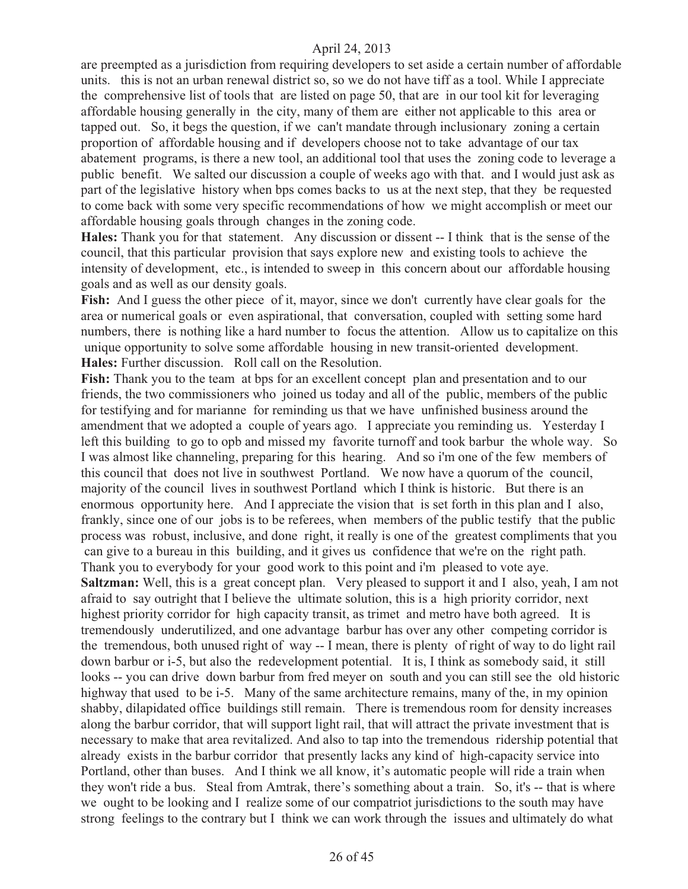are preempted as a jurisdiction from requiring developers to set aside a certain number of affordable units. this is not an urban renewal district so, so we do not have tiff as a tool. While I appreciate the comprehensive list of tools that are listed on page 50, that are in our tool kit for leveraging affordable housing generally in the city, many of them are either not applicable to this area or tapped out. So, it begs the question, if we can't mandate through inclusionary zoning a certain proportion of affordable housing and if developers choose not to take advantage of our tax abatement programs, is there a new tool, an additional tool that uses the zoning code to leverage a public benefit. We salted our discussion a couple of weeks ago with that. and I would just ask as part of the legislative history when bps comes backs to us at the next step, that they be requested to come back with some very specific recommendations of how we might accomplish or meet our affordable housing goals through changes in the zoning code.

**Hales:** Thank you for that statement. Any discussion or dissent -- I think that is the sense of the council, that this particular provision that says explore new and existing tools to achieve the intensity of development, etc., is intended to sweep in this concern about our affordable housing goals and as well as our density goals.

**Fish:** And I guess the other piece of it, mayor, since we don't currently have clear goals for the area or numerical goals or even aspirational, that conversation, coupled with setting some hard numbers, there is nothing like a hard number to focus the attention. Allow us to capitalize on this unique opportunity to solve some affordable housing in new transit-oriented development.

**Hales:** Further discussion. Roll call on the Resolution.

**Fish:** Thank you to the team at bps for an excellent concept plan and presentation and to our friends, the two commissioners who joined us today and all of the public, members of the public for testifying and for marianne for reminding us that we have unfinished business around the amendment that we adopted a couple of years ago. I appreciate you reminding us. Yesterday I left this building to go to opb and missed my favorite turnoff and took barbur the whole way. So I was almost like channeling, preparing for this hearing. And so i'm one of the few members of this council that does not live in southwest Portland. We now have a quorum of the council, majority of the council lives in southwest Portland which I think is historic. But there is an enormous opportunity here. And I appreciate the vision that is set forth in this plan and I also, frankly, since one of our jobs is to be referees, when members of the public testify that the public process was robust, inclusive, and done right, it really is one of the greatest compliments that you can give to a bureau in this building, and it gives us confidence that we're on the right path. Thank you to everybody for your good work to this point and i'm pleased to vote aye.

**Saltzman:** Well, this is a great concept plan. Very pleased to support it and I also, yeah, I am not afraid to say outright that I believe the ultimate solution, this is a high priority corridor, next highest priority corridor for high capacity transit, as trimet and metro have both agreed. It is tremendously underutilized, and one advantage barbur has over any other competing corridor is the tremendous, both unused right of way -- I mean, there is plenty of right of way to do light rail down barbur or i-5, but also the redevelopment potential. It is, I think as somebody said, it still looks -- you can drive down barbur from fred meyer on south and you can still see the old historic highway that used to be i-5. Many of the same architecture remains, many of the, in my opinion shabby, dilapidated office buildings still remain. There is tremendous room for density increases along the barbur corridor, that will support light rail, that will attract the private investment that is necessary to make that area revitalized. And also to tap into the tremendous ridership potential that already exists in the barbur corridor that presently lacks any kind of high-capacity service into Portland, other than buses. And I think we all know, it's automatic people will ride a train when they won't ride a bus. Steal from Amtrak, there's something about a train. So, it's -- that is where we ought to be looking and I realize some of our compatriot jurisdictions to the south may have strong feelings to the contrary but I think we can work through the issues and ultimately do what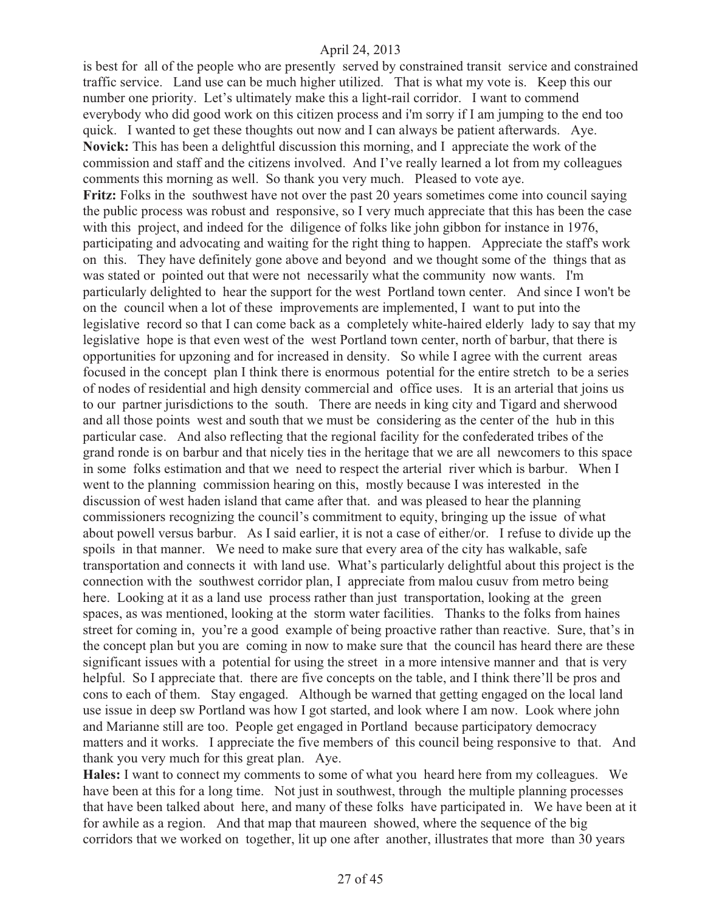is best for all of the people who are presently served by constrained transit service and constrained traffic service. Land use can be much higher utilized. That is what my vote is. Keep this our number one priority. Let's ultimately make this a light-rail corridor. I want to commend everybody who did good work on this citizen process and i'm sorry if I am jumping to the end too quick. I wanted to get these thoughts out now and I can always be patient afterwards. Aye.

**Novick:** This has been a delightful discussion this morning, and I appreciate the work of the commission and staff and the citizens involved. And I've really learned a lot from my colleagues comments this morning as well. So thank you very much. Pleased to vote aye.

**Fritz:** Folks in the southwest have not over the past 20 years sometimes come into council saying the public process was robust and responsive, so I very much appreciate that this has been the case with this project, and indeed for the diligence of folks like john gibbon for instance in 1976, participating and advocating and waiting for the right thing to happen. Appreciate the staff's work on this. They have definitely gone above and beyond and we thought some of the things that as was stated or pointed out that were not necessarily what the community now wants. I'm particularly delighted to hear the support for the west Portland town center. And since I won't be on the council when a lot of these improvements are implemented, I want to put into the legislative record so that I can come back as a completely white-haired elderly lady to say that my legislative hope is that even west of the west Portland town center, north of barbur, that there is opportunities for upzoning and for increased in density. So while I agree with the current areas focused in the concept plan I think there is enormous potential for the entire stretch to be a series of nodes of residential and high density commercial and office uses. It is an arterial that joins us to our partner jurisdictions to the south. There are needs in king city and Tigard and sherwood and all those points west and south that we must be considering as the center of the hub in this particular case. And also reflecting that the regional facility for the confederated tribes of the grand ronde is on barbur and that nicely ties in the heritage that we are all newcomers to this space in some folks estimation and that we need to respect the arterial river which is barbur. When I went to the planning commission hearing on this, mostly because I was interested in the discussion of west haden island that came after that. and was pleased to hear the planning commissioners recognizing the council's commitment to equity, bringing up the issue of what about powell versus barbur. As I said earlier, it is not a case of either/or. I refuse to divide up the spoils in that manner. We need to make sure that every area of the city has walkable, safe transportation and connects it with land use. What's particularly delightful about this project is the connection with the southwest corridor plan, I appreciate from malou cusuv from metro being here. Looking at it as a land use process rather than just transportation, looking at the green spaces, as was mentioned, looking at the storm water facilities. Thanks to the folks from haines street for coming in, you're a good example of being proactive rather than reactive. Sure, that's in the concept plan but you are coming in now to make sure that the council has heard there are these significant issues with a potential for using the street in a more intensive manner and that is very helpful. So I appreciate that. there are five concepts on the table, and I think there'll be pros and cons to each of them. Stay engaged. Although be warned that getting engaged on the local land use issue in deep sw Portland was how I got started, and look where I am now. Look where john and Marianne still are too. People get engaged in Portland because participatory democracy matters and it works. I appreciate the five members of this council being responsive to that. And thank you very much for this great plan. Aye.

**Hales:** I want to connect my comments to some of what you heard here from my colleagues. We have been at this for a long time. Not just in southwest, through the multiple planning processes that have been talked about here, and many of these folks have participated in. We have been at it for awhile as a region. And that map that maureen showed, where the sequence of the big corridors that we worked on together, lit up one after another, illustrates that more than 30 years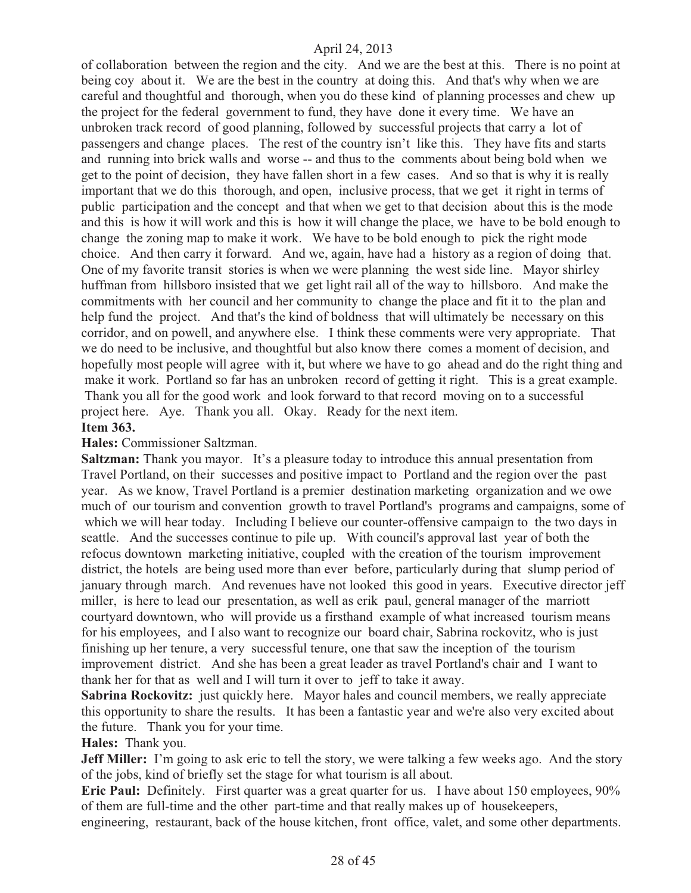of collaboration between the region and the city. And we are the best at this. There is no point at being coy about it. We are the best in the country at doing this. And that's why when we are careful and thoughtful and thorough, when you do these kind of planning processes and chew up the project for the federal government to fund, they have done it every time. We have an unbroken track record of good planning, followed by successful projects that carry a lot of passengers and change places. The rest of the country isn't like this. They have fits and starts and running into brick walls and worse -- and thus to the comments about being bold when we get to the point of decision, they have fallen short in a few cases. And so that is why it is really important that we do this thorough, and open, inclusive process, that we get it right in terms of public participation and the concept and that when we get to that decision about this is the mode and this is how it will work and this is how it will change the place, we have to be bold enough to change the zoning map to make it work. We have to be bold enough to pick the right mode choice. And then carry it forward. And we, again, have had a history as a region of doing that. One of my favorite transit stories is when we were planning the west side line. Mayor shirley huffman from hillsboro insisted that we get light rail all of the way to hillsboro. And make the commitments with her council and her community to change the place and fit it to the plan and help fund the project. And that's the kind of boldness that will ultimately be necessary on this corridor, and on powell, and anywhere else. I think these comments were very appropriate. That we do need to be inclusive, and thoughtful but also know there comes a moment of decision, and hopefully most people will agree with it, but where we have to go ahead and do the right thing and make it work. Portland so far has an unbroken record of getting it right. This is a great example. Thank you all for the good work and look forward to that record moving on to a successful project here. Aye. Thank you all. Okay. Ready for the next item.

**Item 363.**

**Hales:** Commissioner Saltzman.

**Saltzman:** Thank you mayor. It's a pleasure today to introduce this annual presentation from Travel Portland, on their successes and positive impact to Portland and the region over the past year. As we know, Travel Portland is a premier destination marketing organization and we owe much of our tourism and convention growth to travel Portland's programs and campaigns, some of which we will hear today. Including I believe our counter-offensive campaign to the two days in seattle. And the successes continue to pile up. With council's approval last year of both the refocus downtown marketing initiative, coupled with the creation of the tourism improvement district, the hotels are being used more than ever before, particularly during that slump period of january through march. And revenues have not looked this good in years. Executive director jeff miller, is here to lead our presentation, as well as erik paul, general manager of the marriott courtyard downtown, who will provide us a firsthand example of what increased tourism means for his employees, and I also want to recognize our board chair, Sabrina rockovitz, who is just finishing up her tenure, a very successful tenure, one that saw the inception of the tourism improvement district. And she has been a great leader as travel Portland's chair and I want to thank her for that as well and I will turn it over to jeff to take it away.

**Sabrina Rockovitz:** just quickly here. Mayor hales and council members, we really appreciate this opportunity to share the results. It has been a fantastic year and we're also very excited about the future. Thank you for your time.

**Hales:** Thank you.

**Jeff Miller:** I'm going to ask eric to tell the story, we were talking a few weeks ago. And the story of the jobs, kind of briefly set the stage for what tourism is all about.

**Eric Paul:** Definitely. First quarter was a great quarter for us. I have about 150 employees, 90% of them are full-time and the other part-time and that really makes up of housekeepers, engineering, restaurant, back of the house kitchen, front office, valet, and some other departments.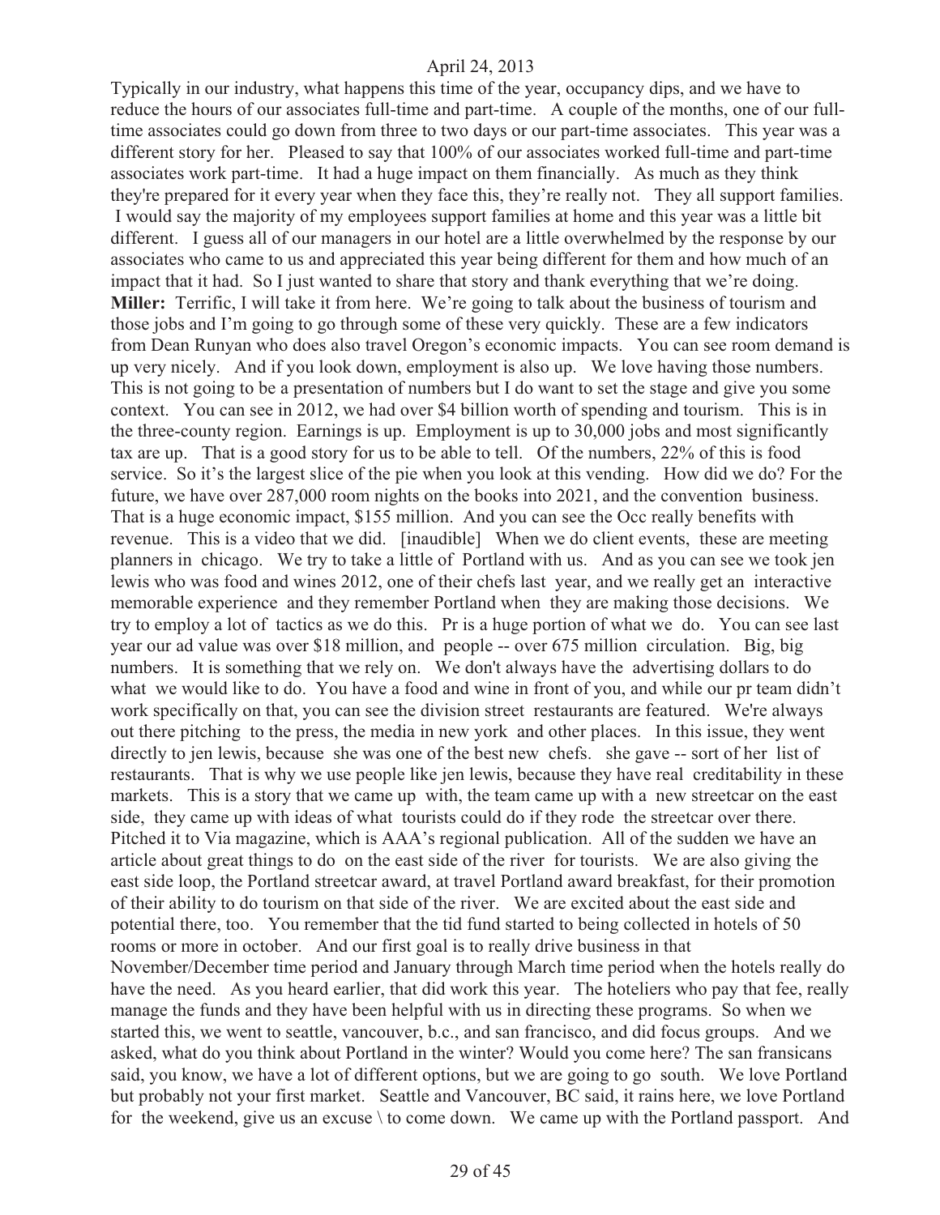Typically in our industry, what happens this time of the year, occupancy dips, and we have to reduce the hours of our associates full-time and part-time. A couple of the months, one of our full-time associates could go down from three to two days or our part-time associates. This year was a different story for her. Pleased to say that 100% of our associates worked full-time and part-time associates work part-time. It had a huge impact on them financially. As much as they think they're prepared for it every year when they face this, they're really not. They all support families. I would say the majority of my employees support families at home and this year was a little bit different. I guess all of our managers in our hotel are a little overwhelmed by the response by our associates who came to us and appreciated this year being different for them and how much of an impact that it had. So I just wanted to share that story and thank everything that we're doing.

**Miller:** Terrific, I will take it from here. We're going to talk about the business of tourism and those jobs and I'm going to go through some of these very quickly. These are a few indicators from Dean Runyan who does also travel Oregon's economic impacts. You can see room demand is up very nicely. And if you look down, employment is also up. We love having those numbers. This is not going to be a presentation of numbers but I do want to set the stage and give you some context. You can see in 2012, we had over $4 billion worth of spending and tourism. This is in the three-county region. Earnings is up. Employment is up to 30,000 jobs and most significantly tax are up. That is a good story for us to be able to tell. Of the numbers, 22% of this is food service. So it's the largest slice of the pie when you look at this vending. How did we do? For the future, we have over 287,000 room nights on the books into 2021, and the convention business. That is a huge economic impact, $155 million. And you can see the Occ really benefits with revenue. This is a video that we did. [inaudible] When we do client events, these are meeting planners in chicago. We try to take a little of Portland with us. And as you can see we took jen lewis who was food and wines 2012, one of their chefs last year, and we really get an interactive memorable experience and they remember Portland when they are making those decisions. We try to employ a lot of tactics as we do this. Pr is a huge portion of what we do. You can see last year our ad value was over $18 million, and people -- over 675 million circulation. Big, big numbers. It is something that we rely on. We don't always have the advertising dollars to do what we would like to do. You have a food and wine in front of you, and while our pr team didn't work specifically on that, you can see the division street restaurants are featured. We're always out there pitching to the press, the media in new york and other places. In this issue, they went directly to jen lewis, because she was one of the best new chefs. she gave -- sort of her list of restaurants. That is why we use people like jen lewis, because they have real creditability in these markets. This is a story that we came up with, the team came up with a new streetcar on the east side, they came up with ideas of what tourists could do if they rode the streetcar over there. Pitched it to Via magazine, which is AAA's regional publication. All of the sudden we have an article about great things to do on the east side of the river for tourists. We are also giving the east side loop, the Portland streetcar award, at travel Portland award breakfast, for their promotion of their ability to do tourism on that side of the river. We are excited about the east side and potential there, too. You remember that the tid fund started to being collected in hotels of 50 rooms or more in october. And our first goal is to really drive business in that November/December time period and January through March time period when the hotels really do have the need. As you heard earlier, that did work this year. The hoteliers who pay that fee, really manage the funds and they have been helpful with us in directing these programs. So when we started this, we went to seattle, vancouver, b.c., and san francisco, and did focus groups. And we asked, what do you think about Portland in the winter? Would you come here? The san fransicans said, you know, we have a lot of different options, but we are going to go south. We love Portland but probably not your first market. Seattle and Vancouver, BC said, it rains here, we love Portland for the weekend, give us an excuse \ to come down. We came up with the Portland passport. And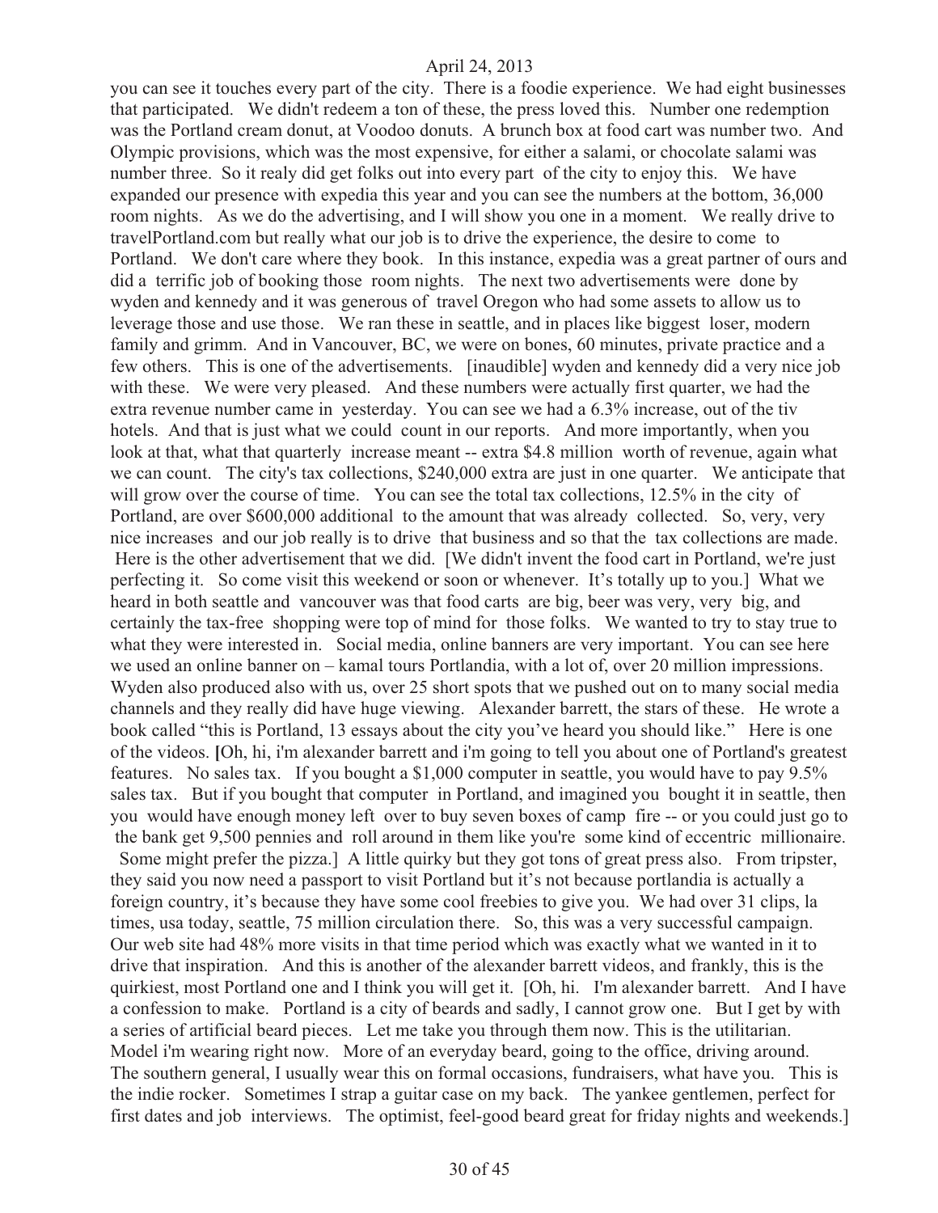you can see it touches every part of the city. There is a foodie experience. We had eight businesses that participated. We didn't redeem a ton of these, the press loved this. Number one redemption was the Portland cream donut, at Voodoo donuts. A brunch box at food cart was number two. And Olympic provisions, which was the most expensive, for either a salami, or chocolate salami was number three. So it realy did get folks out into every part of the city to enjoy this. We have expanded our presence with expedia this year and you can see the numbers at the bottom, 36,000 room nights. As we do the advertising, and I will show you one in a moment. We really drive to travelPortland.com but really what our job is to drive the experience, the desire to come to Portland. We don't care where they book. In this instance, expedia was a great partner of ours and did a terrific job of booking those room nights. The next two advertisements were done by wyden and kennedy and it was generous of travel Oregon who had some assets to allow us to leverage those and use those. We ran these in seattle, and in places like biggest loser, modern family and grimm. And in Vancouver, BC, we were on bones, 60 minutes, private practice and a few others. This is one of the advertisements. [inaudible] wyden and kennedy did a very nice job with these. We were very pleased. And these numbers were actually first quarter, we had the extra revenue number came in yesterday. You can see we had a 6.3% increase, out of the tiv hotels. And that is just what we could count in our reports. And more importantly, when you look at that, what that quarterly increase meant -- extra $4.8 million worth of revenue, again what we can count. The city's tax collections, $240,000 extra are just in one quarter. We anticipate that will grow over the course of time. You can see the total tax collections, 12.5% in the city of Portland, are over $600,000 additional to the amount that was already collected. So, very, very nice increases and our job really is to drive that business and so that the tax collections are made. Here is the other advertisement that we did. [We didn't invent the food cart in Portland, we're just perfecting it. So come visit this weekend or soon or whenever. It's totally up to you.] What we heard in both seattle and vancouver was that food carts are big, beer was very, very big, and certainly the tax-free shopping were top of mind for those folks. We wanted to try to stay true to what they were interested in. Social media, online banners are very important. You can see here we used an online banner on – kamal tours Portlandia, with a lot of, over 20 million impressions. Wyden also produced also with us, over 25 short spots that we pushed out on to many social media channels and they really did have huge viewing. Alexander barrett, the stars of these. He wrote a book called "this is Portland, 13 essays about the city you've heard you should like." Here is one of the videos. [Oh, hi, i'm alexander barrett and i'm going to tell you about one of Portland's greatest features. No sales tax. If you bought a $1,000 computer in seattle, you would have to pay 9.5% sales tax. But if you bought that computer in Portland, and imagined you bought it in seattle, then you would have enough money left over to buy seven boxes of camp fire -- or you could just go to the bank get 9,500 pennies and roll around in them like you're some kind of eccentric millionaire. Some might prefer the pizza.] A little quirky but they got tons of great press also. From tripster, they said you now need a passport to visit Portland but it's not because portlandia is actually a foreign country, it's because they have some cool freebies to give you. We had over 31 clips, la times, usa today, seattle, 75 million circulation there. So, this was a very successful campaign. Our web site had 48% more visits in that time period which was exactly what we wanted in it to drive that inspiration. And this is another of the alexander barrett videos, and frankly, this is the quirkiest, most Portland one and I think you will get it. [Oh, hi. I'm alexander barrett. And I have a confession to make. Portland is a city of beards and sadly, I cannot grow one. But I get by with a series of artificial beard pieces. Let me take you through them now. This is the utilitarian. Model i'm wearing right now. More of an everyday beard, going to the office, driving around. The southern general, I usually wear this on formal occasions, fundraisers, what have you. This is the indie rocker. Sometimes I strap a guitar case on my back. The yankee gentlemen, perfect for first dates and job interviews. The optimist, feel-good beard great for friday nights and weekends.]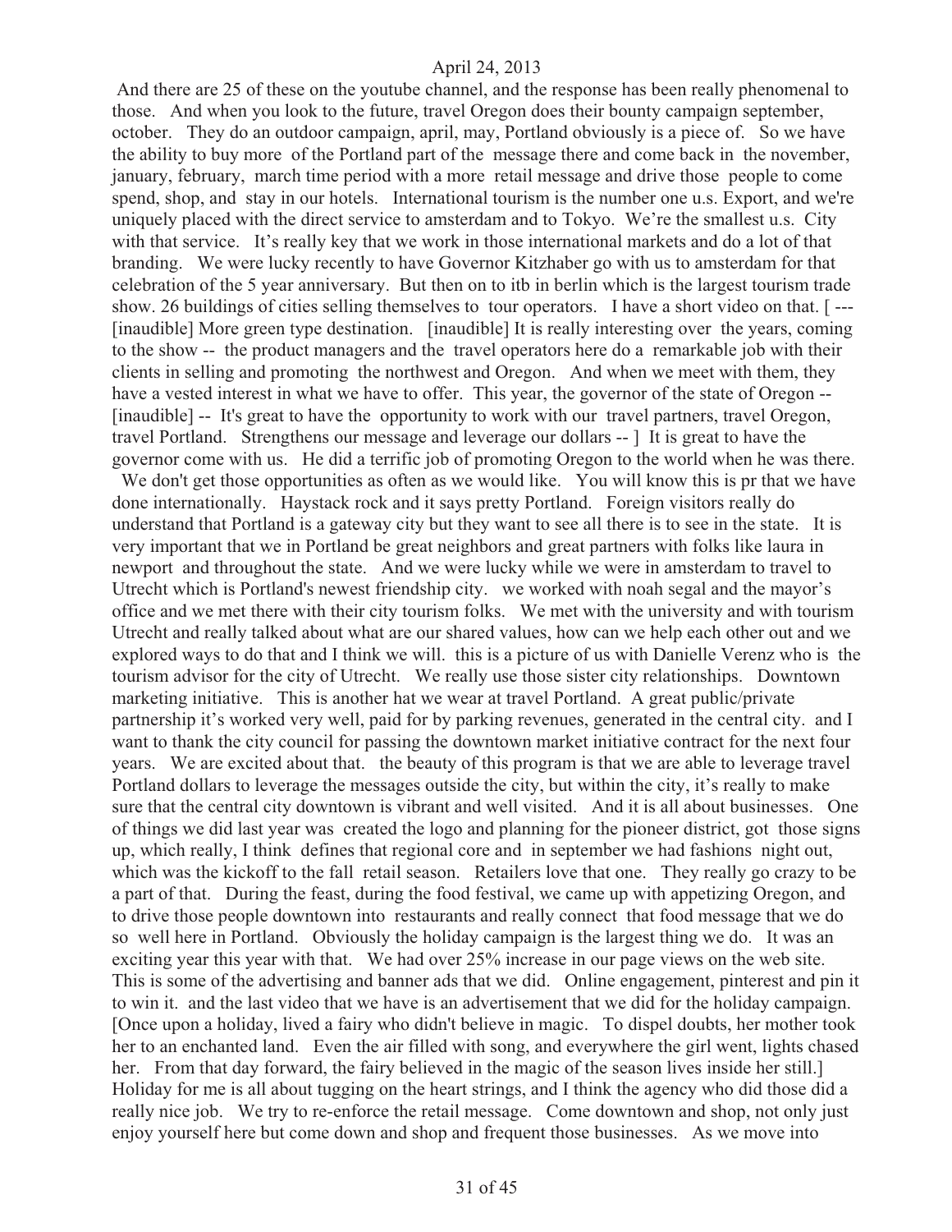And there are 25 of these on the youtube channel, and the response has been really phenomenal to those. And when you look to the future, travel Oregon does their bounty campaign september, october. They do an outdoor campaign, april, may, Portland obviously is a piece of. So we have the ability to buy more of the Portland part of the message there and come back in the november, january, february, march time period with a more retail message and drive those people to come spend, shop, and stay in our hotels. International tourism is the number one u.s. Export, and we're uniquely placed with the direct service to amsterdam and to Tokyo. We're the smallest u.s. City with that service. It's really key that we work in those international markets and do a lot of that branding. We were lucky recently to have Governor Kitzhaber go with us to amsterdam for that celebration of the 5 year anniversary. But then on to itb in berlin which is the largest tourism trade show. 26 buildings of cities selling themselves to tour operators. I have a short video on that. [ --- [inaudible] More green type destination. [inaudible] It is really interesting over the years, coming to the show -- the product managers and the travel operators here do a remarkable job with their clients in selling and promoting the northwest and Oregon. And when we meet with them, they have a vested interest in what we have to offer. This year, the governor of the state of Oregon -- [inaudible] -- It's great to have the opportunity to work with our travel partners, travel Oregon, travel Portland. Strengthens our message and leverage our dollars -- ] It is great to have the governor come with us. He did a terrific job of promoting Oregon to the world when he was there. We don't get those opportunities as often as we would like. You will know this is pr that we have done internationally. Haystack rock and it says pretty Portland. Foreign visitors really do understand that Portland is a gateway city but they want to see all there is to see in the state. It is very important that we in Portland be great neighbors and great partners with folks like laura in newport and throughout the state. And we were lucky while we were in amsterdam to travel to Utrecht which is Portland's newest friendship city. we worked with noah segal and the mayor's office and we met there with their city tourism folks. We met with the university and with tourism Utrecht and really talked about what are our shared values, how can we help each other out and we explored ways to do that and I think we will. this is a picture of us with Danielle Verenz who is the tourism advisor for the city of Utrecht. We really use those sister city relationships. Downtown marketing initiative. This is another hat we wear at travel Portland. A great public/private partnership it's worked very well, paid for by parking revenues, generated in the central city. and I want to thank the city council for passing the downtown market initiative contract for the next four years. We are excited about that. the beauty of this program is that we are able to leverage travel Portland dollars to leverage the messages outside the city, but within the city, it's really to make sure that the central city downtown is vibrant and well visited. And it is all about businesses. One of things we did last year was created the logo and planning for the pioneer district, got those signs up, which really, I think defines that regional core and in september we had fashions night out, which was the kickoff to the fall retail season. Retailers love that one. They really go crazy to be a part of that. During the feast, during the food festival, we came up with appetizing Oregon, and to drive those people downtown into restaurants and really connect that food message that we do so well here in Portland. Obviously the holiday campaign is the largest thing we do. It was an exciting year this year with that. We had over 25% increase in our page views on the web site. This is some of the advertising and banner ads that we did. Online engagement, pinterest and pin it to win it. and the last video that we have is an advertisement that we did for the holiday campaign. [Once upon a holiday, lived a fairy who didn't believe in magic. To dispel doubts, her mother took her to an enchanted land. Even the air filled with song, and everywhere the girl went, lights chased her. From that day forward, the fairy believed in the magic of the season lives inside her still.] Holiday for me is all about tugging on the heart strings, and I think the agency who did those did a really nice job. We try to re-enforce the retail message. Come downtown and shop, not only just enjoy yourself here but come down and shop and frequent those businesses. As we move into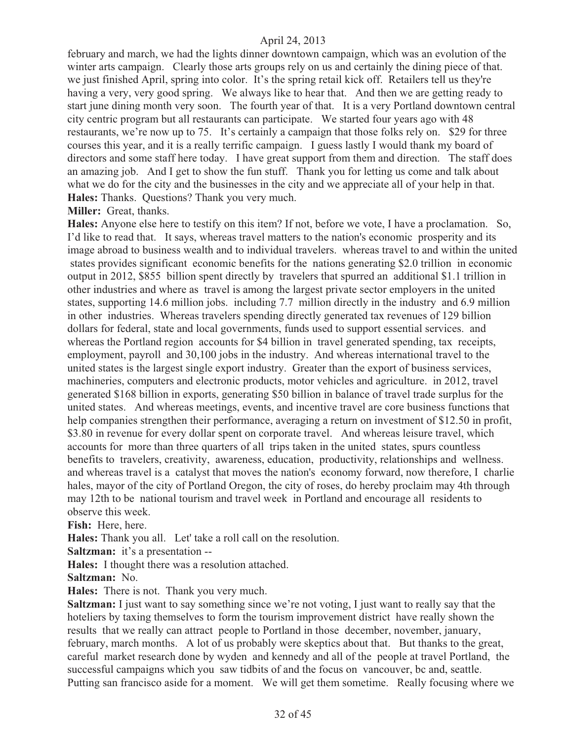february and march, we had the lights dinner downtown campaign, which was an evolution of the winter arts campaign. Clearly those arts groups rely on us and certainly the dining piece of that. we just finished April, spring into color. It's the spring retail kick off. Retailers tell us they're having a very, very good spring. We always like to hear that. And then we are getting ready to start june dining month very soon. The fourth year of that. It is a very Portland downtown central city centric program but all restaurants can participate. We started four years ago with 48 restaurants, we're now up to 75. It's certainly a campaign that those folks rely on. $29 for three courses this year, and it is a really terrific campaign. I guess lastly I would thank my board of directors and some staff here today. I have great support from them and direction. The staff does an amazing job. And I get to show the fun stuff. Thank you for letting us come and talk about what we do for the city and the businesses in the city and we appreciate all of your help in that.

**Hales:** Thanks. Questions? Thank you very much.

**Miller:** Great, thanks.

**Hales:** Anyone else here to testify on this item? If not, before we vote, I have a proclamation. So, I'd like to read that. It says, whereas travel matters to the nation's economic prosperity and its image abroad to business wealth and to individual travelers. whereas travel to and within the united states provides significant economic benefits for the nations generating $2.0 trillion in economic output in 2012, $855 billion spent directly by travelers that spurred an additional $1.1 trillion in other industries and where as travel is among the largest private sector employers in the united states, supporting 14.6 million jobs. including 7.7 million directly in the industry and 6.9 million in other industries. Whereas travelers spending directly generated tax revenues of 129 billion dollars for federal, state and local governments, funds used to support essential services. and whereas the Portland region accounts for $4 billion in travel generated spending, tax receipts, employment, payroll and 30,100 jobs in the industry. And whereas international travel to the united states is the largest single export industry. Greater than the export of business services, machineries, computers and electronic products, motor vehicles and agriculture. in 2012, travel generated $168 billion in exports, generating $50 billion in balance of travel trade surplus for the united states. And whereas meetings, events, and incentive travel are core business functions that help companies strengthen their performance, averaging a return on investment of $12.50 in profit, $3.80 in revenue for every dollar spent on corporate travel. And whereas leisure travel, which accounts for more than three quarters of all trips taken in the united states, spurs countless benefits to travelers, creativity, awareness, education, productivity, relationships and wellness. and whereas travel is a catalyst that moves the nation's economy forward, now therefore, I charlie hales, mayor of the city of Portland Oregon, the city of roses, do hereby proclaim may 4th through may 12th to be national tourism and travel week in Portland and encourage all residents to observe this week.

**Fish:** Here, here.

**Hales:** Thank you all. Let' take a roll call on the resolution.

**Saltzman:** it's a presentation --

**Hales:** I thought there was a resolution attached.

**Saltzman:** No.

**Hales:** There is not. Thank you very much.

**Saltzman:** I just want to say something since we're not voting, I just want to really say that the hoteliers by taxing themselves to form the tourism improvement district have really shown the results that we really can attract people to Portland in those december, november, january, february, march months. A lot of us probably were skeptics about that. But thanks to the great, careful market research done by wyden and kennedy and all of the people at travel Portland, the successful campaigns which you saw tidbits of and the focus on vancouver, bc and, seattle. Putting san francisco aside for a moment. We will get them sometime. Really focusing where we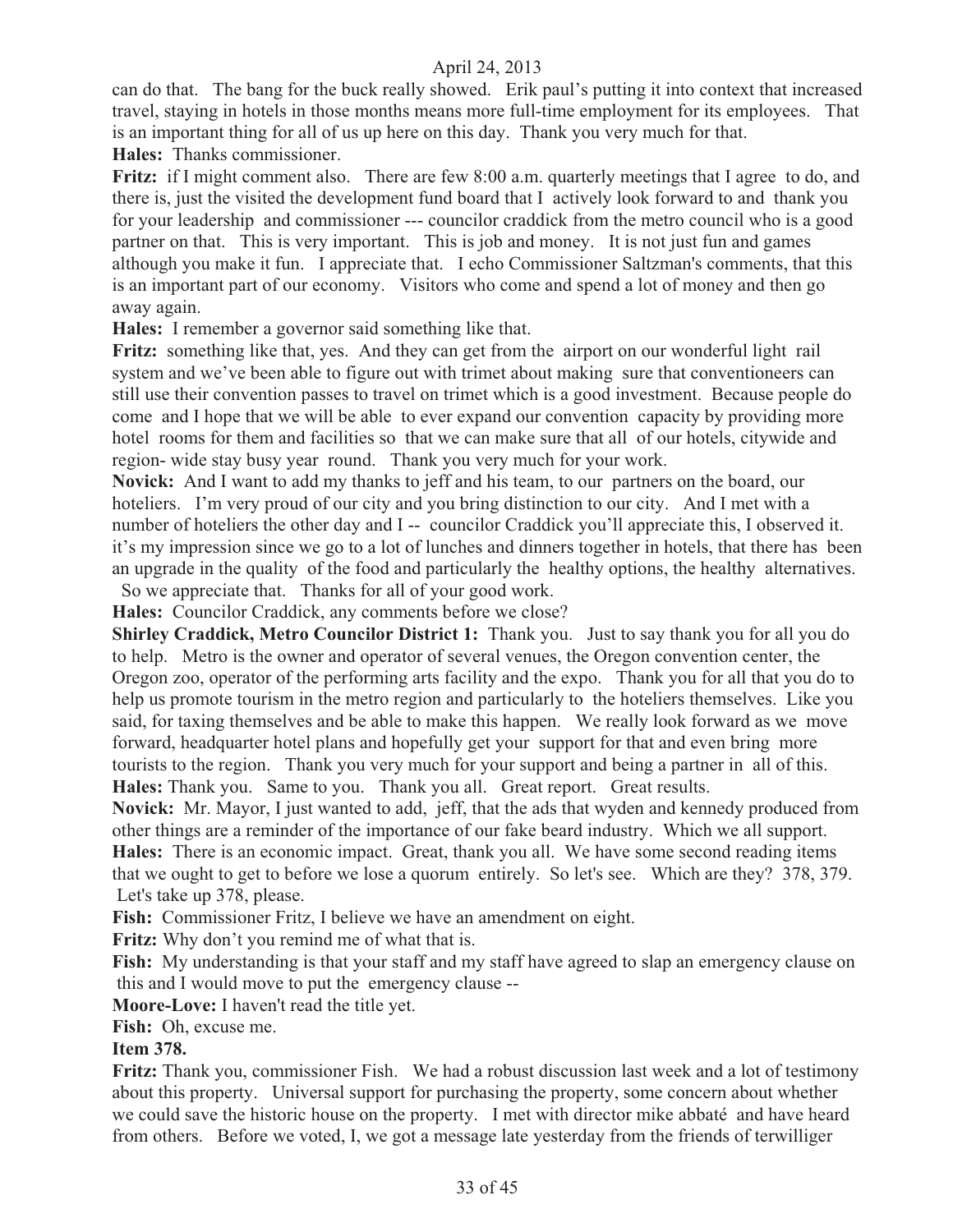can do that. The bang for the buck really showed. Erik paul's putting it into context that increased travel, staying in hotels in those months means more full-time employment for its employees. That is an important thing for all of us up here on this day. Thank you very much for that.

**Hales:** Thanks commissioner.

**Fritz:** if I might comment also. There are few 8:00 a.m. quarterly meetings that I agree to do, and there is, just the visited the development fund board that I actively look forward to and thank you for your leadership and commissioner --- councilor craddick from the metro council who is a good partner on that. This is very important. This is job and money. It is not just fun and games although you make it fun. I appreciate that. I echo Commissioner Saltzman's comments, that this is an important part of our economy. Visitors who come and spend a lot of money and then go away again.

**Hales:** I remember a governor said something like that.

**Fritz:** something like that, yes. And they can get from the airport on our wonderful light rail system and we've been able to figure out with trimet about making sure that conventioneers can still use their convention passes to travel on trimet which is a good investment. Because people do come and I hope that we will be able to ever expand our convention capacity by providing more hotel rooms for them and facilities so that we can make sure that all of our hotels, citywide and region- wide stay busy year round. Thank you very much for your work.

**Novick:** And I want to add my thanks to jeff and his team, to our partners on the board, our hoteliers. I'm very proud of our city and you bring distinction to our city. And I met with a number of hoteliers the other day and I -- councilor Craddick you'll appreciate this, I observed it. it's my impression since we go to a lot of lunches and dinners together in hotels, that there has been an upgrade in the quality of the food and particularly the healthy options, the healthy alternatives. So we appreciate that. Thanks for all of your good work.

**Hales:** Councilor Craddick, any comments before we close?

**Shirley Craddick, Metro Councilor District 1:** Thank you. Just to say thank you for all you do to help. Metro is the owner and operator of several venues, the Oregon convention center, the Oregon zoo, operator of the performing arts facility and the expo. Thank you for all that you do to help us promote tourism in the metro region and particularly to the hoteliers themselves. Like you said, for taxing themselves and be able to make this happen. We really look forward as we move forward, headquarter hotel plans and hopefully get your support for that and even bring more tourists to the region. Thank you very much for your support and being a partner in all of this.

**Hales:** Thank you. Same to you. Thank you all. Great report. Great results.

**Novick:** Mr. Mayor, I just wanted to add, jeff, that the ads that wyden and kennedy produced from other things are a reminder of the importance of our fake beard industry. Which we all support.

**Hales:** There is an economic impact. Great, thank you all. We have some second reading items that we ought to get to before we lose a quorum entirely. So let's see. Which are they? 378, 379. Let's take up 378, please.

**Fish:** Commissioner Fritz, I believe we have an amendment on eight.

**Fritz:** Why don't you remind me of what that is.

**Fish:** My understanding is that your staff and my staff have agreed to slap an emergency clause on this and I would move to put the emergency clause --

**Moore-Love:** I haven't read the title yet.

**Fish:** Oh, excuse me.

**Item 378.**

**Fritz:** Thank you, commissioner Fish. We had a robust discussion last week and a lot of testimony about this property. Universal support for purchasing the property, some concern about whether we could save the historic house on the property. I met with director mike abbaté and have heard from others. Before we voted, I, we got a message late yesterday from the friends of terwilliger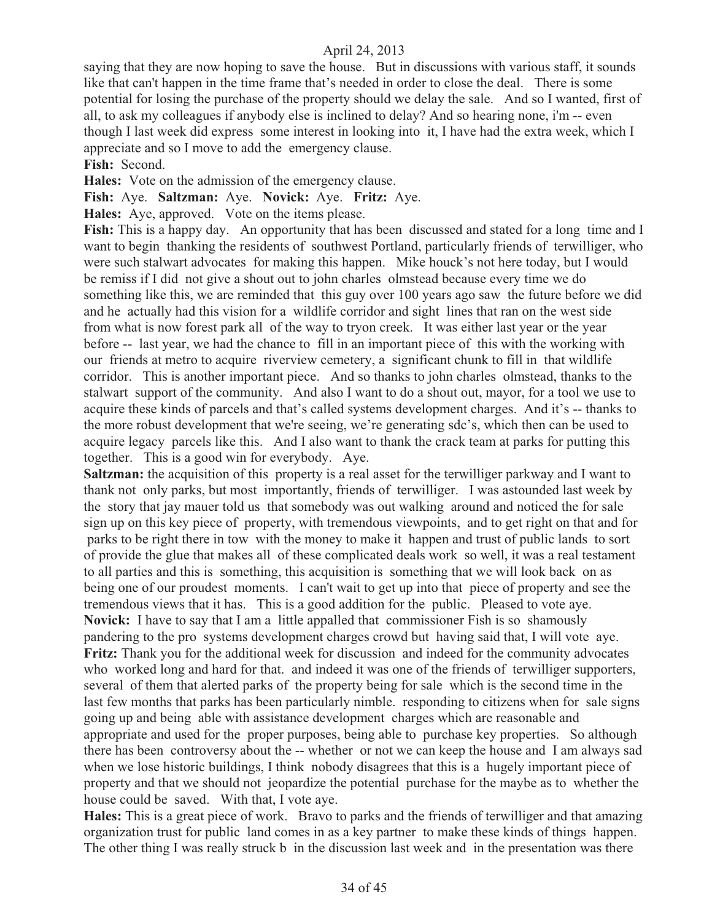saying that they are now hoping to save the house. But in discussions with various staff, it sounds like that can't happen in the time frame that's needed in order to close the deal. There is some potential for losing the purchase of the property should we delay the sale. And so I wanted, first of all, to ask my colleagues if anybody else is inclined to delay? And so hearing none, i'm -- even though I last week did express some interest in looking into it, I have had the extra week, which I appreciate and so I move to add the emergency clause.

**Fish:** Second.

**Hales:** Vote on the admission of the emergency clause.

**Fish:** Aye. **Saltzman:** Aye. **Novick:** Aye. **Fritz:** Aye.

**Hales:** Aye, approved. Vote on the items please.

**Fish:** This is a happy day. An opportunity that has been discussed and stated for a long time and I want to begin thanking the residents of southwest Portland, particularly friends of terwilliger, who were such stalwart advocates for making this happen. Mike houck's not here today, but I would be remiss if I did not give a shout out to john charles olmstead because every time we do something like this, we are reminded that this guy over 100 years ago saw the future before we did and he actually had this vision for a wildlife corridor and sight lines that ran on the west side from what is now forest park all of the way to tryon creek. It was either last year or the year before -- last year, we had the chance to fill in an important piece of this with the working with our friends at metro to acquire riverview cemetery, a significant chunk to fill in that wildlife corridor. This is another important piece. And so thanks to john charles olmstead, thanks to the stalwart support of the community. And also I want to do a shout out, mayor, for a tool we use to acquire these kinds of parcels and that's called systems development charges. And it's -- thanks to the more robust development that we're seeing, we're generating sdc's, which then can be used to acquire legacy parcels like this. And I also want to thank the crack team at parks for putting this together. This is a good win for everybody. Aye.

**Saltzman:** the acquisition of this property is a real asset for the terwilliger parkway and I want to thank not only parks, but most importantly, friends of terwilliger. I was astounded last week by the story that jay mauer told us that somebody was out walking around and noticed the for sale sign up on this key piece of property, with tremendous viewpoints, and to get right on that and for parks to be right there in tow with the money to make it happen and trust of public lands to sort of provide the glue that makes all of these complicated deals work so well, it was a real testament to all parties and this is something, this acquisition is something that we will look back on as being one of our proudest moments. I can't wait to get up into that piece of property and see the tremendous views that it has. This is a good addition for the public. Pleased to vote aye.

**Novick:** I have to say that I am a little appalled that commissioner Fish is so shamously pandering to the pro systems development charges crowd but having said that, I will vote aye.

**Fritz:** Thank you for the additional week for discussion and indeed for the community advocates who worked long and hard for that. and indeed it was one of the friends of terwilliger supporters, several of them that alerted parks of the property being for sale which is the second time in the last few months that parks has been particularly nimble. responding to citizens when for sale signs going up and being able with assistance development charges which are reasonable and appropriate and used for the proper purposes, being able to purchase key properties. So although there has been controversy about the -- whether or not we can keep the house and I am always sad when we lose historic buildings, I think nobody disagrees that this is a hugely important piece of property and that we should not jeopardize the potential purchase for the maybe as to whether the house could be saved. With that, I vote aye.

**Hales:** This is a great piece of work. Bravo to parks and the friends of terwilliger and that amazing organization trust for public land comes in as a key partner to make these kinds of things happen. The other thing I was really struck b in the discussion last week and in the presentation was there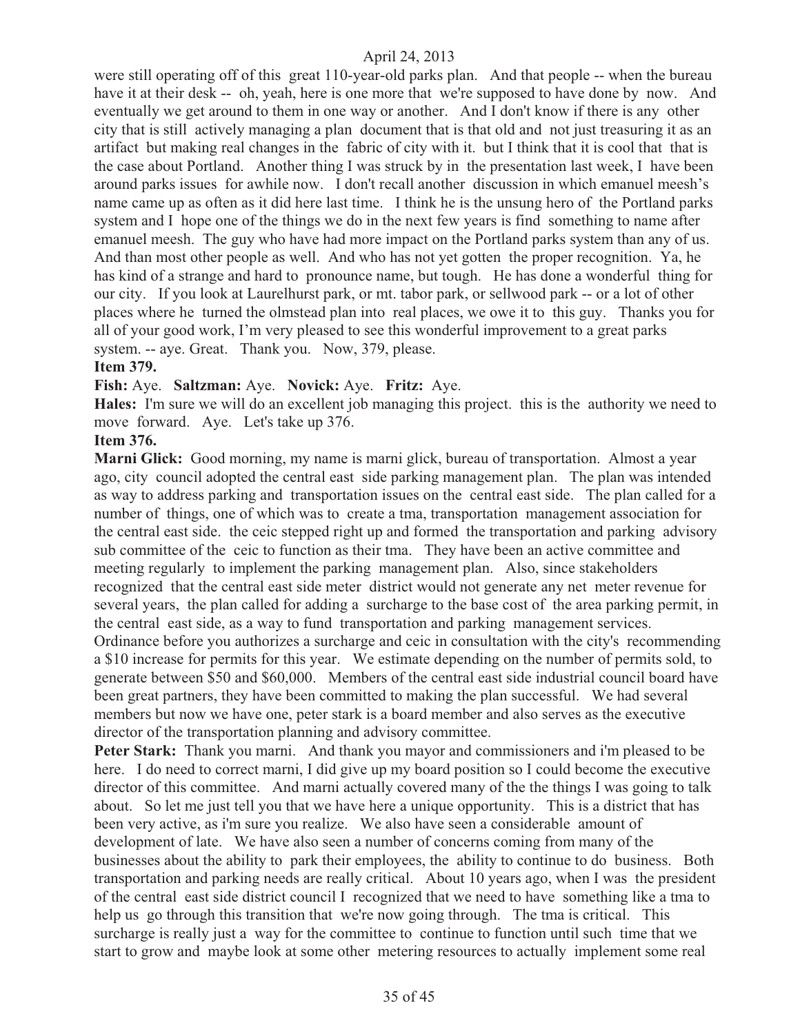were still operating off of this great 110-year-old parks plan. And that people -- when the bureau have it at their desk -- oh, yeah, here is one more that we're supposed to have done by now. And eventually we get around to them in one way or another. And I don't know if there is any other city that is still actively managing a plan document that is that old and not just treasuring it as an artifact but making real changes in the fabric of city with it. but I think that it is cool that that is the case about Portland. Another thing I was struck by in the presentation last week, I have been around parks issues for awhile now. I don't recall another discussion in which emanuel meesh's name came up as often as it did here last time. I think he is the unsung hero of the Portland parks system and I hope one of the things we do in the next few years is find something to name after emanuel meesh. The guy who have had more impact on the Portland parks system than any of us. And than most other people as well. And who has not yet gotten the proper recognition. Ya, he has kind of a strange and hard to pronounce name, but tough. He has done a wonderful thing for our city. If you look at Laurelhurst park, or mt. tabor park, or sellwood park -- or a lot of other places where he turned the olmstead plan into real places, we owe it to this guy. Thanks you for all of your good work, I'm very pleased to see this wonderful improvement to a great parks system. -- aye. Great. Thank you. Now, 379, please.

**Item 379.**

**Fish:** Aye. **Saltzman:** Aye. **Novick:** Aye. **Fritz:** Aye.

**Hales:** I'm sure we will do an excellent job managing this project. this is the authority we need to move forward. Aye. Let's take up 376.

**Item 376.**

**Marni Glick:** Good morning, my name is marni glick, bureau of transportation. Almost a year ago, city council adopted the central east side parking management plan. The plan was intended as way to address parking and transportation issues on the central east side. The plan called for a number of things, one of which was to create a tma, transportation management association for the central east side. the ceic stepped right up and formed the transportation and parking advisory sub committee of the ceic to function as their tma. They have been an active committee and meeting regularly to implement the parking management plan. Also, since stakeholders recognized that the central east side meter district would not generate any net meter revenue for several years, the plan called for adding a surcharge to the base cost of the area parking permit, in the central east side, as a way to fund transportation and parking management services. Ordinance before you authorizes a surcharge and ceic in consultation with the city's recommending a $10 increase for permits for this year. We estimate depending on the number of permits sold, to generate between $50 and $60,000. Members of the central east side industrial council board have been great partners, they have been committed to making the plan successful. We had several members but now we have one, peter stark is a board member and also serves as the executive director of the transportation planning and advisory committee.

**Peter Stark:** Thank you marni. And thank you mayor and commissioners and i'm pleased to be here. I do need to correct marni, I did give up my board position so I could become the executive director of this committee. And marni actually covered many of the the things I was going to talk about. So let me just tell you that we have here a unique opportunity. This is a district that has been very active, as i'm sure you realize. We also have seen a considerable amount of development of late. We have also seen a number of concerns coming from many of the businesses about the ability to park their employees, the ability to continue to do business. Both transportation and parking needs are really critical. About 10 years ago, when I was the president of the central east side district council I recognized that we need to have something like a tma to help us go through this transition that we're now going through. The tma is critical. This surcharge is really just a way for the committee to continue to function until such time that we start to grow and maybe look at some other metering resources to actually implement some real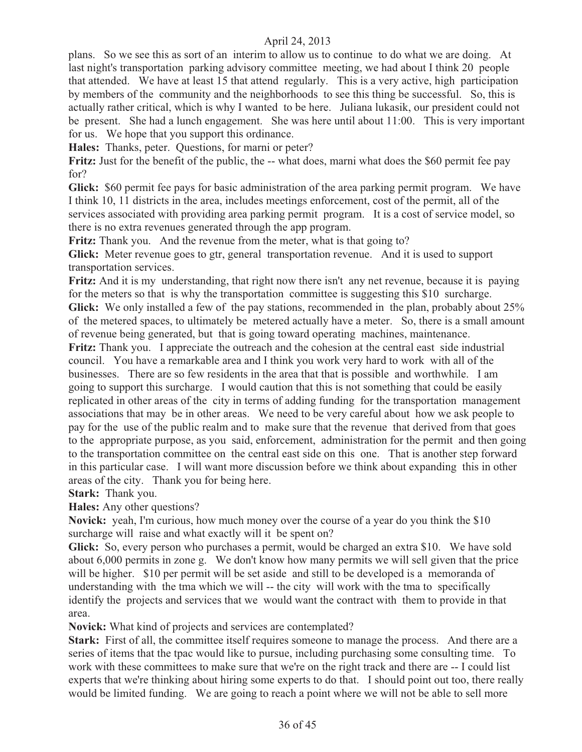plans. So we see this as sort of an interim to allow us to continue to do what we are doing. At last night's transportation parking advisory committee meeting, we had about I think 20 people that attended. We have at least 15 that attend regularly. This is a very active, high participation by members of the community and the neighborhoods to see this thing be successful. So, this is actually rather critical, which is why I wanted to be here. Juliana lukasik, our president could not be present. She had a lunch engagement. She was here until about 11:00. This is very important for us. We hope that you support this ordinance.

**Hales:** Thanks, peter. Questions, for marni or peter?

**Fritz:** Just for the benefit of the public, the -- what does, marni what does the $60 permit fee pay for?

**Glick:** $60 permit fee pays for basic administration of the area parking permit program. We have I think 10, 11 districts in the area, includes meetings enforcement, cost of the permit, all of the services associated with providing area parking permit program. It is a cost of service model, so there is no extra revenues generated through the app program.

**Fritz:** Thank you. And the revenue from the meter, what is that going to?

**Glick:** Meter revenue goes to gtr, general transportation revenue. And it is used to support transportation services.

**Fritz:** And it is my understanding, that right now there isn't any net revenue, because it is paying for the meters so that is why the transportation committee is suggesting this $10 surcharge.

**Glick:** We only installed a few of the pay stations, recommended in the plan, probably about 25% of the metered spaces, to ultimately be metered actually have a meter. So, there is a small amount of revenue being generated, but that is going toward operating machines, maintenance.

**Fritz:** Thank you. I appreciate the outreach and the cohesion at the central east side industrial council. You have a remarkable area and I think you work very hard to work with all of the businesses. There are so few residents in the area that that is possible and worthwhile. I am going to support this surcharge. I would caution that this is not something that could be easily replicated in other areas of the city in terms of adding funding for the transportation management associations that may be in other areas. We need to be very careful about how we ask people to pay for the use of the public realm and to make sure that the revenue that derived from that goes to the appropriate purpose, as you said, enforcement, administration for the permit and then going to the transportation committee on the central east side on this one. That is another step forward in this particular case. I will want more discussion before we think about expanding this in other areas of the city. Thank you for being here.

**Stark:** Thank you.

**Hales:** Any other questions?

**Novick:** yeah, I'm curious, how much money over the course of a year do you think the $10 surcharge will raise and what exactly will it be spent on?

**Glick:** So, every person who purchases a permit, would be charged an extra $10. We have sold about 6,000 permits in zone g. We don't know how many permits we will sell given that the price will be higher. $10 per permit will be set aside and still to be developed is a memoranda of understanding with the tma which we will -- the city will work with the tma to specifically identify the projects and services that we would want the contract with them to provide in that area.

**Novick:** What kind of projects and services are contemplated?

**Stark:** First of all, the committee itself requires someone to manage the process. And there are a series of items that the tpac would like to pursue, including purchasing some consulting time. To work with these committees to make sure that we're on the right track and there are -- I could list experts that we're thinking about hiring some experts to do that. I should point out too, there really would be limited funding. We are going to reach a point where we will not be able to sell more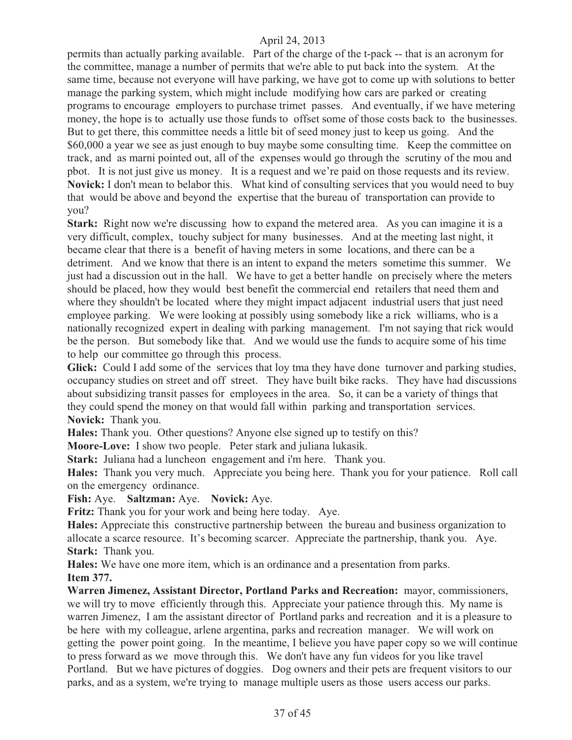permits than actually parking available. Part of the charge of the t-pack -- that is an acronym for the committee, manage a number of permits that we're able to put back into the system. At the same time, because not everyone will have parking, we have got to come up with solutions to better manage the parking system, which might include modifying how cars are parked or creating programs to encourage employers to purchase trimet passes. And eventually, if we have metering money, the hope is to actually use those funds to offset some of those costs back to the businesses. But to get there, this committee needs a little bit of seed money just to keep us going. And the $60,000 a year we see as just enough to buy maybe some consulting time. Keep the committee on track, and as marni pointed out, all of the expenses would go through the scrutiny of the mou and pbot. It is not just give us money. It is a request and we're paid on those requests and its review.

**Novick:** I don't mean to belabor this. What kind of consulting services that you would need to buy that would be above and beyond the expertise that the bureau of transportation can provide to you?

**Stark:** Right now we're discussing how to expand the metered area. As you can imagine it is a very difficult, complex, touchy subject for many businesses. And at the meeting last night, it became clear that there is a benefit of having meters in some locations, and there can be a detriment. And we know that there is an intent to expand the meters sometime this summer. We just had a discussion out in the hall. We have to get a better handle on precisely where the meters should be placed, how they would best benefit the commercial end retailers that need them and where they shouldn't be located where they might impact adjacent industrial users that just need employee parking. We were looking at possibly using somebody like a rick williams, who is a nationally recognized expert in dealing with parking management. I'm not saying that rick would be the person. But somebody like that. And we would use the funds to acquire some of his time to help our committee go through this process.

**Glick:** Could I add some of the services that loy tma they have done turnover and parking studies, occupancy studies on street and off street. They have built bike racks. They have had discussions about subsidizing transit passes for employees in the area. So, it can be a variety of things that they could spend the money on that would fall within parking and transportation services.

**Novick:** Thank you.

**Hales:** Thank you. Other questions? Anyone else signed up to testify on this?

**Moore-Love:** I show two people. Peter stark and juliana lukasik.

**Stark:** Juliana had a luncheon engagement and i'm here. Thank you.

**Hales:** Thank you very much. Appreciate you being here. Thank you for your patience. Roll call on the emergency ordinance.

**Fish:** Aye. **Saltzman:** Aye. **Novick:** Aye.

**Fritz:** Thank you for your work and being here today. Aye.

**Hales:** Appreciate this constructive partnership between the bureau and business organization to allocate a scarce resource. It's becoming scarcer. Appreciate the partnership, thank you. Aye.

**Stark:** Thank you.

**Hales:** We have one more item, which is an ordinance and a presentation from parks.

**Item 377.**

**Warren Jimenez, Assistant Director, Portland Parks and Recreation:** mayor, commissioners, we will try to move efficiently through this. Appreciate your patience through this. My name is warren Jimenez, I am the assistant director of Portland parks and recreation and it is a pleasure to be here with my colleague, arlene argentina, parks and recreation manager. We will work on getting the power point going. In the meantime, I believe you have paper copy so we will continue to press forward as we move through this. We don't have any fun videos for you like travel Portland. But we have pictures of doggies. Dog owners and their pets are frequent visitors to our parks, and as a system, we're trying to manage multiple users as those users access our parks.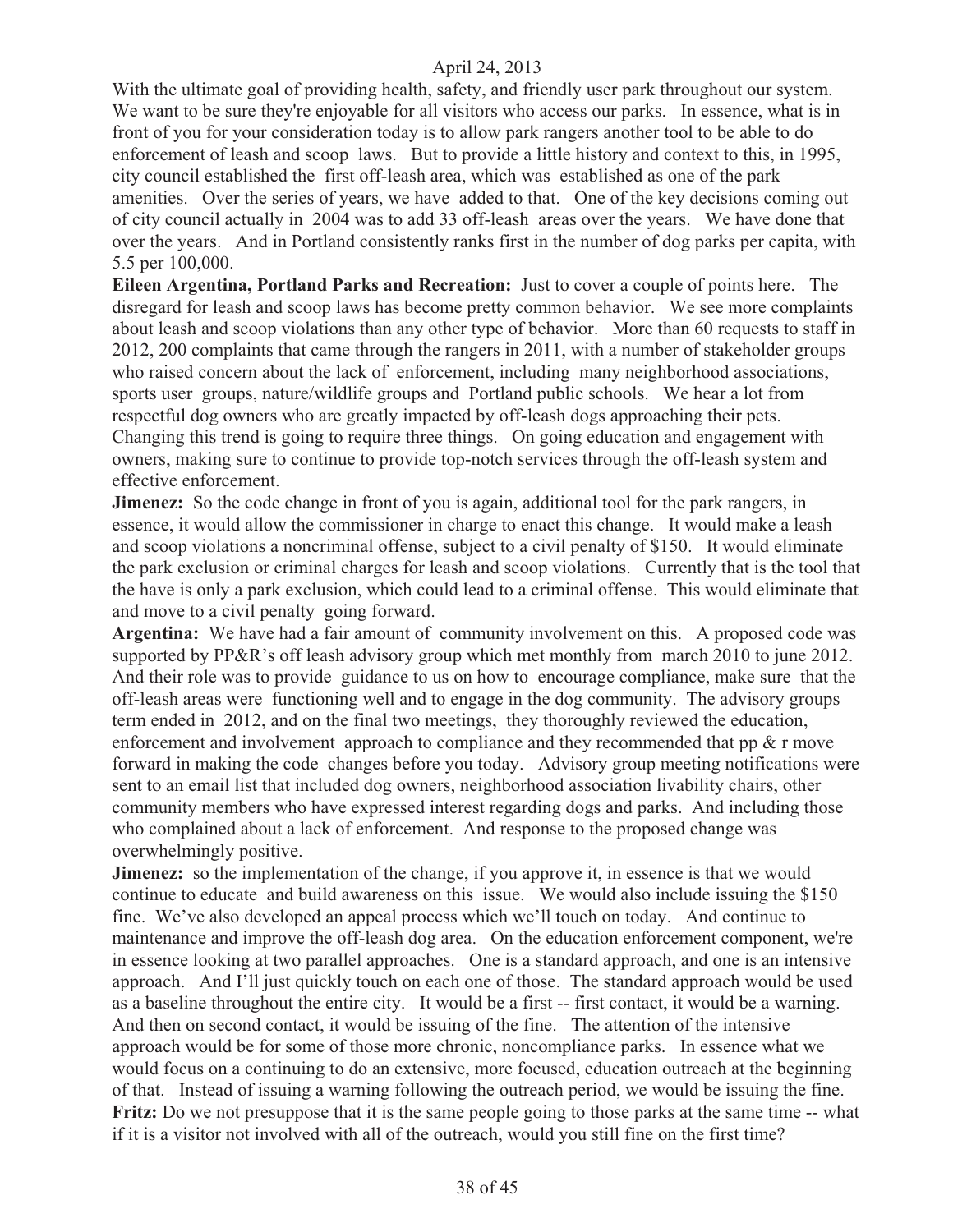With the ultimate goal of providing health, safety, and friendly user park throughout our system. We want to be sure they're enjoyable for all visitors who access our parks. In essence, what is in front of you for your consideration today is to allow park rangers another tool to be able to do enforcement of leash and scoop laws. But to provide a little history and context to this, in 1995, city council established the first off-leash area, which was established as one of the park amenities. Over the series of years, we have added to that. One of the key decisions coming out of city council actually in 2004 was to add 33 off-leash areas over the years. We have done that over the years. And in Portland consistently ranks first in the number of dog parks per capita, with 5.5 per 100,000.

**Eileen Argentina, Portland Parks and Recreation:** Just to cover a couple of points here. The disregard for leash and scoop laws has become pretty common behavior. We see more complaints about leash and scoop violations than any other type of behavior. More than 60 requests to staff in 2012, 200 complaints that came through the rangers in 2011, with a number of stakeholder groups who raised concern about the lack of enforcement, including many neighborhood associations, sports user groups, nature/wildlife groups and Portland public schools. We hear a lot from respectful dog owners who are greatly impacted by off-leash dogs approaching their pets. Changing this trend is going to require three things. On going education and engagement with owners, making sure to continue to provide top-notch services through the off-leash system and effective enforcement.

**Jimenez:** So the code change in front of you is again, additional tool for the park rangers, in essence, it would allow the commissioner in charge to enact this change. It would make a leash and scoop violations a noncriminal offense, subject to a civil penalty of $150. It would eliminate the park exclusion or criminal charges for leash and scoop violations. Currently that is the tool that the have is only a park exclusion, which could lead to a criminal offense. This would eliminate that and move to a civil penalty going forward.

**Argentina:** We have had a fair amount of community involvement on this. A proposed code was supported by PP&R's off leash advisory group which met monthly from march 2010 to june 2012. And their role was to provide guidance to us on how to encourage compliance, make sure that the off-leash areas were functioning well and to engage in the dog community. The advisory groups term ended in 2012, and on the final two meetings, they thoroughly reviewed the education, enforcement and involvement approach to compliance and they recommended that pp & r move forward in making the code changes before you today. Advisory group meeting notifications were sent to an email list that included dog owners, neighborhood association livability chairs, other community members who have expressed interest regarding dogs and parks. And including those who complained about a lack of enforcement. And response to the proposed change was overwhelmingly positive.

**Jimenez:** so the implementation of the change, if you approve it, in essence is that we would continue to educate and build awareness on this issue. We would also include issuing the $150 fine. We've also developed an appeal process which we'll touch on today. And continue to maintenance and improve the off-leash dog area. On the education enforcement component, we're in essence looking at two parallel approaches. One is a standard approach, and one is an intensive approach. And I'll just quickly touch on each one of those. The standard approach would be used as a baseline throughout the entire city. It would be a first -- first contact, it would be a warning. And then on second contact, it would be issuing of the fine. The attention of the intensive approach would be for some of those more chronic, noncompliance parks. In essence what we would focus on a continuing to do an extensive, more focused, education outreach at the beginning of that. Instead of issuing a warning following the outreach period, we would be issuing the fine.

**Fritz:** Do we not presuppose that it is the same people going to those parks at the same time -- what if it is a visitor not involved with all of the outreach, would you still fine on the first time?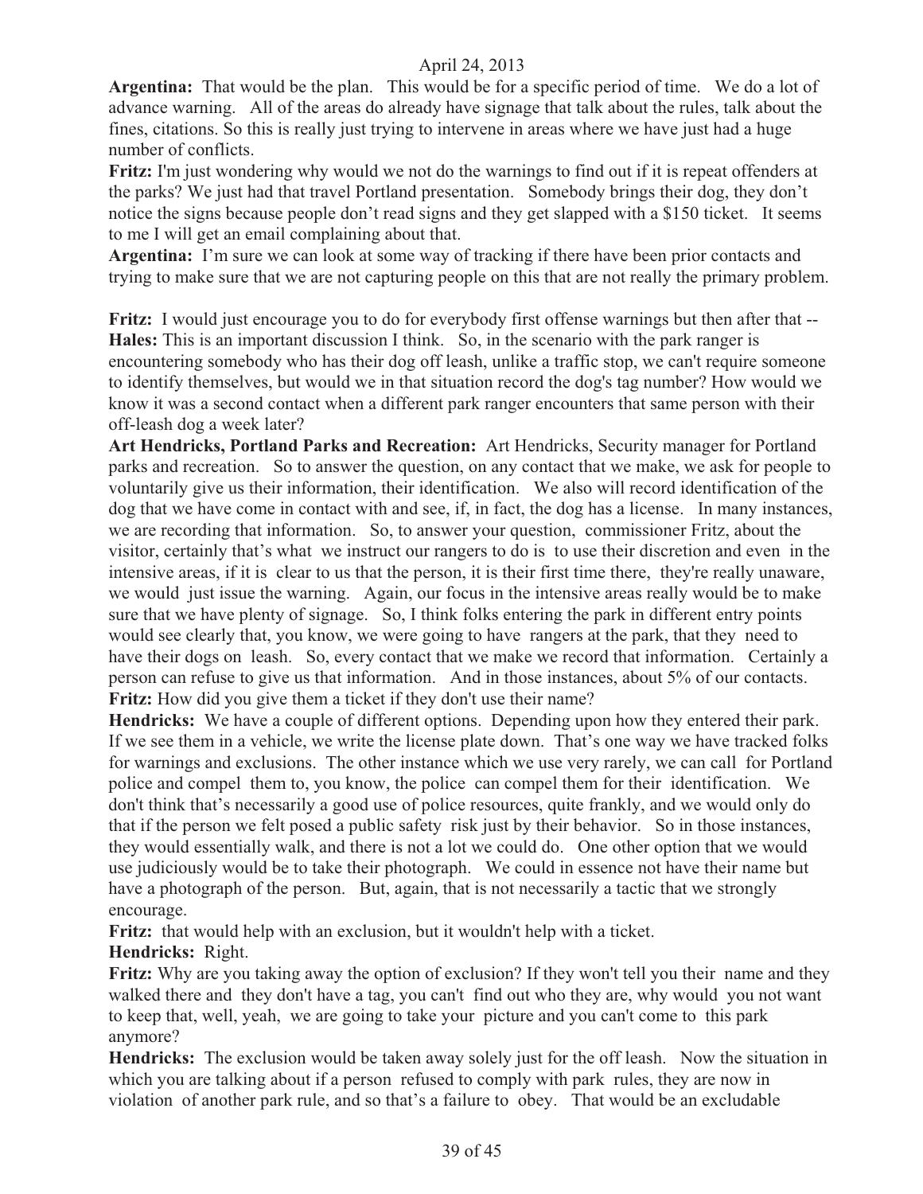**Argentina:** That would be the plan. This would be for a specific period of time. We do a lot of advance warning. All of the areas do already have signage that talk about the rules, talk about the fines, citations. So this is really just trying to intervene in areas where we have just had a huge number of conflicts.

**Fritz:** I'm just wondering why would we not do the warnings to find out if it is repeat offenders at the parks? We just had that travel Portland presentation. Somebody brings their dog, they don't notice the signs because people don't read signs and they get slapped with a $150 ticket. It seems to me I will get an email complaining about that.

**Argentina:** I'm sure we can look at some way of tracking if there have been prior contacts and trying to make sure that we are not capturing people on this that are not really the primary problem.

**Fritz:** I would just encourage you to do for everybody first offense warnings but then after that --

**Hales:** This is an important discussion I think. So, in the scenario with the park ranger is encountering somebody who has their dog off leash, unlike a traffic stop, we can't require someone to identify themselves, but would we in that situation record the dog's tag number? How would we know it was a second contact when a different park ranger encounters that same person with their off-leash dog a week later?

**Art Hendricks, Portland Parks and Recreation:** Art Hendricks, Security manager for Portland parks and recreation. So to answer the question, on any contact that we make, we ask for people to voluntarily give us their information, their identification. We also will record identification of the dog that we have come in contact with and see, if, in fact, the dog has a license. In many instances, we are recording that information. So, to answer your question, commissioner Fritz, about the visitor, certainly that's what we instruct our rangers to do is to use their discretion and even in the intensive areas, if it is clear to us that the person, it is their first time there, they're really unaware, we would just issue the warning. Again, our focus in the intensive areas really would be to make sure that we have plenty of signage. So, I think folks entering the park in different entry points would see clearly that, you know, we were going to have rangers at the park, that they need to have their dogs on leash. So, every contact that we make we record that information. Certainly a person can refuse to give us that information. And in those instances, about 5% of our contacts.

**Fritz:** How did you give them a ticket if they don't use their name?

**Hendricks:** We have a couple of different options. Depending upon how they entered their park. If we see them in a vehicle, we write the license plate down. That's one way we have tracked folks for warnings and exclusions. The other instance which we use very rarely, we can call for Portland police and compel them to, you know, the police can compel them for their identification. We don't think that's necessarily a good use of police resources, quite frankly, and we would only do that if the person we felt posed a public safety risk just by their behavior. So in those instances, they would essentially walk, and there is not a lot we could do. One other option that we would use judiciously would be to take their photograph. We could in essence not have their name but have a photograph of the person. But, again, that is not necessarily a tactic that we strongly encourage.

**Fritz:** that would help with an exclusion, but it wouldn't help with a ticket.

**Hendricks:** Right.

**Fritz:** Why are you taking away the option of exclusion? If they won't tell you their name and they walked there and they don't have a tag, you can't find out who they are, why would you not want to keep that, well, yeah, we are going to take your picture and you can't come to this park anymore?

**Hendricks:** The exclusion would be taken away solely just for the off leash. Now the situation in which you are talking about if a person refused to comply with park rules, they are now in violation of another park rule, and so that's a failure to obey. That would be an excludable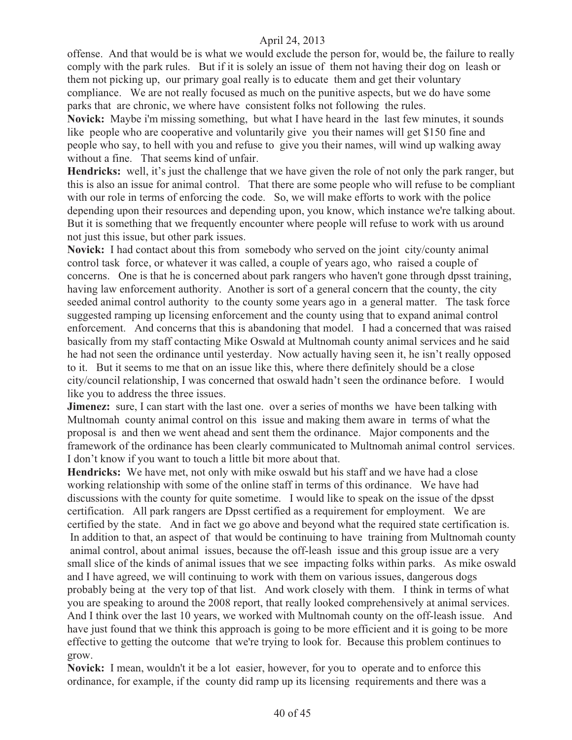offense. And that would be is what we would exclude the person for, would be, the failure to really comply with the park rules. But if it is solely an issue of them not having their dog on leash or them not picking up, our primary goal really is to educate them and get their voluntary compliance. We are not really focused as much on the punitive aspects, but we do have some parks that are chronic, we where have consistent folks not following the rules.

**Novick:** Maybe i'm missing something, but what I have heard in the last few minutes, it sounds like people who are cooperative and voluntarily give you their names will get $150 fine and people who say, to hell with you and refuse to give you their names, will wind up walking away without a fine. That seems kind of unfair.

**Hendricks:** well, it's just the challenge that we have given the role of not only the park ranger, but this is also an issue for animal control. That there are some people who will refuse to be compliant with our role in terms of enforcing the code. So, we will make efforts to work with the police depending upon their resources and depending upon, you know, which instance we're talking about. But it is something that we frequently encounter where people will refuse to work with us around not just this issue, but other park issues.

**Novick:** I had contact about this from somebody who served on the joint city/county animal control task force, or whatever it was called, a couple of years ago, who raised a couple of concerns. One is that he is concerned about park rangers who haven't gone through dpsst training, having law enforcement authority. Another is sort of a general concern that the county, the city seeded animal control authority to the county some years ago in a general matter. The task force suggested ramping up licensing enforcement and the county using that to expand animal control enforcement. And concerns that this is abandoning that model. I had a concerned that was raised basically from my staff contacting Mike Oswald at Multnomah county animal services and he said he had not seen the ordinance until yesterday. Now actually having seen it, he isn't really opposed to it. But it seems to me that on an issue like this, where there definitely should be a close city/council relationship, I was concerned that oswald hadn't seen the ordinance before. I would like you to address the three issues.

**Jimenez:** sure, I can start with the last one. over a series of months we have been talking with Multnomah county animal control on this issue and making them aware in terms of what the proposal is and then we went ahead and sent them the ordinance. Major components and the framework of the ordinance has been clearly communicated to Multnomah animal control services. I don't know if you want to touch a little bit more about that.

**Hendricks:** We have met, not only with mike oswald but his staff and we have had a close working relationship with some of the online staff in terms of this ordinance. We have had discussions with the county for quite sometime. I would like to speak on the issue of the dpsst certification. All park rangers are Dpsst certified as a requirement for employment. We are certified by the state. And in fact we go above and beyond what the required state certification is. In addition to that, an aspect of that would be continuing to have training from Multnomah county animal control, about animal issues, because the off-leash issue and this group issue are a very small slice of the kinds of animal issues that we see impacting folks within parks. As mike oswald and I have agreed, we will continuing to work with them on various issues, dangerous dogs probably being at the very top of that list. And work closely with them. I think in terms of what you are speaking to around the 2008 report, that really looked comprehensively at animal services. And I think over the last 10 years, we worked with Multnomah county on the off-leash issue. And have just found that we think this approach is going to be more efficient and it is going to be more effective to getting the outcome that we're trying to look for. Because this problem continues to grow.

**Novick:** I mean, wouldn't it be a lot easier, however, for you to operate and to enforce this ordinance, for example, if the county did ramp up its licensing requirements and there was a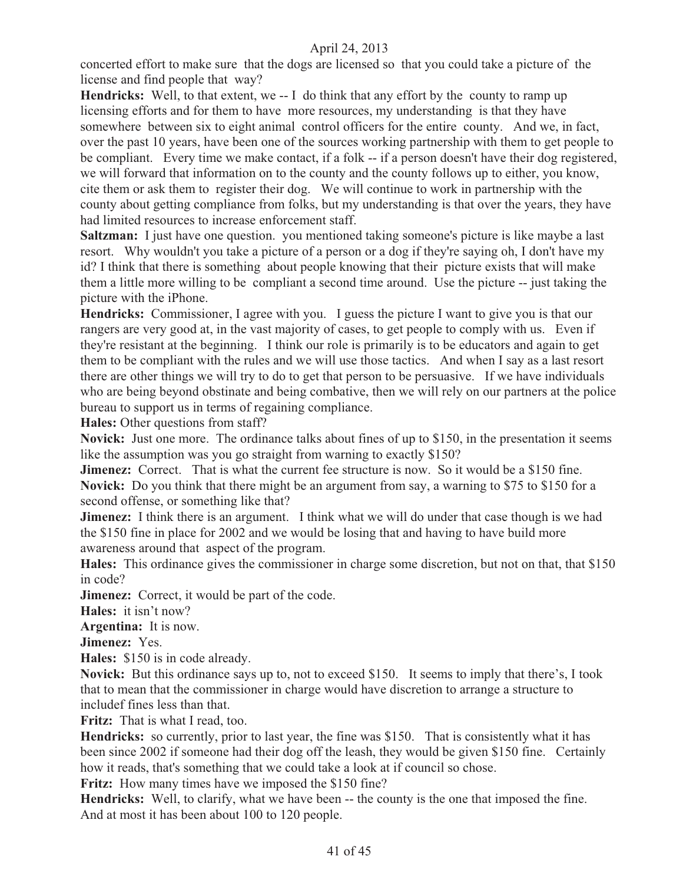concerted effort to make sure that the dogs are licensed so that you could take a picture of the license and find people that way?

**Hendricks:** Well, to that extent, we -- I do think that any effort by the county to ramp up licensing efforts and for them to have more resources, my understanding is that they have somewhere between six to eight animal control officers for the entire county. And we, in fact, over the past 10 years, have been one of the sources working partnership with them to get people to be compliant. Every time we make contact, if a folk -- if a person doesn't have their dog registered, we will forward that information on to the county and the county follows up to either, you know, cite them or ask them to register their dog. We will continue to work in partnership with the county about getting compliance from folks, but my understanding is that over the years, they have had limited resources to increase enforcement staff.

**Saltzman:** I just have one question. you mentioned taking someone's picture is like maybe a last resort. Why wouldn't you take a picture of a person or a dog if they're saying oh, I don't have my id? I think that there is something about people knowing that their picture exists that will make them a little more willing to be compliant a second time around. Use the picture -- just taking the picture with the iPhone.

**Hendricks:** Commissioner, I agree with you. I guess the picture I want to give you is that our rangers are very good at, in the vast majority of cases, to get people to comply with us. Even if they're resistant at the beginning. I think our role is primarily is to be educators and again to get them to be compliant with the rules and we will use those tactics. And when I say as a last resort there are other things we will try to do to get that person to be persuasive. If we have individuals who are being beyond obstinate and being combative, then we will rely on our partners at the police bureau to support us in terms of regaining compliance.

**Hales:** Other questions from staff?

**Novick:** Just one more. The ordinance talks about fines of up to $150, in the presentation it seems like the assumption was you go straight from warning to exactly $150?

**Jimenez:** Correct. That is what the current fee structure is now. So it would be a $150 fine.

**Novick:** Do you think that there might be an argument from say, a warning to $75 to $150 for a second offense, or something like that?

**Jimenez:** I think there is an argument. I think what we will do under that case though is we had the $150 fine in place for 2002 and we would be losing that and having to have build more awareness around that aspect of the program.

**Hales:** This ordinance gives the commissioner in charge some discretion, but not on that, that $150 in code?

**Jimenez:** Correct, it would be part of the code.

**Hales:** it isn't now?

**Argentina:** It is now.

**Jimenez:** Yes.

**Hales:** $150 is in code already.

**Novick:** But this ordinance says up to, not to exceed $150. It seems to imply that there's, I took that to mean that the commissioner in charge would have discretion to arrange a structure to includef fines less than that.

**Fritz:** That is what I read, too.

**Hendricks:** so currently, prior to last year, the fine was $150. That is consistently what it has been since 2002 if someone had their dog off the leash, they would be given $150 fine. Certainly how it reads, that's something that we could take a look at if council so chose.

**Fritz:** How many times have we imposed the $150 fine?

**Hendricks:** Well, to clarify, what we have been -- the county is the one that imposed the fine. And at most it has been about 100 to 120 people.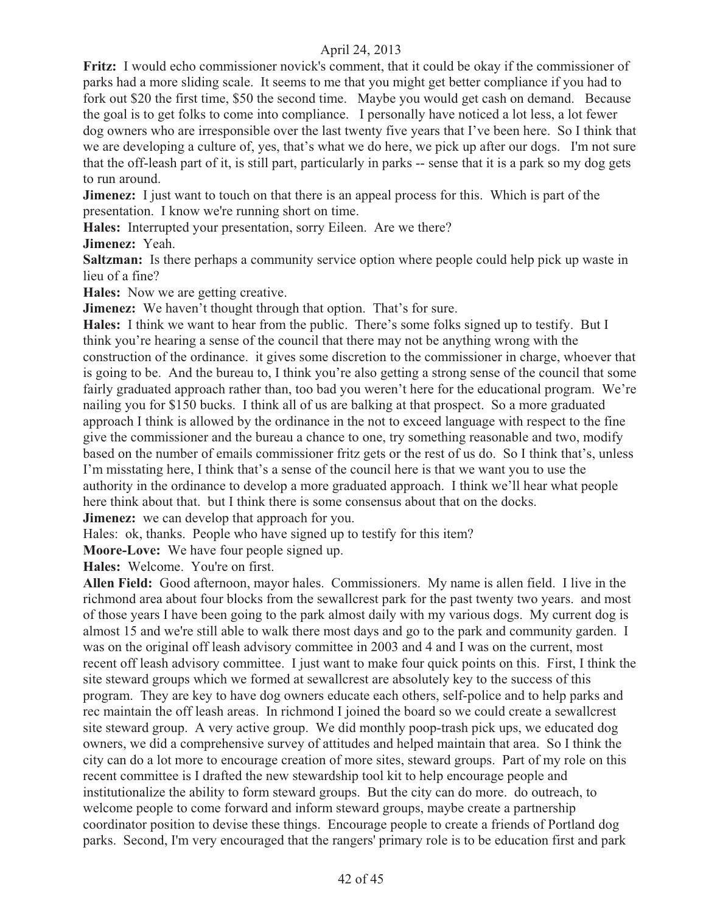**Fritz:** I would echo commissioner novick's comment, that it could be okay if the commissioner of parks had a more sliding scale. It seems to me that you might get better compliance if you had to fork out $20 the first time, $50 the second time. Maybe you would get cash on demand. Because the goal is to get folks to come into compliance. I personally have noticed a lot less, a lot fewer dog owners who are irresponsible over the last twenty five years that I've been here. So I think that we are developing a culture of, yes, that's what we do here, we pick up after our dogs. I'm not sure that the off-leash part of it, is still part, particularly in parks -- sense that it is a park so my dog gets to run around.

**Jimenez:** I just want to touch on that there is an appeal process for this. Which is part of the presentation. I know we're running short on time.

**Hales:** Interrupted your presentation, sorry Eileen. Are we there?

**Jimenez:** Yeah.

**Saltzman:** Is there perhaps a community service option where people could help pick up waste in lieu of a fine?

**Hales:** Now we are getting creative.

**Jimenez:** We haven't thought through that option. That's for sure.

**Hales:** I think we want to hear from the public. There's some folks signed up to testify. But I think you're hearing a sense of the council that there may not be anything wrong with the construction of the ordinance. it gives some discretion to the commissioner in charge, whoever that is going to be. And the bureau to, I think you're also getting a strong sense of the council that some fairly graduated approach rather than, too bad you weren't here for the educational program. We're nailing you for $150 bucks. I think all of us are balking at that prospect. So a more graduated approach I think is allowed by the ordinance in the not to exceed language with respect to the fine give the commissioner and the bureau a chance to one, try something reasonable and two, modify based on the number of emails commissioner fritz gets or the rest of us do. So I think that's, unless I'm misstating here, I think that's a sense of the council here is that we want you to use the authority in the ordinance to develop a more graduated approach. I think we'll hear what people here think about that. but I think there is some consensus about that on the docks.

**Jimenez:** we can develop that approach for you.

Hales: ok, thanks. People who have signed up to testify for this item?

**Moore-Love:** We have four people signed up.

**Hales:** Welcome. You're on first.

**Allen Field:** Good afternoon, mayor hales. Commissioners. My name is allen field. I live in the richmond area about four blocks from the sewallcrest park for the past twenty two years. and most of those years I have been going to the park almost daily with my various dogs. My current dog is almost 15 and we're still able to walk there most days and go to the park and community garden. I was on the original off leash advisory committee in 2003 and 4 and I was on the current, most recent off leash advisory committee. I just want to make four quick points on this. First, I think the site steward groups which we formed at sewallcrest are absolutely key to the success of this program. They are key to have dog owners educate each others, self-police and to help parks and rec maintain the off leash areas. In richmond I joined the board so we could create a sewallcrest site steward group. A very active group. We did monthly poop-trash pick ups, we educated dog owners, we did a comprehensive survey of attitudes and helped maintain that area. So I think the city can do a lot more to encourage creation of more sites, steward groups. Part of my role on this recent committee is I drafted the new stewardship tool kit to help encourage people and institutionalize the ability to form steward groups. But the city can do more. do outreach, to welcome people to come forward and inform steward groups, maybe create a partnership coordinator position to devise these things. Encourage people to create a friends of Portland dog parks. Second, I'm very encouraged that the rangers' primary role is to be education first and park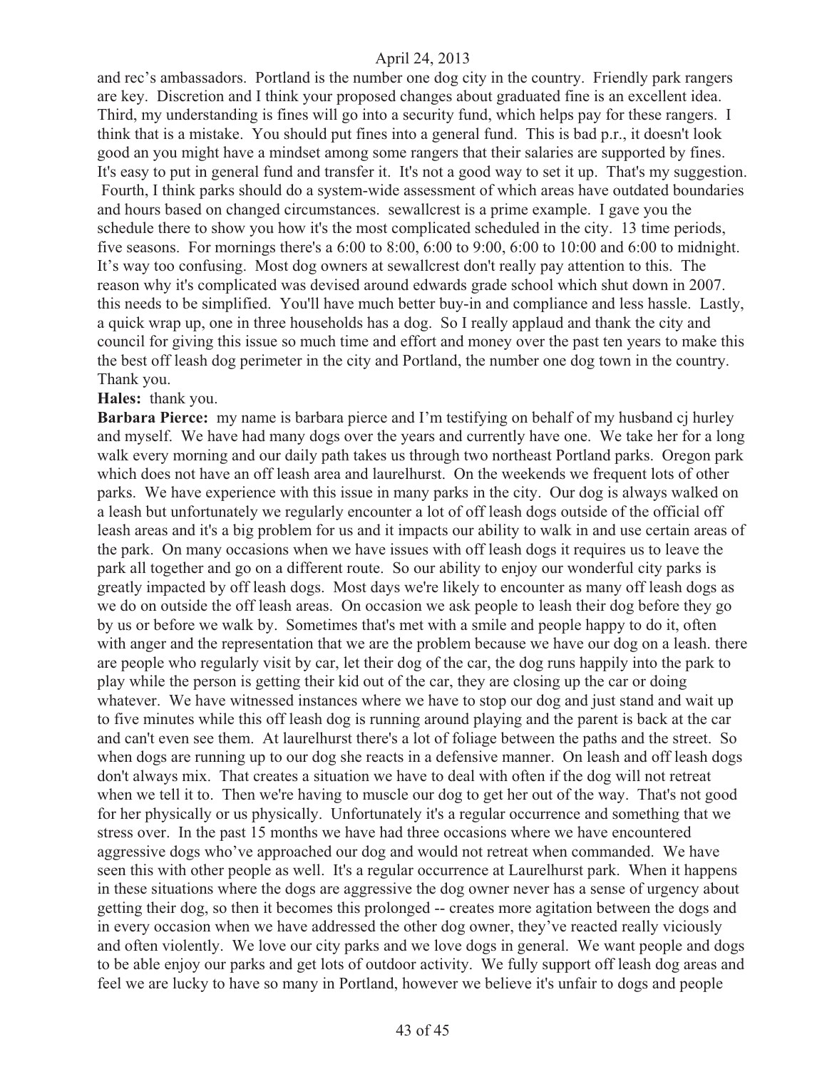and rec's ambassadors. Portland is the number one dog city in the country. Friendly park rangers are key. Discretion and I think your proposed changes about graduated fine is an excellent idea. Third, my understanding is fines will go into a security fund, which helps pay for these rangers. I think that is a mistake. You should put fines into a general fund. This is bad p.r., it doesn't look good an you might have a mindset among some rangers that their salaries are supported by fines. It's easy to put in general fund and transfer it. It's not a good way to set it up. That's my suggestion. Fourth, I think parks should do a system-wide assessment of which areas have outdated boundaries and hours based on changed circumstances. sewallcrest is a prime example. I gave you the schedule there to show you how it's the most complicated scheduled in the city. 13 time periods, five seasons. For mornings there's a 6:00 to 8:00, 6:00 to 9:00, 6:00 to 10:00 and 6:00 to midnight. It's way too confusing. Most dog owners at sewallcrest don't really pay attention to this. The reason why it's complicated was devised around edwards grade school which shut down in 2007. this needs to be simplified. You'll have much better buy-in and compliance and less hassle. Lastly, a quick wrap up, one in three households has a dog. So I really applaud and thank the city and council for giving this issue so much time and effort and money over the past ten years to make this the best off leash dog perimeter in the city and Portland, the number one dog town in the country. Thank you.

**Hales:** thank you.

**Barbara Pierce:** my name is barbara pierce and I'm testifying on behalf of my husband cj hurley and myself. We have had many dogs over the years and currently have one. We take her for a long walk every morning and our daily path takes us through two northeast Portland parks. Oregon park which does not have an off leash area and laurelhurst. On the weekends we frequent lots of other parks. We have experience with this issue in many parks in the city. Our dog is always walked on a leash but unfortunately we regularly encounter a lot of off leash dogs outside of the official off leash areas and it's a big problem for us and it impacts our ability to walk in and use certain areas of the park. On many occasions when we have issues with off leash dogs it requires us to leave the park all together and go on a different route. So our ability to enjoy our wonderful city parks is greatly impacted by off leash dogs. Most days we're likely to encounter as many off leash dogs as we do on outside the off leash areas. On occasion we ask people to leash their dog before they go by us or before we walk by. Sometimes that's met with a smile and people happy to do it, often with anger and the representation that we are the problem because we have our dog on a leash. there are people who regularly visit by car, let their dog of the car, the dog runs happily into the park to play while the person is getting their kid out of the car, they are closing up the car or doing whatever. We have witnessed instances where we have to stop our dog and just stand and wait up to five minutes while this off leash dog is running around playing and the parent is back at the car and can't even see them. At laurelhurst there's a lot of foliage between the paths and the street. So when dogs are running up to our dog she reacts in a defensive manner. On leash and off leash dogs don't always mix. That creates a situation we have to deal with often if the dog will not retreat when we tell it to. Then we're having to muscle our dog to get her out of the way. That's not good for her physically or us physically. Unfortunately it's a regular occurrence and something that we stress over. In the past 15 months we have had three occasions where we have encountered aggressive dogs who've approached our dog and would not retreat when commanded. We have seen this with other people as well. It's a regular occurrence at Laurelhurst park. When it happens in these situations where the dogs are aggressive the dog owner never has a sense of urgency about getting their dog, so then it becomes this prolonged -- creates more agitation between the dogs and in every occasion when we have addressed the other dog owner, they've reacted really viciously and often violently. We love our city parks and we love dogs in general. We want people and dogs to be able enjoy our parks and get lots of outdoor activity. We fully support off leash dog areas and feel we are lucky to have so many in Portland, however we believe it's unfair to dogs and people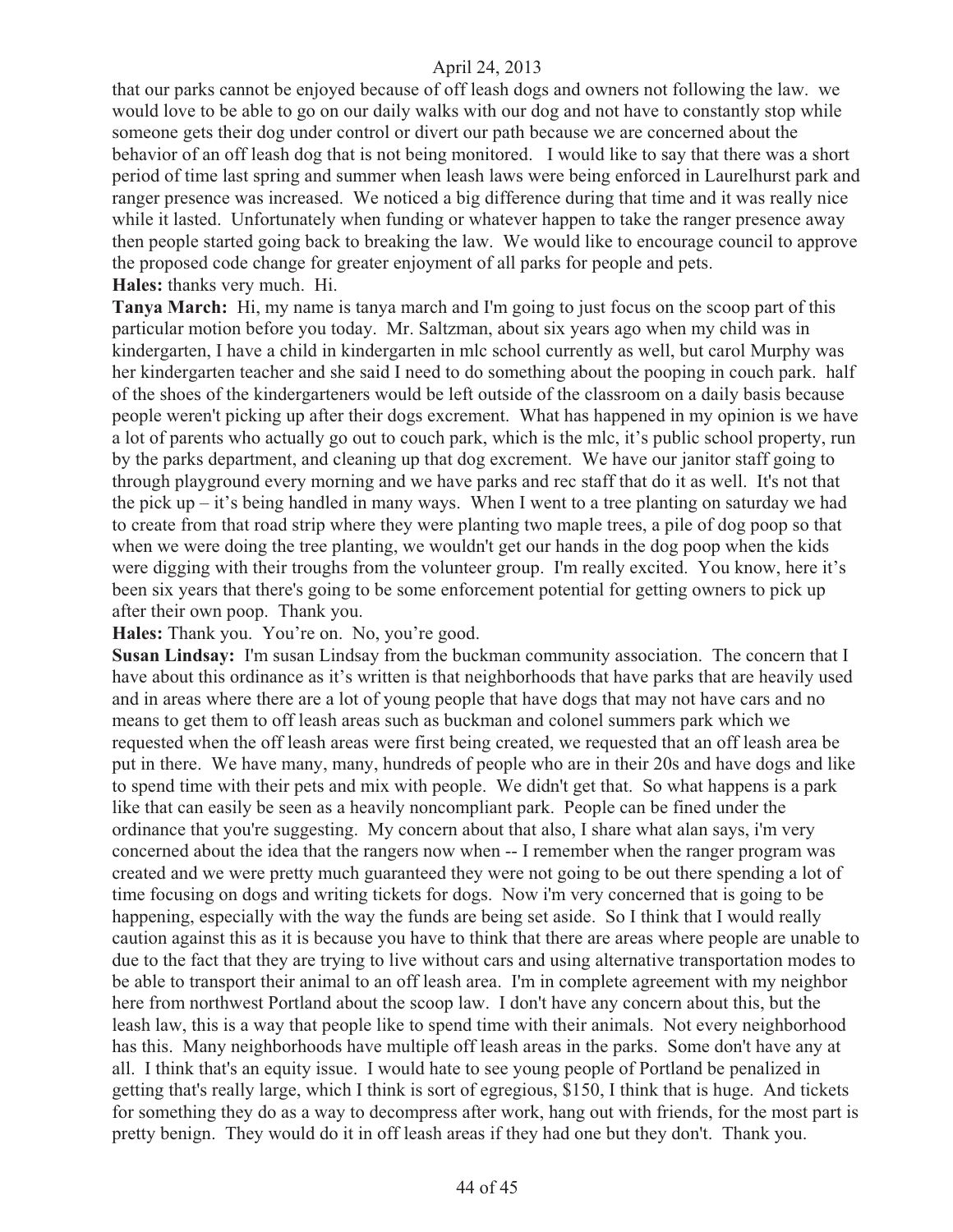that our parks cannot be enjoyed because of off leash dogs and owners not following the law. we would love to be able to go on our daily walks with our dog and not have to constantly stop while someone gets their dog under control or divert our path because we are concerned about the behavior of an off leash dog that is not being monitored. I would like to say that there was a short period of time last spring and summer when leash laws were being enforced in Laurelhurst park and ranger presence was increased. We noticed a big difference during that time and it was really nice while it lasted. Unfortunately when funding or whatever happen to take the ranger presence away then people started going back to breaking the law. We would like to encourage council to approve the proposed code change for greater enjoyment of all parks for people and pets.

**Hales:** thanks very much. Hi.

**Tanya March:** Hi, my name is tanya march and I'm going to just focus on the scoop part of this particular motion before you today. Mr. Saltzman, about six years ago when my child was in kindergarten, I have a child in kindergarten in mlc school currently as well, but carol Murphy was her kindergarten teacher and she said I need to do something about the pooping in couch park. half of the shoes of the kindergarteners would be left outside of the classroom on a daily basis because people weren't picking up after their dogs excrement. What has happened in my opinion is we have a lot of parents who actually go out to couch park, which is the mlc, it's public school property, run by the parks department, and cleaning up that dog excrement. We have our janitor staff going to through playground every morning and we have parks and rec staff that do it as well. It's not that the pick up – it's being handled in many ways. When I went to a tree planting on saturday we had to create from that road strip where they were planting two maple trees, a pile of dog poop so that when we were doing the tree planting, we wouldn't get our hands in the dog poop when the kids were digging with their troughs from the volunteer group. I'm really excited. You know, here it's been six years that there's going to be some enforcement potential for getting owners to pick up after their own poop. Thank you.

**Hales:** Thank you. You're on. No, you're good.

**Susan Lindsay:** I'm susan Lindsay from the buckman community association. The concern that I have about this ordinance as it's written is that neighborhoods that have parks that are heavily used and in areas where there are a lot of young people that have dogs that may not have cars and no means to get them to off leash areas such as buckman and colonel summers park which we requested when the off leash areas were first being created, we requested that an off leash area be put in there. We have many, many, hundreds of people who are in their 20s and have dogs and like to spend time with their pets and mix with people. We didn't get that. So what happens is a park like that can easily be seen as a heavily noncompliant park. People can be fined under the ordinance that you're suggesting. My concern about that also, I share what alan says, i'm very concerned about the idea that the rangers now when -- I remember when the ranger program was created and we were pretty much guaranteed they were not going to be out there spending a lot of time focusing on dogs and writing tickets for dogs. Now i'm very concerned that is going to be happening, especially with the way the funds are being set aside. So I think that I would really caution against this as it is because you have to think that there are areas where people are unable to due to the fact that they are trying to live without cars and using alternative transportation modes to be able to transport their animal to an off leash area. I'm in complete agreement with my neighbor here from northwest Portland about the scoop law. I don't have any concern about this, but the leash law, this is a way that people like to spend time with their animals. Not every neighborhood has this. Many neighborhoods have multiple off leash areas in the parks. Some don't have any at all. I think that's an equity issue. I would hate to see young people of Portland be penalized in getting that's really large, which I think is sort of egregious, $150, I think that is huge. And tickets for something they do as a way to decompress after work, hang out with friends, for the most part is pretty benign. They would do it in off leash areas if they had one but they don't. Thank you.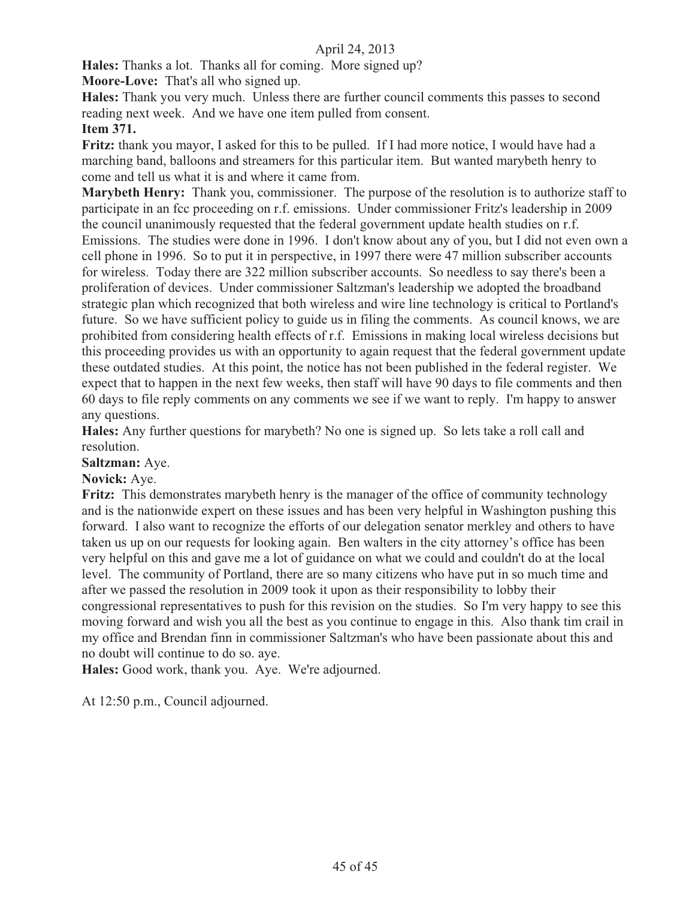**Hales:** Thanks a lot. Thanks all for coming. More signed up?

**Moore-Love:** That's all who signed up.

**Hales:** Thank you very much. Unless there are further council comments this passes to second reading next week. And we have one item pulled from consent.

**Item 371.**

**Fritz:** thank you mayor, I asked for this to be pulled. If I had more notice, I would have had a marching band, balloons and streamers for this particular item. But wanted marybeth henry to come and tell us what it is and where it came from.

**Marybeth Henry:** Thank you, commissioner. The purpose of the resolution is to authorize staff to participate in an fcc proceeding on r.f. emissions. Under commissioner Fritz's leadership in 2009 the council unanimously requested that the federal government update health studies on r.f. Emissions. The studies were done in 1996. I don't know about any of you, but I did not even own a cell phone in 1996. So to put it in perspective, in 1997 there were 47 million subscriber accounts for wireless. Today there are 322 million subscriber accounts. So needless to say there's been a proliferation of devices. Under commissioner Saltzman's leadership we adopted the broadband strategic plan which recognized that both wireless and wire line technology is critical to Portland's future. So we have sufficient policy to guide us in filing the comments. As council knows, we are prohibited from considering health effects of r.f. Emissions in making local wireless decisions but this proceeding provides us with an opportunity to again request that the federal government update these outdated studies. At this point, the notice has not been published in the federal register. We expect that to happen in the next few weeks, then staff will have 90 days to file comments and then 60 days to file reply comments on any comments we see if we want to reply. I'm happy to answer any questions.

**Hales:** Any further questions for marybeth? No one is signed up. So lets take a roll call and resolution.

**Saltzman:** Aye.

**Novick:** Aye.

**Fritz:** This demonstrates marybeth henry is the manager of the office of community technology and is the nationwide expert on these issues and has been very helpful in Washington pushing this forward. I also want to recognize the efforts of our delegation senator merkley and others to have taken us up on our requests for looking again. Ben walters in the city attorney's office has been very helpful on this and gave me a lot of guidance on what we could and couldn't do at the local level. The community of Portland, there are so many citizens who have put in so much time and after we passed the resolution in 2009 took it upon as their responsibility to lobby their congressional representatives to push for this revision on the studies. So I'm very happy to see this moving forward and wish you all the best as you continue to engage in this. Also thank tim crail in my office and Brendan finn in commissioner Saltzman's who have been passionate about this and no doubt will continue to do so. aye.

**Hales:** Good work, thank you. Aye. We're adjourned.

At 12:50 p.m., Council adjourned.